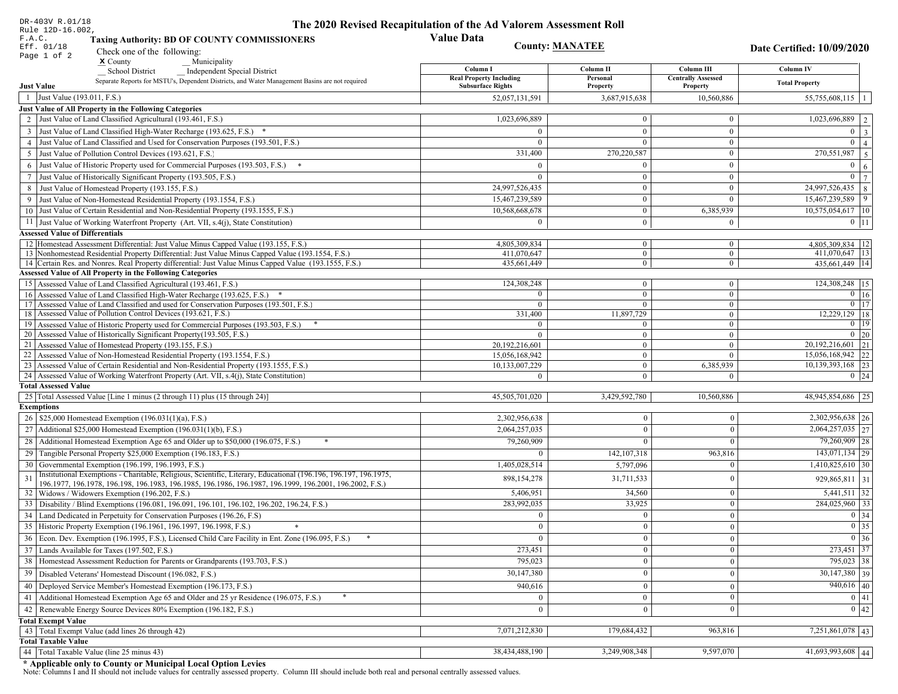DR-403V R.01/18
Rule 12D-16.002, F.A.C.
Eff. 01/18
Page 1 of 2

# The 2020 Revised Recapitulation of the Ad Valorem Assessment Roll

## Value Data

**Taxing Authority: BD OF COUNTY COMMISSIONERS**

**County: MANATEE**

**Date Certified: 10/09/2020**

Check one of the following:
X County
__ Municipality
__ School District
__ Independent Special District

Separate Reports for MSTU's, Dependent Districts, and Water Management Basins are not required

| | | Column I Real Property Including Subsurface Rights | Column II Personal Property | Column III Centrally Assessed Property | Column IV Total Property | |
|---|---|---|---|---|---|---|
| **Just Value** | | | | | | |
| 1 | Just Value (193.011, F.S.) | 52,057,131,591 | 3,687,915,638 | 10,560,886 | 55,755,608,115 | 1 |
| **Just Value of All Property in the Following Categories** | | | | | | |
| 2 | Just Value of Land Classified Agricultural (193.461, F.S.) | 1,023,696,889 | 0 | 0 | 1,023,696,889 | 2 |
| 3 | Just Value of Land Classified High-Water Recharge (193.625, F.S.) * | 0 | 0 | 0 | 0 | 3 |
| 4 | Just Value of Land Classified and Used for Conservation Purposes (193.501, F.S.) | 0 | 0 | 0 | 0 | 4 |
| 5 | Just Value of Pollution Control Devices (193.621, F.S.) | 331,400 | 270,220,587 | 0 | 270,551,987 | 5 |
| 6 | Just Value of Historic Property used for Commercial Purposes (193.503, F.S.) * | 0 | 0 | 0 | 0 | 6 |
| 7 | Just Value of Historically Significant Property (193.505, F.S.) | 0 | 0 | 0 | 0 | 7 |
| 8 | Just Value of Homestead Property (193.155, F.S.) | 24,997,526,435 | 0 | 0 | 24,997,526,435 | 8 |
| 9 | Just Value of Non-Homestead Residential Property (193.1554, F.S.) | 15,467,239,589 | 0 | 0 | 15,467,239,589 | 9 |
| 10 | Just Value of Certain Residential and Non-Residential Property (193.1555, F.S.) | 10,568,668,678 | 0 | 6,385,939 | 10,575,054,617 | 10 |
| 11 | Just Value of Working Waterfront Property (Art. VII, s.4(j), State Constitution) | 0 | 0 | 0 | 0 | 11 |
| **Assessed Value of Differentials** | | | | | | |
| 12 | Homestead Assessment Differential: Just Value Minus Capped Value (193.155, F.S.) | 4,805,309,834 | 0 | 0 | 4,805,309,834 | 12 |
| 13 | Nonhomestead Residential Property Differential: Just Value Minus Capped Value (193.1554, F.S.) | 411,070,647 | 0 | 0 | 411,070,647 | 13 |
| 14 | Certain Res. and Nonres. Real Property differential: Just Value Minus Capped Value (193.1555, F.S.) | 435,661,449 | 0 | 0 | 435,661,449 | 14 |
| **Assessed Value of All Property in the Following Categories** | | | | | | |
| 15 | Assessed Value of Land Classified Agricultural (193.461, F.S.) | 124,308,248 | 0 | 0 | 124,308,248 | 15 |
| 16 | Assessed Value of Land Classified High-Water Recharge (193.625, F.S.) * | 0 | 0 | 0 | 0 | 16 |
| 17 | Assessed Value of Land Classified and used for Conservation Purposes (193.501, F.S.) | 0 | 0 | 0 | 0 | 17 |
| 18 | Assessed Value of Pollution Control Devices (193.621, F.S.) | 331,400 | 11,897,729 | 0 | 12,229,129 | 18 |
| 19 | Assessed Value of Historic Property used for Commercial Purposes (193.503, F.S.) * | 0 | 0 | 0 | 0 | 19 |
| 20 | Assessed Value of Historically Significant Property(193.505, F.S.) | 0 | 0 | 0 | 0 | 20 |
| 21 | Assessed Value of Homestead Property (193.155, F.S.) | 20,192,216,601 | 0 | 0 | 20,192,216,601 | 21 |
| 22 | Assessed Value of Non-Homestead Residential Property (193.1554, F.S.) | 15,056,168,942 | 0 | 0 | 15,056,168,942 | 22 |
| 23 | Assessed Value of Certain Residential and Non-Residential Property (193.1555, F.S.) | 10,133,007,229 | 0 | 6,385,939 | 10,139,393,168 | 23 |
| 24 | Assessed Value of Working Waterfront Property (Art. VII, s.4(j), State Constitution) | 0 | 0 | 0 | 0 | 24 |
| **Total Assessed Value** | | | | | | |
| 25 | Total Assessed Value [Line 1 minus (2 through 11) plus (15 through 24)] | 45,505,701,020 | 3,429,592,780 | 10,560,886 | 48,945,854,686 | 25 |
| **Exemptions** | | | | | | |
| 26 | $25,000 Homestead Exemption (196.031(1)(a), F.S.) | 2,302,956,638 | 0 | 0 | 2,302,956,638 | 26 |
| 27 | Additional $25,000 Homestead Exemption (196.031(1)(b), F.S.) | 2,064,257,035 | 0 | 0 | 2,064,257,035 | 27 |
| 28 | Additional Homestead Exemption Age 65 and Older up to $50,000 (196.075, F.S.) * | 79,260,909 | 0 | 0 | 79,260,909 | 28 |
| 29 | Tangible Personal Property $25,000 Exemption (196.183, F.S.) | 0 | 142,107,318 | 963,816 | 143,071,134 | 29 |
| 30 | Governmental Exemption (196.199, 196.1993, F.S.) | 1,405,028,514 | 5,797,096 | 0 | 1,410,825,610 | 30 |
| 31 | Institutional Exemptions - Charitable, Religious, Scientific, Literary, Educational (196.196, 196.197, 196.1975, 196.1977, 196.1978, 196.198, 196.1983, 196.1985, 196.1986, 196.1987, 196.1999, 196.2001, 196.2002, F.S.) | 898,154,278 | 31,711,533 | 0 | 929,865,811 | 31 |
| 32 | Widows / Widowers Exemption (196.202, F.S.) | 5,406,951 | 34,560 | 0 | 5,441,511 | 32 |
| 33 | Disability / Blind Exemptions (196.081, 196.091, 196.101, 196.102, 196.202, 196.24, F.S.) | 283,992,035 | 33,925 | 0 | 284,025,960 | 33 |
| 34 | Land Dedicated in Perpetuity for Conservation Purposes (196.26, F.S) | 0 | 0 | 0 | 0 | 34 |
| 35 | Historic Property Exemption (196.1961, 196.1997, 196.1998, F.S.) * | 0 | 0 | 0 | 0 | 35 |
| 36 | Econ. Dev. Exemption (196.1995, F.S.), Licensed Child Care Facility in Ent. Zone (196.095, F.S.) * | 0 | 0 | 0 | 0 | 36 |
| 37 | Lands Available for Taxes (197.502, F.S.) | 273,451 | 0 | 0 | 273,451 | 37 |
| 38 | Homestead Assessment Reduction for Parents or Grandparents (193.703, F.S.) | 795,023 | 0 | 0 | 795,023 | 38 |
| 39 | Disabled Veterans' Homestead Discount (196.082, F.S.) | 30,147,380 | 0 | 0 | 30,147,380 | 39 |
| 40 | Deployed Service Member's Homestead Exemption (196.173, F.S.) | 940,616 | 0 | 0 | 940,616 | 40 |
| 41 | Additional Homestead Exemption Age 65 and Older and 25 yr Residence (196.075, F.S.) * | 0 | 0 | 0 | 0 | 41 |
| 42 | Renewable Energy Source Devices 80% Exemption (196.182, F.S.) | 0 | 0 | 0 | 0 | 42 |
| **Total Exempt Value** | | | | | | |
| 43 | Total Exempt Value (add lines 26 through 42) | 7,071,212,830 | 179,684,432 | 963,816 | 7,251,861,078 | 43 |
| **Total Taxable Value** | | | | | | |
| 44 | Total Taxable Value (line 25 minus 43) | 38,434,488,190 | 3,249,908,348 | 9,597,070 | 41,693,993,608 | 44 |

**\* Applicable only to County or Municipal Local Option Levies**

Note: Columns I and II should not include values for centrally assessed property. Column III should include both real and personal centrally assessed values.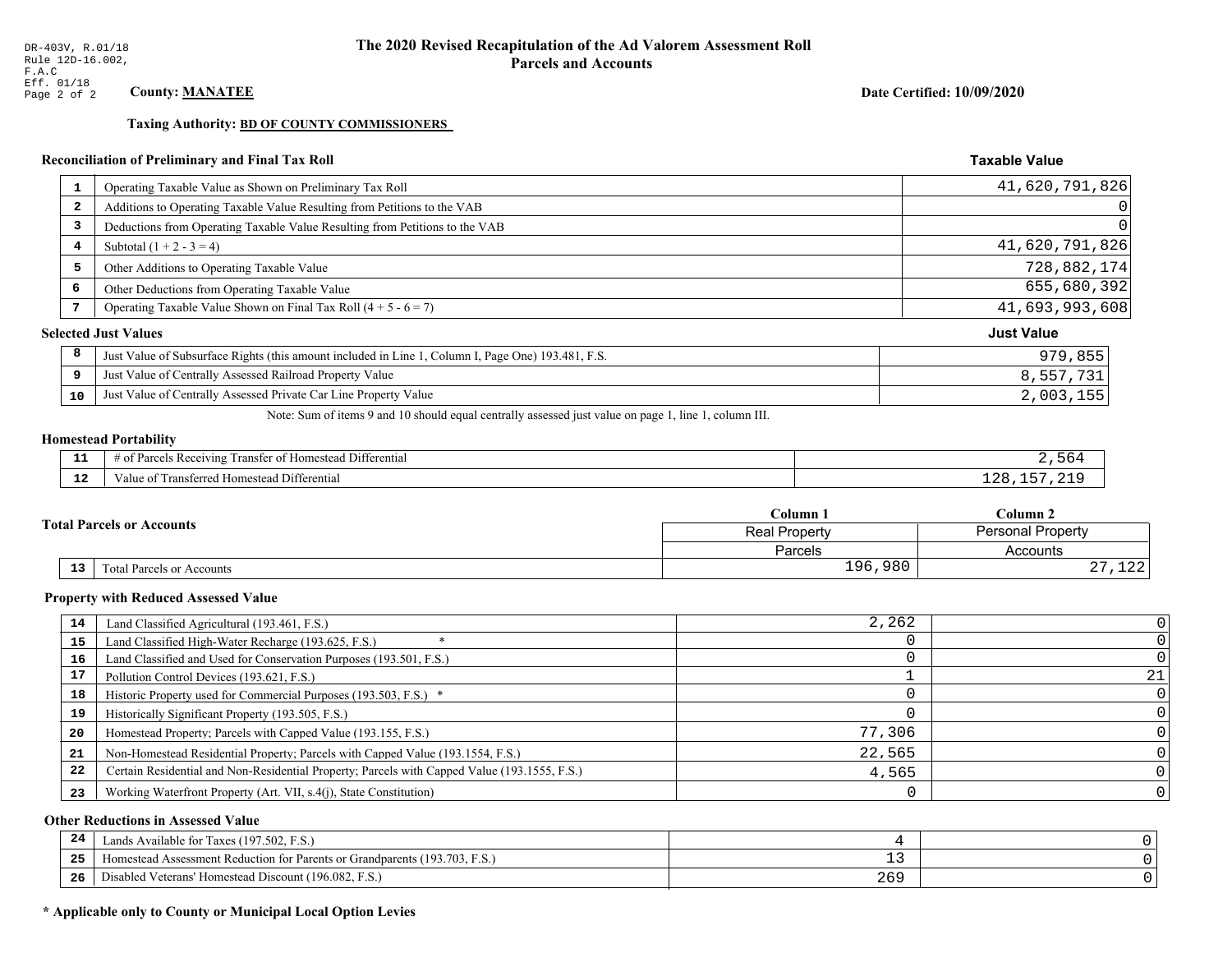DR-403V, R.01/18
Rule 12D-16.002, F.A.C
Eff. 01/18

# The 2020 Revised Recapitulation of the Ad Valorem Assessment Roll
## Parcels and Accounts

**County:** **MANATEE**

**Date Certified: 10/09/2020**

**Taxing Authority:** **BD OF COUNTY COMMISSIONERS**

### Reconciliation of Preliminary and Final Tax Roll

| | | Taxable Value |
|---|---|---|
| 1 | Operating Taxable Value as Shown on Preliminary Tax Roll | 41,620,791,826 |
| 2 | Additions to Operating Taxable Value Resulting from Petitions to the VAB | 0 |
| 3 | Deductions from Operating Taxable Value Resulting from Petitions to the VAB | 0 |
| 4 | Subtotal (1 + 2 - 3 = 4) | 41,620,791,826 |
| 5 | Other Additions to Operating Taxable Value | 728,882,174 |
| 6 | Other Deductions from Operating Taxable Value | 655,680,392 |
| 7 | Operating Taxable Value Shown on Final Tax Roll (4 + 5 - 6 = 7) | 41,693,993,608 |

### Selected Just Values

| | | Just Value |
|---|---|---|
| 8 | Just Value of Subsurface Rights (this amount included in Line 1, Column I, Page One) 193.481, F.S. | 979,855 |
| 9 | Just Value of Centrally Assessed Railroad Property Value | 8,557,731 |
| 10 | Just Value of Centrally Assessed Private Car Line Property Value | 2,003,155 |

Note: Sum of items 9 and 10 should equal centrally assessed just value on page 1, line 1, column III.

### Homestead Portability

| | | |
|---|---|---|
| 11 | # of Parcels Receiving Transfer of Homestead Differential | 2,564 |
| 12 | Value of Transferred Homestead Differential | 128,157,219 |

### Total Parcels or Accounts

| | | Column 1<br>Real Property<br>Parcels | Column 2<br>Personal Property<br>Accounts |
|---|---|---|---|
| 13 | Total Parcels or Accounts | 196,980 | 27,122 |

### Property with Reduced Assessed Value

| | | Column 1 | Column 2 |
|---|---|---|---|
| 14 | Land Classified Agricultural (193.461, F.S.) | 2,262 | 0 |
| 15 | Land Classified High-Water Recharge (193.625, F.S.) * | 0 | 0 |
| 16 | Land Classified and Used for Conservation Purposes (193.501, F.S.) | 0 | 0 |
| 17 | Pollution Control Devices (193.621, F.S.) | 1 | 21 |
| 18 | Historic Property used for Commercial Purposes (193.503, F.S.) * | 0 | 0 |
| 19 | Historically Significant Property (193.505, F.S.) | 0 | 0 |
| 20 | Homestead Property; Parcels with Capped Value (193.155, F.S.) | 77,306 | 0 |
| 21 | Non-Homestead Residential Property; Parcels with Capped Value (193.1554, F.S.) | 22,565 | 0 |
| 22 | Certain Residential and Non-Residential Property; Parcels with Capped Value (193.1555, F.S.) | 4,565 | 0 |
| 23 | Working Waterfront Property (Art. VII, s.4(j), State Constitution) | 0 | 0 |

### Other Reductions in Assessed Value

| | | Column 1 | Column 2 |
|---|---|---|---|
| 24 | Lands Available for Taxes (197.502, F.S.) | 4 | 0 |
| 25 | Homestead Assessment Reduction for Parents or Grandparents (193.703, F.S.) | 13 | 0 |
| 26 | Disabled Veterans' Homestead Discount (196.082, F.S.) | 269 | 0 |

**\* Applicable only to County or Municipal Local Option Levies**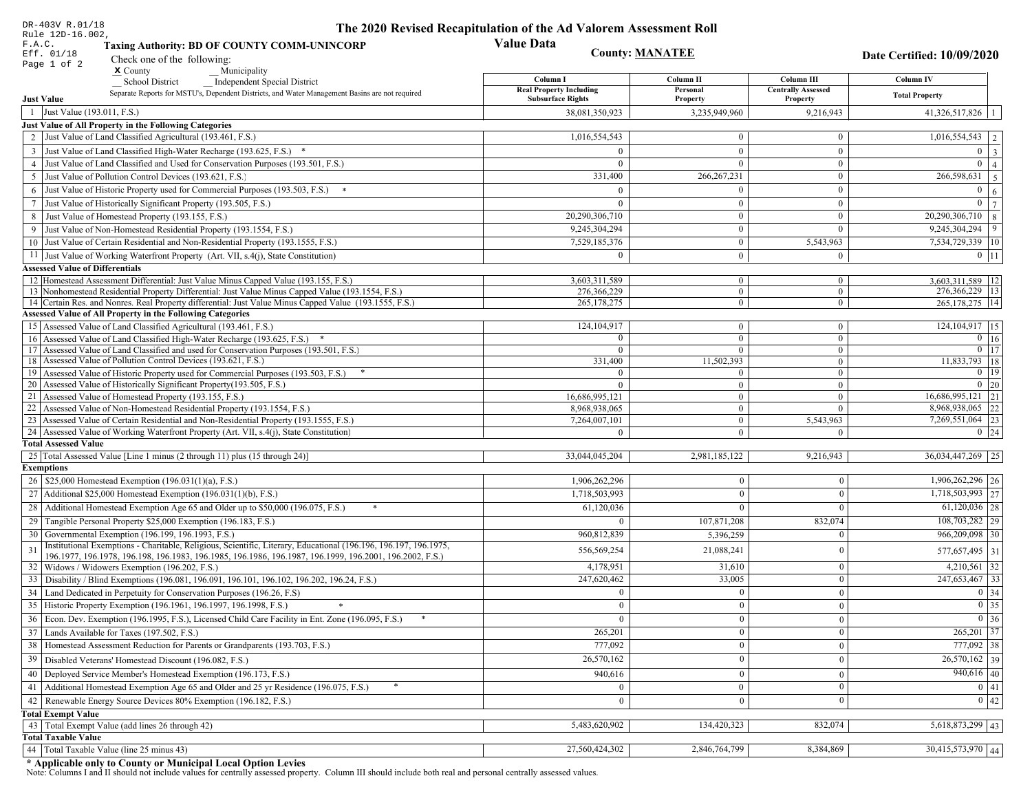DR-403V R.01/18
Rule 12D-16.002, F.A.C.
Eff. 01/18

# The 2020 Revised Recapitulation of the Ad Valorem Assessment Roll

## Value Data

**Taxing Authority: BD OF COUNTY COMM-UNINCORP**

**County: MANATEE**

**Date Certified: 10/09/2020**

Check one of the following:
X County __ Municipality
__ School District __ Independent Special District

Separate Reports for MSTU's, Dependent Districts, and Water Management Basins are not required

| | Column I Real Property Including Subsurface Rights | Column II Personal Property | Column III Centrally Assessed Property | Column IV Total Property | |
|---|---|---|---|---|---|
| **Just Value** | | | | | |
| 1 Just Value (193.011, F.S.) | 38,081,350,923 | 3,235,949,960 | 9,216,943 | 41,326,517,826 | 1 |
| **Just Value of All Property in the Following Categories** | | | | | |
| 2 Just Value of Land Classified Agricultural (193.461, F.S.) | 1,016,554,543 | 0 | 0 | 1,016,554,543 | 2 |
| 3 Just Value of Land Classified High-Water Recharge (193.625, F.S.) * | 0 | 0 | 0 | 0 | 3 |
| 4 Just Value of Land Classified and Used for Conservation Purposes (193.501, F.S.) | 0 | 0 | 0 | 0 | 4 |
| 5 Just Value of Pollution Control Devices (193.621, F.S.) | 331,400 | 266,267,231 | 0 | 266,598,631 | 5 |
| 6 Just Value of Historic Property used for Commercial Purposes (193.503, F.S.) * | 0 | 0 | 0 | 0 | 6 |
| 7 Just Value of Historically Significant Property (193.505, F.S.) | 0 | 0 | 0 | 0 | 7 |
| 8 Just Value of Homestead Property (193.155, F.S.) | 20,290,306,710 | 0 | 0 | 20,290,306,710 | 8 |
| 9 Just Value of Non-Homestead Residential Property (193.1554, F.S.) | 9,245,304,294 | 0 | 0 | 9,245,304,294 | 9 |
| 10 Just Value of Certain Residential and Non-Residential Property (193.1555, F.S.) | 7,529,185,376 | 0 | 5,543,963 | 7,534,729,339 | 10 |
| 11 Just Value of Working Waterfront Property (Art. VII, s.4(j), State Constitution) | 0 | 0 | 0 | 0 | 11 |
| **Assessed Value of Differentials** | | | | | |
| 12 Homestead Assessment Differential: Just Value Minus Capped Value (193.155, F.S.) | 3,603,311,589 | 0 | 0 | 3,603,311,589 | 12 |
| 13 Nonhomestead Residential Property Differential: Just Value Minus Capped Value (193.1554, F.S.) | 276,366,229 | 0 | 0 | 276,366,229 | 13 |
| 14 Certain Res. and Nonres. Real Property differential: Just Value Minus Capped Value (193.1555, F.S.) | 265,178,275 | 0 | 0 | 265,178,275 | 14 |
| **Assessed Value of All Property in the Following Categories** | | | | | |
| 15 Assessed Value of Land Classified Agricultural (193.461, F.S.) | 124,104,917 | 0 | 0 | 124,104,917 | 15 |
| 16 Assessed Value of Land Classified High-Water Recharge (193.625, F.S.) * | 0 | 0 | 0 | 0 | 16 |
| 17 Assessed Value of Land Classified and used for Conservation Purposes (193.501, F.S.) | 0 | 0 | 0 | 0 | 17 |
| 18 Assessed Value of Pollution Control Devices (193.621, F.S.) | 331,400 | 11,502,393 | 0 | 11,833,793 | 18 |
| 19 Assessed Value of Historic Property used for Commercial Purposes (193.503, F.S.) * | 0 | 0 | 0 | 0 | 19 |
| 20 Assessed Value of Historically Significant Property(193.505, F.S.) | 0 | 0 | 0 | 0 | 20 |
| 21 Assessed Value of Homestead Property (193.155, F.S.) | 16,686,995,121 | 0 | 0 | 16,686,995,121 | 21 |
| 22 Assessed Value of Non-Homestead Residential Property (193.1554, F.S.) | 8,968,938,065 | 0 | 0 | 8,968,938,065 | 22 |
| 23 Assessed Value of Certain Residential and Non-Residential Property (193.1555, F.S.) | 7,264,007,101 | 0 | 5,543,963 | 7,269,551,064 | 23 |
| 24 Assessed Value of Working Waterfront Property (Art. VII, s.4(j), State Constitution) | 0 | 0 | 0 | 0 | 24 |
| **Total Assessed Value** | | | | | |
| 25 Total Assessed Value [Line 1 minus (2 through 11) plus (15 through 24)] | 33,044,045,204 | 2,981,185,122 | 9,216,943 | 36,034,447,269 | 25 |
| **Exemptions** | | | | | |
| 26 $25,000 Homestead Exemption (196.031(1)(a), F.S.) | 1,906,262,296 | 0 | 0 | 1,906,262,296 | 26 |
| 27 Additional $25,000 Homestead Exemption (196.031(1)(b), F.S.) | 1,718,503,993 | 0 | 0 | 1,718,503,993 | 27 |
| 28 Additional Homestead Exemption Age 65 and Older up to $50,000 (196.075, F.S.) * | 61,120,036 | 0 | 0 | 61,120,036 | 28 |
| 29 Tangible Personal Property $25,000 Exemption (196.183, F.S.) | 0 | 107,871,208 | 832,074 | 108,703,282 | 29 |
| 30 Governmental Exemption (196.199, 196.1993, F.S.) | 960,812,839 | 5,396,259 | 0 | 966,209,098 | 30 |
| 31 Institutional Exemptions - Charitable, Religious, Scientific, Literary, Educational (196.196, 196.197, 196.1975, 196.1977, 196.1978, 196.198, 196.1983, 196.1985, 196.1986, 196.1987, 196.1999, 196.2001, 196.2002, F.S.) | 556,569,254 | 21,088,241 | 0 | 577,657,495 | 31 |
| 32 Widows / Widowers Exemption (196.202, F.S.) | 4,178,951 | 31,610 | 0 | 4,210,561 | 32 |
| 33 Disability / Blind Exemptions (196.081, 196.091, 196.101, 196.102, 196.202, 196.24, F.S.) | 247,620,462 | 33,005 | 0 | 247,653,467 | 33 |
| 34 Land Dedicated in Perpetuity for Conservation Purposes (196.26, F.S) | 0 | 0 | 0 | 0 | 34 |
| 35 Historic Property Exemption (196.1961, 196.1997, 196.1998, F.S.) * | 0 | 0 | 0 | 0 | 35 |
| 36 Econ. Dev. Exemption (196.1995, F.S.), Licensed Child Care Facility in Ent. Zone (196.095, F.S.) * | 0 | 0 | 0 | 0 | 36 |
| 37 Lands Available for Taxes (197.502, F.S.) | 265,201 | 0 | 0 | 265,201 | 37 |
| 38 Homestead Assessment Reduction for Parents or Grandparents (193.703, F.S.) | 777,092 | 0 | 0 | 777,092 | 38 |
| 39 Disabled Veterans' Homestead Discount (196.082, F.S.) | 26,570,162 | 0 | 0 | 26,570,162 | 39 |
| 40 Deployed Service Member's Homestead Exemption (196.173, F.S.) | 940,616 | 0 | 0 | 940,616 | 40 |
| 41 Additional Homestead Exemption Age 65 and Older and 25 yr Residence (196.075, F.S.) * | 0 | 0 | 0 | 0 | 41 |
| 42 Renewable Energy Source Devices 80% Exemption (196.182, F.S.) | 0 | 0 | 0 | 0 | 42 |
| **Total Exempt Value** | | | | | |
| 43 Total Exempt Value (add lines 26 through 42) | 5,483,620,902 | 134,420,323 | 832,074 | 5,618,873,299 | 43 |
| **Total Taxable Value** | | | | | |
| 44 Total Taxable Value (line 25 minus 43) | 27,560,424,302 | 2,846,764,799 | 8,384,869 | 30,415,573,970 | 44 |

**\* Applicable only to County or Municipal Local Option Levies**

Note: Columns I and II should not include values for centrally assessed property. Column III should include both real and personal centrally assessed values.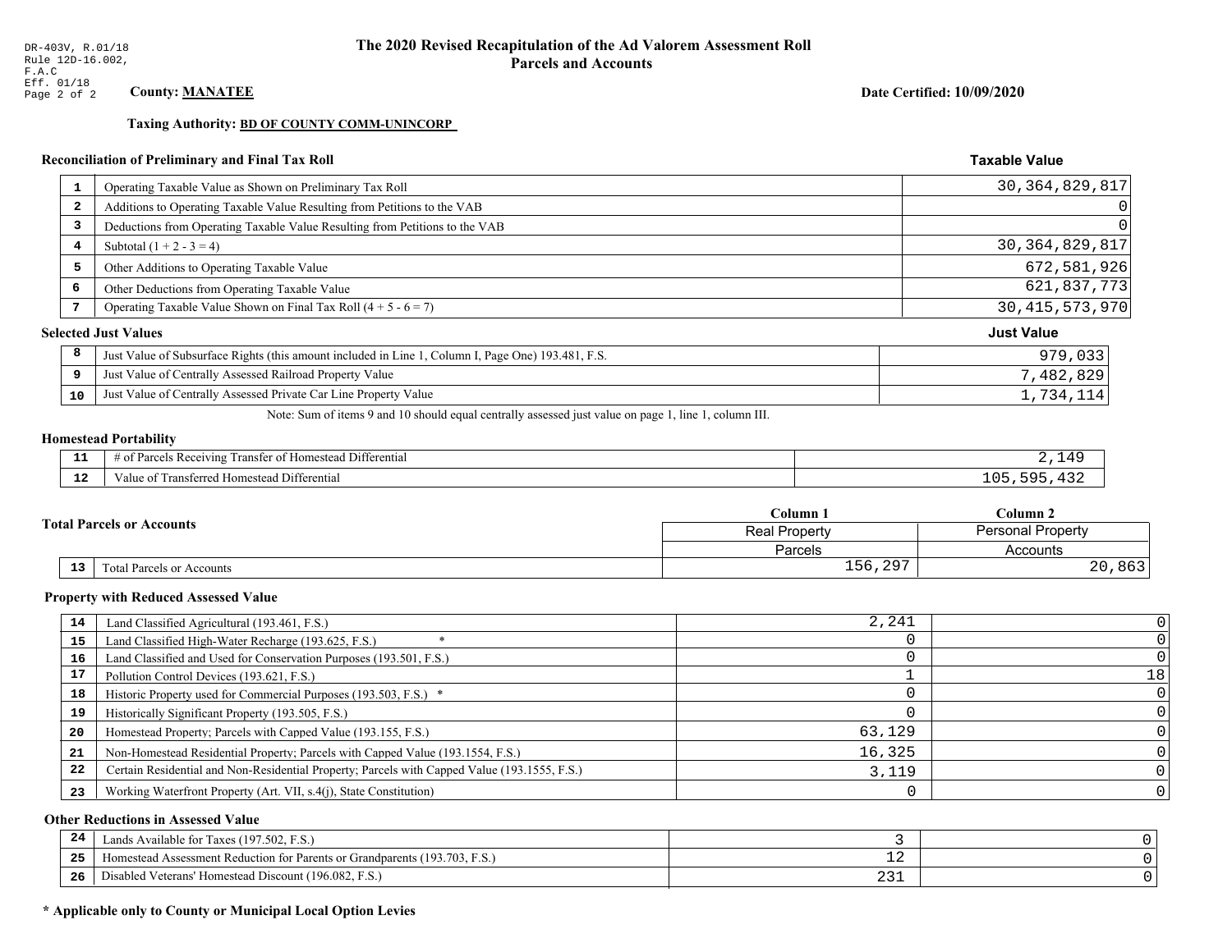DR-403V, R.01/18
Rule 12D-16.002, F.A.C
Eff. 01/18
Page 2 of 2

# The 2020 Revised Recapitulation of the Ad Valorem Assessment Roll
## Parcels and Accounts

**County: MANATEE**

**Date Certified: 10/09/2020**

**Taxing Authority: BD OF COUNTY COMM-UNINCORP**

### Reconciliation of Preliminary and Final Tax Roll

| | | Taxable Value |
|---|---|---|
| 1 | Operating Taxable Value as Shown on Preliminary Tax Roll | 30,364,829,817 |
| 2 | Additions to Operating Taxable Value Resulting from Petitions to the VAB | 0 |
| 3 | Deductions from Operating Taxable Value Resulting from Petitions to the VAB | 0 |
| 4 | Subtotal (1 + 2 - 3 = 4) | 30,364,829,817 |
| 5 | Other Additions to Operating Taxable Value | 672,581,926 |
| 6 | Other Deductions from Operating Taxable Value | 621,837,773 |
| 7 | Operating Taxable Value Shown on Final Tax Roll (4 + 5 - 6 = 7) | 30,415,573,970 |

### Selected Just Values

| | | Just Value |
|---|---|---|
| 8 | Just Value of Subsurface Rights (this amount included in Line 1, Column I, Page One) 193.481, F.S. | 979,033 |
| 9 | Just Value of Centrally Assessed Railroad Property Value | 7,482,829 |
| 10 | Just Value of Centrally Assessed Private Car Line Property Value | 1,734,114 |

Note: Sum of items 9 and 10 should equal centrally assessed just value on page 1, line 1, column III.

### Homestead Portability

| | | |
|---|---|---|
| 11 | # of Parcels Receiving Transfer of Homestead Differential | 2,149 |
| 12 | Value of Transferred Homestead Differential | 105,595,432 |

### Total Parcels or Accounts

| | | Column 1<br>Real Property<br>Parcels | Column 2<br>Personal Property<br>Accounts |
|---|---|---|---|
| 13 | Total Parcels or Accounts | 156,297 | 20,863 |

### Property with Reduced Assessed Value

| | | Column 1 | Column 2 |
|---|---|---|---|
| 14 | Land Classified Agricultural (193.461, F.S.) | 2,241 | 0 |
| 15 | Land Classified High-Water Recharge (193.625, F.S.) * | 0 | 0 |
| 16 | Land Classified and Used for Conservation Purposes (193.501, F.S.) | 0 | 0 |
| 17 | Pollution Control Devices (193.621, F.S.) | 1 | 18 |
| 18 | Historic Property used for Commercial Purposes (193.503, F.S.) * | 0 | 0 |
| 19 | Historically Significant Property (193.505, F.S.) | 0 | 0 |
| 20 | Homestead Property; Parcels with Capped Value (193.155, F.S.) | 63,129 | 0 |
| 21 | Non-Homestead Residential Property; Parcels with Capped Value (193.1554, F.S.) | 16,325 | 0 |
| 22 | Certain Residential and Non-Residential Property; Parcels with Capped Value (193.1555, F.S.) | 3,119 | 0 |
| 23 | Working Waterfront Property (Art. VII, s.4(j), State Constitution) | 0 | 0 |

### Other Reductions in Assessed Value

| | | Column 1 | Column 2 |
|---|---|---|---|
| 24 | Lands Available for Taxes (197.502, F.S.) | 3 | 0 |
| 25 | Homestead Assessment Reduction for Parents or Grandparents (193.703, F.S.) | 12 | 0 |
| 26 | Disabled Veterans' Homestead Discount (196.082, F.S.) | 231 | 0 |

**\* Applicable only to County or Municipal Local Option Levies**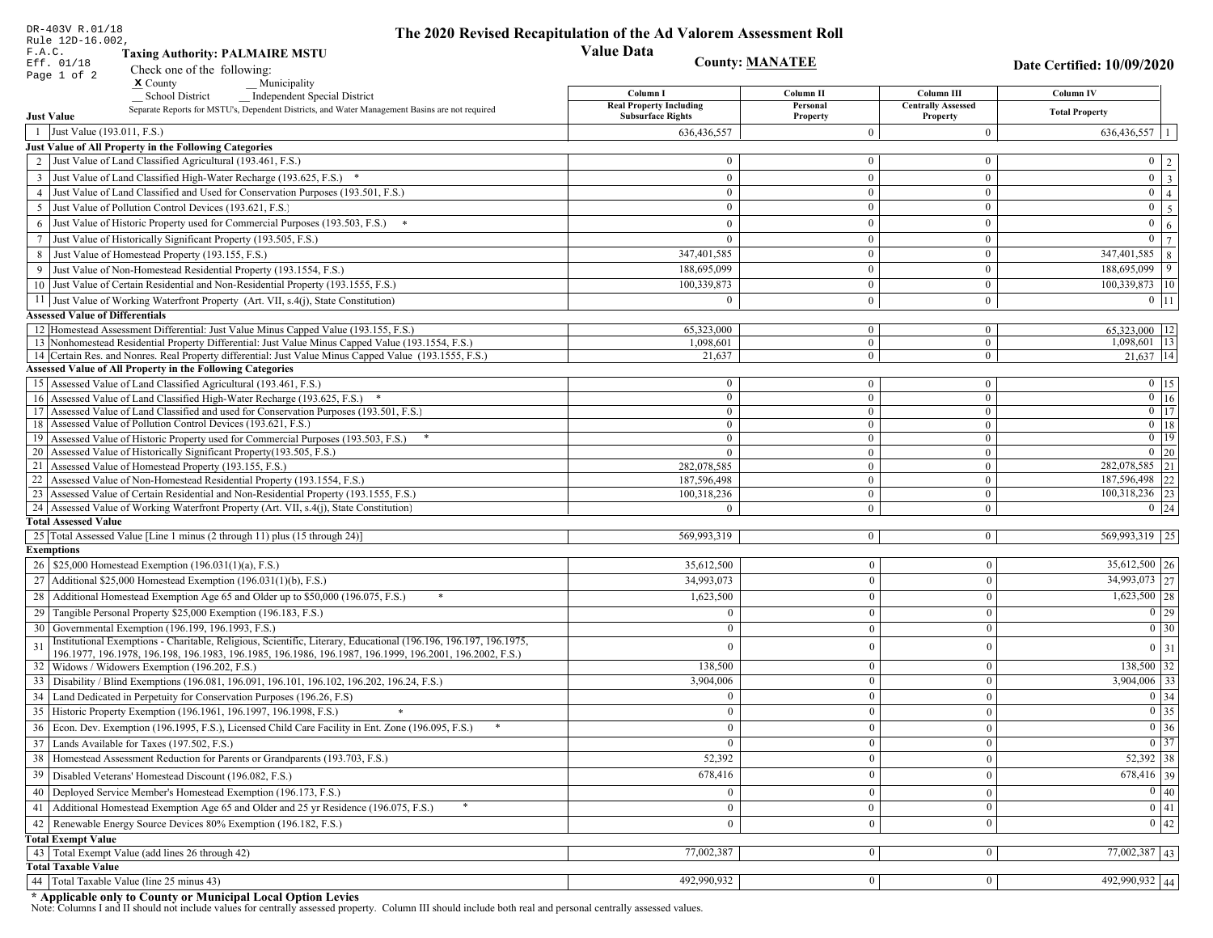DR-403V R.01/18
Rule 12D-16.002, F.A.C.
Eff. 01/18
Page 1 of 2

# The 2020 Revised Recapitulation of the Ad Valorem Assessment Roll
## Value Data

**Taxing Authority: PALMAIRE MSTU**

**County: MANATEE**

**Date Certified: 10/09/2020**

Check one of the following:
**X** County
__ Municipality
__ School District
__ Independent Special District

Separate Reports for MSTU's, Dependent Districts, and Water Management Basins are not required

| | Column I Real Property Including Subsurface Rights | Column II Personal Property | Column III Centrally Assessed Property | Column IV Total Property | |
|---|---|---|---|---|---|
| **Just Value** | | | | | |
| 1 Just Value (193.011, F.S.) | 636,436,557 | 0 | 0 | 636,436,557 | 1 |
| **Just Value of All Property in the Following Categories** | | | | | |
| 2 Just Value of Land Classified Agricultural (193.461, F.S.) | 0 | 0 | 0 | 0 | 2 |
| 3 Just Value of Land Classified High-Water Recharge (193.625, F.S.) * | 0 | 0 | 0 | 0 | 3 |
| 4 Just Value of Land Classified and Used for Conservation Purposes (193.501, F.S.) | 0 | 0 | 0 | 0 | 4 |
| 5 Just Value of Pollution Control Devices (193.621, F.S.) | 0 | 0 | 0 | 0 | 5 |
| 6 Just Value of Historic Property used for Commercial Purposes (193.503, F.S.) * | 0 | 0 | 0 | 0 | 6 |
| 7 Just Value of Historically Significant Property (193.505, F.S.) | 0 | 0 | 0 | 0 | 7 |
| 8 Just Value of Homestead Property (193.155, F.S.) | 347,401,585 | 0 | 0 | 347,401,585 | 8 |
| 9 Just Value of Non-Homestead Residential Property (193.1554, F.S.) | 188,695,099 | 0 | 0 | 188,695,099 | 9 |
| 10 Just Value of Certain Residential and Non-Residential Property (193.1555, F.S.) | 100,339,873 | 0 | 0 | 100,339,873 | 10 |
| 11 Just Value of Working Waterfront Property (Art. VII, s.4(j), State Constitution) | 0 | 0 | 0 | 0 | 11 |
| **Assessed Value of Differentials** | | | | | |
| 12 Homestead Assessment Differential: Just Value Minus Capped Value (193.155, F.S.) | 65,323,000 | 0 | 0 | 65,323,000 | 12 |
| 13 Nonhomestead Residential Property Differential: Just Value Minus Capped Value (193.1554, F.S.) | 1,098,601 | 0 | 0 | 1,098,601 | 13 |
| 14 Certain Res. and Nonres. Real Property differential: Just Value Minus Capped Value (193.1555, F.S.) | 21,637 | 0 | 0 | 21,637 | 14 |
| **Assessed Value of All Property in the Following Categories** | | | | | |
| 15 Assessed Value of Land Classified Agricultural (193.461, F.S.) | 0 | 0 | 0 | 0 | 15 |
| 16 Assessed Value of Land Classified High-Water Recharge (193.625, F.S.) * | 0 | 0 | 0 | 0 | 16 |
| 17 Assessed Value of Land Classified and used for Conservation Purposes (193.501, F.S.) | 0 | 0 | 0 | 0 | 17 |
| 18 Assessed Value of Pollution Control Devices (193.621, F.S.) | 0 | 0 | 0 | 0 | 18 |
| 19 Assessed Value of Historic Property used for Commercial Purposes (193.503, F.S.) * | 0 | 0 | 0 | 0 | 19 |
| 20 Assessed Value of Historically Significant Property(193.505, F.S.) | 0 | 0 | 0 | 0 | 20 |
| 21 Assessed Value of Homestead Property (193.155, F.S.) | 282,078,585 | 0 | 0 | 282,078,585 | 21 |
| 22 Assessed Value of Non-Homestead Residential Property (193.1554, F.S.) | 187,596,498 | 0 | 0 | 187,596,498 | 22 |
| 23 Assessed Value of Certain Residential and Non-Residential Property (193.1555, F.S.) | 100,318,236 | 0 | 0 | 100,318,236 | 23 |
| 24 Assessed Value of Working Waterfront Property (Art. VII, s.4(j), State Constitution) | 0 | 0 | 0 | 0 | 24 |
| **Total Assessed Value** | | | | | |
| 25 Total Assessed Value [Line 1 minus (2 through 11) plus (15 through 24)] | 569,993,319 | 0 | 0 | 569,993,319 | 25 |
| **Exemptions** | | | | | |
| 26 $25,000 Homestead Exemption (196.031(1)(a), F.S.) | 35,612,500 | 0 | 0 | 35,612,500 | 26 |
| 27 Additional $25,000 Homestead Exemption (196.031(1)(b), F.S.) | 34,993,073 | 0 | 0 | 34,993,073 | 27 |
| 28 Additional Homestead Exemption Age 65 and Older up to $50,000 (196.075, F.S.) * | 1,623,500 | 0 | 0 | 1,623,500 | 28 |
| 29 Tangible Personal Property $25,000 Exemption (196.183, F.S.) | 0 | 0 | 0 | 0 | 29 |
| 30 Governmental Exemption (196.199, 196.1993, F.S.) | 0 | 0 | 0 | 0 | 30 |
| 31 Institutional Exemptions - Charitable, Religious, Scientific, Literary, Educational (196.196, 196.197, 196.1975, 196.1977, 196.1978, 196.198, 196.1983, 196.1985, 196.1986, 196.1987, 196.1999, 196.2001, 196.2002, F.S.) | 0 | 0 | 0 | 0 | 31 |
| 32 Widows / Widowers Exemption (196.202, F.S.) | 138,500 | 0 | 0 | 138,500 | 32 |
| 33 Disability / Blind Exemptions (196.081, 196.091, 196.101, 196.102, 196.202, 196.24, F.S.) | 3,904,006 | 0 | 0 | 3,904,006 | 33 |
| 34 Land Dedicated in Perpetuity for Conservation Purposes (196.26, F.S) | 0 | 0 | 0 | 0 | 34 |
| 35 Historic Property Exemption (196.1961, 196.1997, 196.1998, F.S.) * | 0 | 0 | 0 | 0 | 35 |
| 36 Econ. Dev. Exemption (196.1995, F.S.), Licensed Child Care Facility in Ent. Zone (196.095, F.S.) * | 0 | 0 | 0 | 0 | 36 |
| 37 Lands Available for Taxes (197.502, F.S.) | 0 | 0 | 0 | 0 | 37 |
| 38 Homestead Assessment Reduction for Parents or Grandparents (193.703, F.S.) | 52,392 | 0 | 0 | 52,392 | 38 |
| 39 Disabled Veterans' Homestead Discount (196.082, F.S.) | 678,416 | 0 | 0 | 678,416 | 39 |
| 40 Deployed Service Member's Homestead Exemption (196.173, F.S.) | 0 | 0 | 0 | 0 | 40 |
| 41 Additional Homestead Exemption Age 65 and Older and 25 yr Residence (196.075, F.S.) * | 0 | 0 | 0 | 0 | 41 |
| 42 Renewable Energy Source Devices 80% Exemption (196.182, F.S.) | 0 | 0 | 0 | 0 | 42 |
| **Total Exempt Value** | | | | | |
| 43 Total Exempt Value (add lines 26 through 42) | 77,002,387 | 0 | 0 | 77,002,387 | 43 |
| **Total Taxable Value** | | | | | |
| 44 Total Taxable Value (line 25 minus 43) | 492,990,932 | 0 | 0 | 492,990,932 | 44 |

**\* Applicable only to County or Municipal Local Option Levies**

Note: Columns I and II should not include values for centrally assessed property. Column III should include both real and personal centrally assessed values.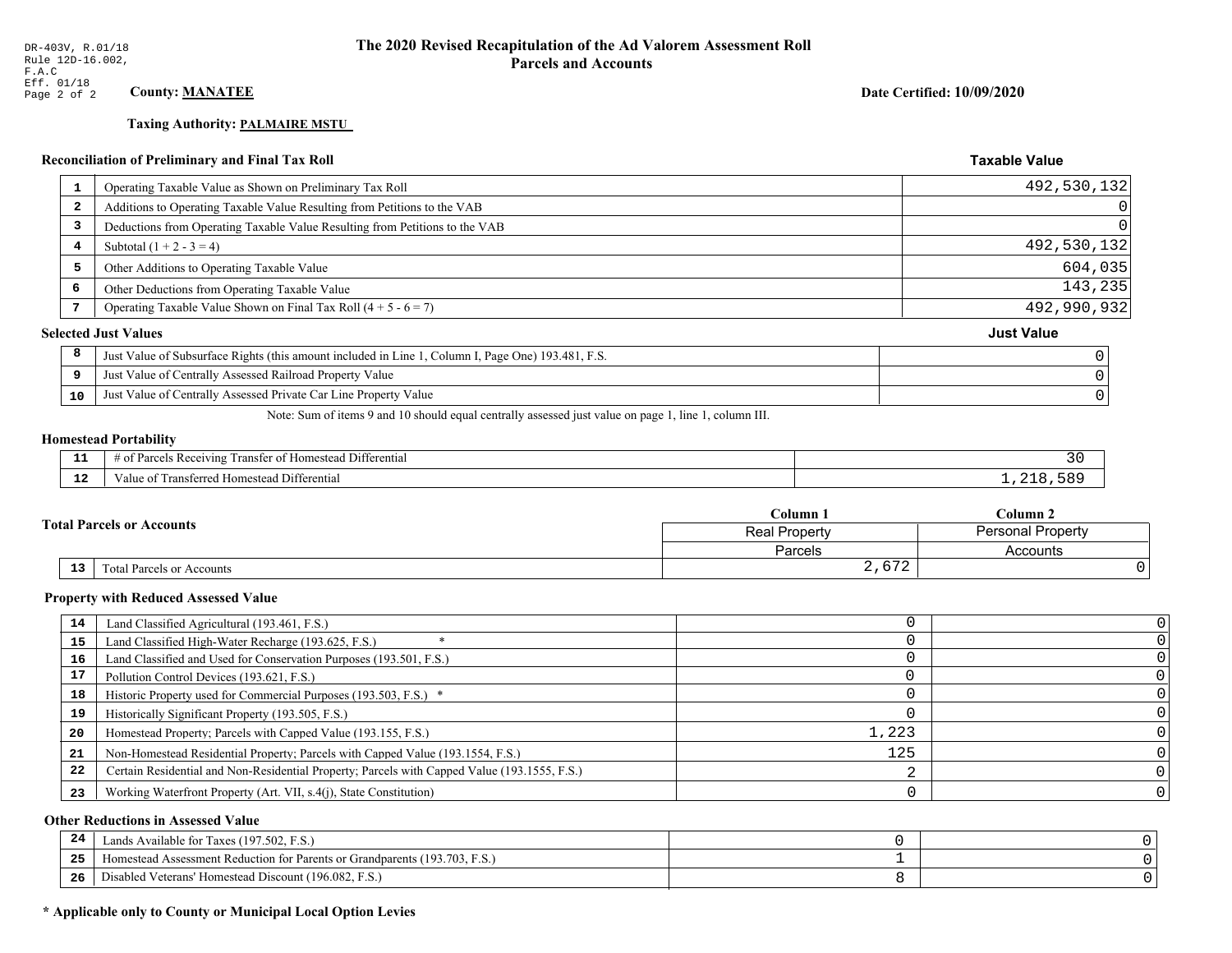DR-403V, R.01/18
Rule 12D-16.002, F.A.C
Eff. 01/18

# The 2020 Revised Recapitulation of the Ad Valorem Assessment Roll
## Parcels and Accounts

**County: MANATEE**

**Date Certified: 10/09/2020**

**Taxing Authority: PALMAIRE MSTU**

### Reconciliation of Preliminary and Final Tax Roll

| # | Description | Taxable Value |
|---|---|---|
| 1 | Operating Taxable Value as Shown on Preliminary Tax Roll | 492,530,132 |
| 2 | Additions to Operating Taxable Value Resulting from Petitions to the VAB | 0 |
| 3 | Deductions from Operating Taxable Value Resulting from Petitions to the VAB | 0 |
| 4 | Subtotal (1 + 2 - 3 = 4) | 492,530,132 |
| 5 | Other Additions to Operating Taxable Value | 604,035 |
| 6 | Other Deductions from Operating Taxable Value | 143,235 |
| 7 | Operating Taxable Value Shown on Final Tax Roll (4 + 5 - 6 = 7) | 492,990,932 |

### Selected Just Values

| # | Description | Just Value |
|---|---|---|
| 8 | Just Value of Subsurface Rights (this amount included in Line 1, Column I, Page One) 193.481, F.S. | 0 |
| 9 | Just Value of Centrally Assessed Railroad Property Value | 0 |
| 10 | Just Value of Centrally Assessed Private Car Line Property Value | 0 |

Note: Sum of items 9 and 10 should equal centrally assessed just value on page 1, line 1, column III.

### Homestead Portability

| # | Description | Value |
|---|---|---|
| 11 | # of Parcels Receiving Transfer of Homestead Differential | 30 |
| 12 | Value of Transferred Homestead Differential | 1,218,589 |

### Total Parcels or Accounts

| # | Description | Column 1 Real Property Parcels | Column 2 Personal Property Accounts |
|---|---|---|---|
| 13 | Total Parcels or Accounts | 2,672 | 0 |

### Property with Reduced Assessed Value

| # | Description | Column 1 | Column 2 |
|---|---|---|---|
| 14 | Land Classified Agricultural (193.461, F.S.) | 0 | 0 |
| 15 | Land Classified High-Water Recharge (193.625, F.S.) * | 0 | 0 |
| 16 | Land Classified and Used for Conservation Purposes (193.501, F.S.) | 0 | 0 |
| 17 | Pollution Control Devices (193.621, F.S.) | 0 | 0 |
| 18 | Historic Property used for Commercial Purposes (193.503, F.S.) * | 0 | 0 |
| 19 | Historically Significant Property (193.505, F.S.) | 0 | 0 |
| 20 | Homestead Property; Parcels with Capped Value (193.155, F.S.) | 1,223 | 0 |
| 21 | Non-Homestead Residential Property; Parcels with Capped Value (193.1554, F.S.) | 125 | 0 |
| 22 | Certain Residential and Non-Residential Property; Parcels with Capped Value (193.1555, F.S.) | 2 | 0 |
| 23 | Working Waterfront Property (Art. VII, s.4(j), State Constitution) | 0 | 0 |

### Other Reductions in Assessed Value

| # | Description | Column 1 | Column 2 |
|---|---|---|---|
| 24 | Lands Available for Taxes (197.502, F.S.) | 0 | 0 |
| 25 | Homestead Assessment Reduction for Parents or Grandparents (193.703, F.S.) | 1 | 0 |
| 26 | Disabled Veterans' Homestead Discount (196.082, F.S.) | 8 | 0 |

**\* Applicable only to County or Municipal Local Option Levies**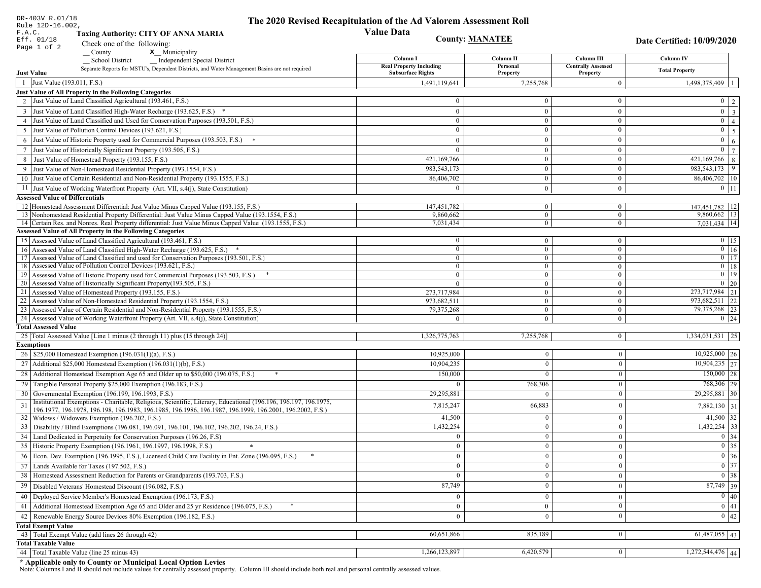DR-403V R.01/18
Rule 12D-16.002, F.A.C.
Eff. 01/18

# The 2020 Revised Recapitulation of the Ad Valorem Assessment Roll Value Data

**Taxing Authority: CITY OF ANNA MARIA**

**County: MANATEE**

**Date Certified: 10/09/2020**

Check one of the following:
__ County   x__ Municipality
__ School District   __ Independent Special District

Separate Reports for MSTU's, Dependent Districts, and Water Management Basins are not required

| | | Column I Real Property Including Subsurface Rights | Column II Personal Property | Column III Centrally Assessed Property | Column IV Total Property | |
|---|---|---|---|---|---|---|
| **Just Value** | | | | | | |
| 1 | Just Value (193.011, F.S.) | 1,491,119,641 | 7,255,768 | 0 | 1,498,375,409 | 1 |
| **Just Value of All Property in the Following Categories** | | | | | | |
| 2 | Just Value of Land Classified Agricultural (193.461, F.S.) | 0 | 0 | 0 | 0 | 2 |
| 3 | Just Value of Land Classified High-Water Recharge (193.625, F.S.) * | 0 | 0 | 0 | 0 | 3 |
| 4 | Just Value of Land Classified and Used for Conservation Purposes (193.501, F.S.) | 0 | 0 | 0 | 0 | 4 |
| 5 | Just Value of Pollution Control Devices (193.621, F.S.) | 0 | 0 | 0 | 0 | 5 |
| 6 | Just Value of Historic Property used for Commercial Purposes (193.503, F.S.) * | 0 | 0 | 0 | 0 | 6 |
| 7 | Just Value of Historically Significant Property (193.505, F.S.) | 0 | 0 | 0 | 0 | 7 |
| 8 | Just Value of Homestead Property (193.155, F.S.) | 421,169,766 | 0 | 0 | 421,169,766 | 8 |
| 9 | Just Value of Non-Homestead Residential Property (193.1554, F.S.) | 983,543,173 | 0 | 0 | 983,543,173 | 9 |
| 10 | Just Value of Certain Residential and Non-Residential Property (193.1555, F.S.) | 86,406,702 | 0 | 0 | 86,406,702 | 10 |
| 11 | Just Value of Working Waterfront Property (Art. VII, s.4(j), State Constitution) | 0 | 0 | 0 | 0 | 11 |
| **Assessed Value of Differentials** | | | | | | |
| 12 | Homestead Assessment Differential: Just Value Minus Capped Value (193.155, F.S.) | 147,451,782 | 0 | 0 | 147,451,782 | 12 |
| 13 | Nonhomestead Residential Property Differential: Just Value Minus Capped Value (193.1554, F.S.) | 9,860,662 | 0 | 0 | 9,860,662 | 13 |
| 14 | Certain Res. and Nonres. Real Property differential: Just Value Minus Capped Value (193.1555, F.S.) | 7,031,434 | 0 | 0 | 7,031,434 | 14 |
| **Assessed Value of All Property in the Following Categories** | | | | | | |
| 15 | Assessed Value of Land Classified Agricultural (193.461, F.S.) | 0 | 0 | 0 | 0 | 15 |
| 16 | Assessed Value of Land Classified High-Water Recharge (193.625, F.S.) * | 0 | 0 | 0 | 0 | 16 |
| 17 | Assessed Value of Land Classified and used for Conservation Purposes (193.501, F.S.) | 0 | 0 | 0 | 0 | 17 |
| 18 | Assessed Value of Pollution Control Devices (193.621, F.S.) | 0 | 0 | 0 | 0 | 18 |
| 19 | Assessed Value of Historic Property used for Commercial Purposes (193.503, F.S.) * | 0 | 0 | 0 | 0 | 19 |
| 20 | Assessed Value of Historically Significant Property(193.505, F.S.) | 0 | 0 | 0 | 0 | 20 |
| 21 | Assessed Value of Homestead Property (193.155, F.S.) | 273,717,984 | 0 | 0 | 273,717,984 | 21 |
| 22 | Assessed Value of Non-Homestead Residential Property (193.1554, F.S.) | 973,682,511 | 0 | 0 | 973,682,511 | 22 |
| 23 | Assessed Value of Certain Residential and Non-Residential Property (193.1555, F.S.) | 79,375,268 | 0 | 0 | 79,375,268 | 23 |
| 24 | Assessed Value of Working Waterfront Property (Art. VII, s.4(j), State Constitution) | 0 | 0 | 0 | 0 | 24 |
| **Total Assessed Value** | | | | | | |
| 25 | Total Assessed Value [Line 1 minus (2 through 11) plus (15 through 24)] | 1,326,775,763 | 7,255,768 | 0 | 1,334,031,531 | 25 |
| **Exemptions** | | | | | | |
| 26 | $25,000 Homestead Exemption (196.031(1)(a), F.S.) | 10,925,000 | 0 | 0 | 10,925,000 | 26 |
| 27 | Additional $25,000 Homestead Exemption (196.031(1)(b), F.S.) | 10,904,235 | 0 | 0 | 10,904,235 | 27 |
| 28 | Additional Homestead Exemption Age 65 and Older up to $50,000 (196.075, F.S.) * | 150,000 | 0 | 0 | 150,000 | 28 |
| 29 | Tangible Personal Property $25,000 Exemption (196.183, F.S.) | 0 | 768,306 | 0 | 768,306 | 29 |
| 30 | Governmental Exemption (196.199, 196.1993, F.S.) | 29,295,881 | 0 | 0 | 29,295,881 | 30 |
| 31 | Institutional Exemptions - Charitable, Religious, Scientific, Literary, Educational (196.196, 196.197, 196.1975, 196.1977, 196.1978, 196.198, 196.1983, 196.1985, 196.1986, 196.1987, 196.1999, 196.2001, 196.2002, F.S.) | 7,815,247 | 66,883 | 0 | 7,882,130 | 31 |
| 32 | Widows / Widowers Exemption (196.202, F.S.) | 41,500 | 0 | 0 | 41,500 | 32 |
| 33 | Disability / Blind Exemptions (196.081, 196.091, 196.101, 196.102, 196.202, 196.24, F.S.) | 1,432,254 | 0 | 0 | 1,432,254 | 33 |
| 34 | Land Dedicated in Perpetuity for Conservation Purposes (196.26, F.S) | 0 | 0 | 0 | 0 | 34 |
| 35 | Historic Property Exemption (196.1961, 196.1997, 196.1998, F.S.) * | 0 | 0 | 0 | 0 | 35 |
| 36 | Econ. Dev. Exemption (196.1995, F.S.), Licensed Child Care Facility in Ent. Zone (196.095, F.S.) * | 0 | 0 | 0 | 0 | 36 |
| 37 | Lands Available for Taxes (197.502, F.S.) | 0 | 0 | 0 | 0 | 37 |
| 38 | Homestead Assessment Reduction for Parents or Grandparents (193.703, F.S.) | 0 | 0 | 0 | 0 | 38 |
| 39 | Disabled Veterans' Homestead Discount (196.082, F.S.) | 87,749 | 0 | 0 | 87,749 | 39 |
| 40 | Deployed Service Member's Homestead Exemption (196.173, F.S.) | 0 | 0 | 0 | 0 | 40 |
| 41 | Additional Homestead Exemption Age 65 and Older and 25 yr Residence (196.075, F.S.) * | 0 | 0 | 0 | 0 | 41 |
| 42 | Renewable Energy Source Devices 80% Exemption (196.182, F.S.) | 0 | 0 | 0 | 0 | 42 |
| **Total Exempt Value** | | | | | | |
| 43 | Total Exempt Value (add lines 26 through 42) | 60,651,866 | 835,189 | 0 | 61,487,055 | 43 |
| **Total Taxable Value** | | | | | | |
| 44 | Total Taxable Value (line 25 minus 43) | 1,266,123,897 | 6,420,579 | 0 | 1,272,544,476 | 44 |

**\* Applicable only to County or Municipal Local Option Levies**

Note: Columns I and II should not include values for centrally assessed property. Column III should include both real and personal centrally assessed values.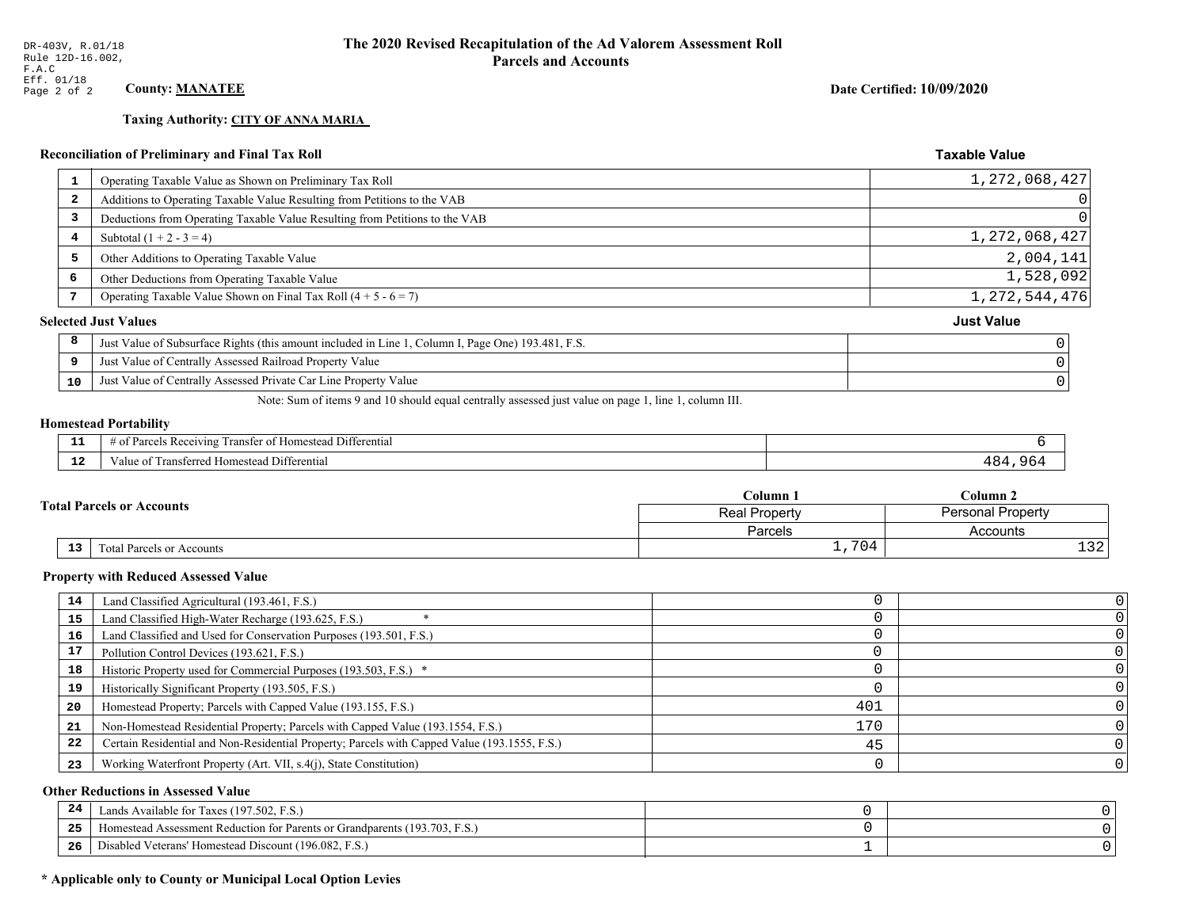DR-403V, R.01/18
Rule 12D-16.002, F.A.C
Eff. 01/18

# The 2020 Revised Recapitulation of the Ad Valorem Assessment Roll
## Parcels and Accounts

**County: MANATEE**

**Date Certified: 10/09/2020**

**Taxing Authority: CITY OF ANNA MARIA**

### Reconciliation of Preliminary and Final Tax Roll

| | | Taxable Value |
|---|---|---|
| 1 | Operating Taxable Value as Shown on Preliminary Tax Roll | 1,272,068,427 |
| 2 | Additions to Operating Taxable Value Resulting from Petitions to the VAB | 0 |
| 3 | Deductions from Operating Taxable Value Resulting from Petitions to the VAB | 0 |
| 4 | Subtotal (1 + 2 - 3 = 4) | 1,272,068,427 |
| 5 | Other Additions to Operating Taxable Value | 2,004,141 |
| 6 | Other Deductions from Operating Taxable Value | 1,528,092 |
| 7 | Operating Taxable Value Shown on Final Tax Roll (4 + 5 - 6 = 7) | 1,272,544,476 |

### Selected Just Values

| | | Just Value |
|---|---|---|
| 8 | Just Value of Subsurface Rights (this amount included in Line 1, Column I, Page One) 193.481, F.S. | 0 |
| 9 | Just Value of Centrally Assessed Railroad Property Value | 0 |
| 10 | Just Value of Centrally Assessed Private Car Line Property Value | 0 |

Note: Sum of items 9 and 10 should equal centrally assessed just value on page 1, line 1, column III.

### Homestead Portability

| | | |
|---|---|---|
| 11 | # of Parcels Receiving Transfer of Homestead Differential | 6 |
| 12 | Value of Transferred Homestead Differential | 484,964 |

### Total Parcels or Accounts

| | | Column 1 | Column 2 |
|---|---|---|---|
| | | Real Property | Personal Property |
| | | Parcels | Accounts |
| 13 | Total Parcels or Accounts | 1,704 | 132 |

### Property with Reduced Assessed Value

| | | Column 1 | Column 2 |
|---|---|---|---|
| 14 | Land Classified Agricultural (193.461, F.S.) | 0 | 0 |
| 15 | Land Classified High-Water Recharge (193.625, F.S.) * | 0 | 0 |
| 16 | Land Classified and Used for Conservation Purposes (193.501, F.S.) | 0 | 0 |
| 17 | Pollution Control Devices (193.621, F.S.) | 0 | 0 |
| 18 | Historic Property used for Commercial Purposes (193.503, F.S.) * | 0 | 0 |
| 19 | Historically Significant Property (193.505, F.S.) | 0 | 0 |
| 20 | Homestead Property; Parcels with Capped Value (193.155, F.S.) | 401 | 0 |
| 21 | Non-Homestead Residential Property; Parcels with Capped Value (193.1554, F.S.) | 170 | 0 |
| 22 | Certain Residential and Non-Residential Property; Parcels with Capped Value (193.1555, F.S.) | 45 | 0 |
| 23 | Working Waterfront Property (Art. VII, s.4(j), State Constitution) | 0 | 0 |

### Other Reductions in Assessed Value

| | | Column 1 | Column 2 |
|---|---|---|---|
| 24 | Lands Available for Taxes (197.502, F.S.) | 0 | 0 |
| 25 | Homestead Assessment Reduction for Parents or Grandparents (193.703, F.S.) | 0 | 0 |
| 26 | Disabled Veterans' Homestead Discount (196.082, F.S.) | 1 | 0 |

**\* Applicable only to County or Municipal Local Option Levies**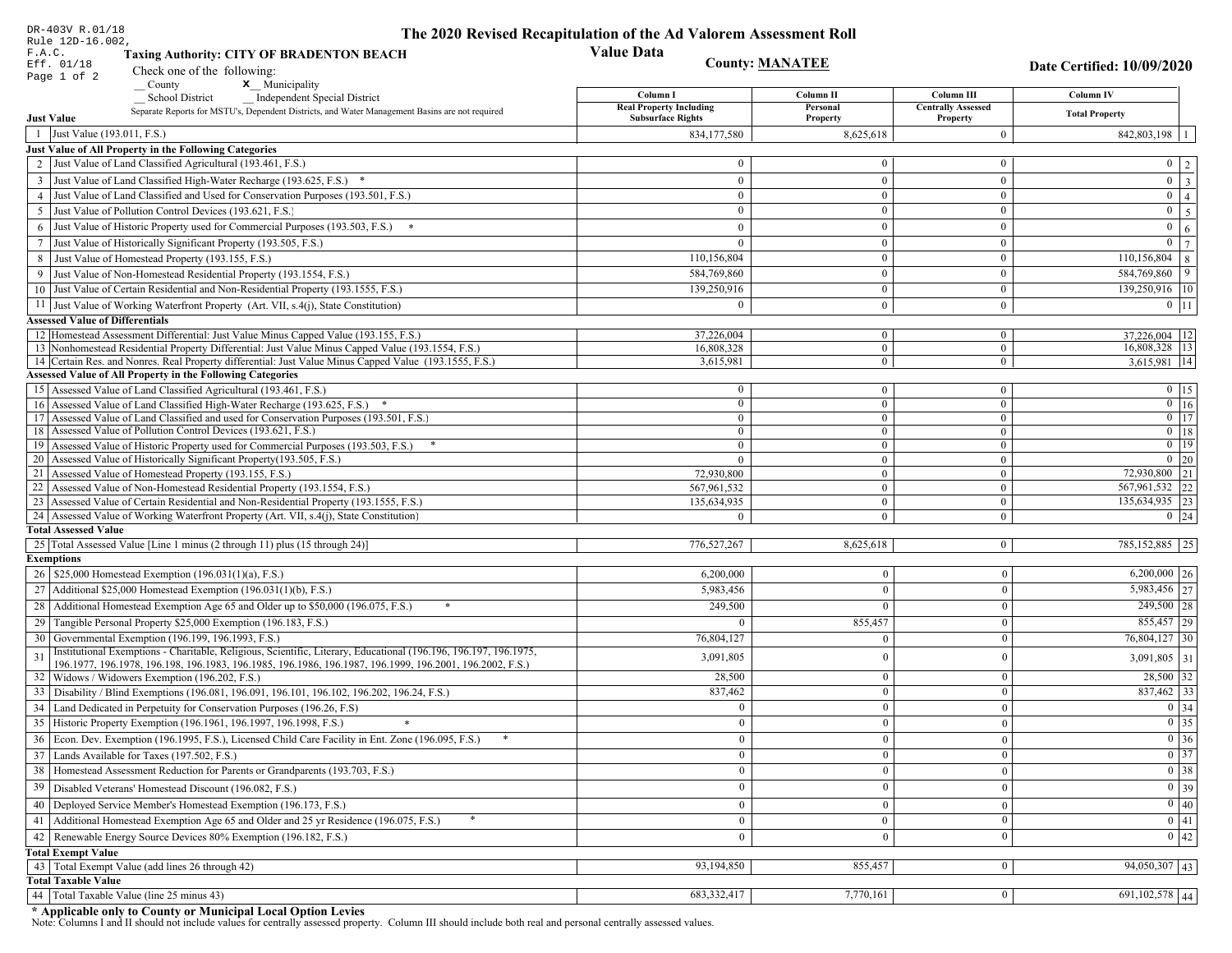DR-403V R.01/18
Rule 12D-16.002, F.A.C.
Eff. 01/18

# The 2020 Revised Recapitulation of the Ad Valorem Assessment Roll
## Value Data

**Taxing Authority: CITY OF BRADENTON BEACH**

**County: MANATEE**

**Date Certified: 10/09/2020**

Check one of the following:
__ County  X__ Municipality
__ School District  __ Independent Special District

Separate Reports for MSTU's, Dependent Districts, and Water Management Basins are not required

| | | Column I Real Property Including Subsurface Rights | Column II Personal Property | Column III Centrally Assessed Property | Column IV Total Property | |
|---|---|---|---|---|---|---|
| **Just Value** | | | | | | |
| 1 | Just Value (193.011, F.S.) | 834,177,580 | 8,625,618 | 0 | 842,803,198 | 1 |
| **Just Value of All Property in the Following Categories** | | | | | | |
| 2 | Just Value of Land Classified Agricultural (193.461, F.S.) | 0 | 0 | 0 | 0 | 2 |
| 3 | Just Value of Land Classified High-Water Recharge (193.625, F.S.) * | 0 | 0 | 0 | 0 | 3 |
| 4 | Just Value of Land Classified and Used for Conservation Purposes (193.501, F.S.) | 0 | 0 | 0 | 0 | 4 |
| 5 | Just Value of Pollution Control Devices (193.621, F.S.) | 0 | 0 | 0 | 0 | 5 |
| 6 | Just Value of Historic Property used for Commercial Purposes (193.503, F.S.) * | 0 | 0 | 0 | 0 | 6 |
| 7 | Just Value of Historically Significant Property (193.505, F.S.) | 0 | 0 | 0 | 0 | 7 |
| 8 | Just Value of Homestead Property (193.155, F.S.) | 110,156,804 | 0 | 0 | 110,156,804 | 8 |
| 9 | Just Value of Non-Homestead Residential Property (193.1554, F.S.) | 584,769,860 | 0 | 0 | 584,769,860 | 9 |
| 10 | Just Value of Certain Residential and Non-Residential Property (193.1555, F.S.) | 139,250,916 | 0 | 0 | 139,250,916 | 10 |
| 11 | Just Value of Working Waterfront Property (Art. VII, s.4(j), State Constitution) | 0 | 0 | 0 | 0 | 11 |
| **Assessed Value of Differentials** | | | | | | |
| 12 | Homestead Assessment Differential: Just Value Minus Capped Value (193.155, F.S.) | 37,226,004 | 0 | 0 | 37,226,004 | 12 |
| 13 | Nonhomestead Residential Property Differential: Just Value Minus Capped Value (193.1554, F.S.) | 16,808,328 | 0 | 0 | 16,808,328 | 13 |
| 14 | Certain Res. and Nonres. Real Property differential: Just Value Minus Capped Value (193.1555, F.S.) | 3,615,981 | 0 | 0 | 3,615,981 | 14 |
| **Assessed Value of All Property in the Following Categories** | | | | | | |
| 15 | Assessed Value of Land Classified Agricultural (193.461, F.S.) | 0 | 0 | 0 | 0 | 15 |
| 16 | Assessed Value of Land Classified High-Water Recharge (193.625, F.S.) * | 0 | 0 | 0 | 0 | 16 |
| 17 | Assessed Value of Land Classified and used for Conservation Purposes (193.501, F.S.) | 0 | 0 | 0 | 0 | 17 |
| 18 | Assessed Value of Pollution Control Devices (193.621, F.S.) | 0 | 0 | 0 | 0 | 18 |
| 19 | Assessed Value of Historic Property used for Commercial Purposes (193.503, F.S.) * | 0 | 0 | 0 | 0 | 19 |
| 20 | Assessed Value of Historically Significant Property(193.505, F.S.) | 0 | 0 | 0 | 0 | 20 |
| 21 | Assessed Value of Homestead Property (193.155, F.S.) | 72,930,800 | 0 | 0 | 72,930,800 | 21 |
| 22 | Assessed Value of Non-Homestead Residential Property (193.1554, F.S.) | 567,961,532 | 0 | 0 | 567,961,532 | 22 |
| 23 | Assessed Value of Certain Residential and Non-Residential Property (193.1555, F.S.) | 135,634,935 | 0 | 0 | 135,634,935 | 23 |
| 24 | Assessed Value of Working Waterfront Property (Art. VII, s.4(j), State Constitution) | 0 | 0 | 0 | 0 | 24 |
| **Total Assessed Value** | | | | | | |
| 25 | Total Assessed Value [Line 1 minus (2 through 11) plus (15 through 24)] | 776,527,267 | 8,625,618 | 0 | 785,152,885 | 25 |
| **Exemptions** | | | | | | |
| 26 | $25,000 Homestead Exemption (196.031(1)(a), F.S.) | 6,200,000 | 0 | 0 | 6,200,000 | 26 |
| 27 | Additional $25,000 Homestead Exemption (196.031(1)(b), F.S.) | 5,983,456 | 0 | 0 | 5,983,456 | 27 |
| 28 | Additional Homestead Exemption Age 65 and Older up to $50,000 (196.075, F.S.) * | 249,500 | 0 | 0 | 249,500 | 28 |
| 29 | Tangible Personal Property $25,000 Exemption (196.183, F.S.) | 0 | 855,457 | 0 | 855,457 | 29 |
| 30 | Governmental Exemption (196.199, 196.1993, F.S.) | 76,804,127 | 0 | 0 | 76,804,127 | 30 |
| 31 | Institutional Exemptions - Charitable, Religious, Scientific, Literary, Educational (196.196, 196.197, 196.1975, 196.1977, 196.1978, 196.198, 196.1983, 196.1985, 196.1986, 196.1987, 196.1999, 196.2001, 196.2002, F.S.) | 3,091,805 | 0 | 0 | 3,091,805 | 31 |
| 32 | Widows / Widowers Exemption (196.202, F.S.) | 28,500 | 0 | 0 | 28,500 | 32 |
| 33 | Disability / Blind Exemptions (196.081, 196.091, 196.101, 196.102, 196.202, 196.24, F.S.) | 837,462 | 0 | 0 | 837,462 | 33 |
| 34 | Land Dedicated in Perpetuity for Conservation Purposes (196.26, F.S) | 0 | 0 | 0 | 0 | 34 |
| 35 | Historic Property Exemption (196.1961, 196.1997, 196.1998, F.S.) * | 0 | 0 | 0 | 0 | 35 |
| 36 | Econ. Dev. Exemption (196.1995, F.S.), Licensed Child Care Facility in Ent. Zone (196.095, F.S.) * | 0 | 0 | 0 | 0 | 36 |
| 37 | Lands Available for Taxes (197.502, F.S.) | 0 | 0 | 0 | 0 | 37 |
| 38 | Homestead Assessment Reduction for Parents or Grandparents (193.703, F.S.) | 0 | 0 | 0 | 0 | 38 |
| 39 | Disabled Veterans' Homestead Discount (196.082, F.S.) | 0 | 0 | 0 | 0 | 39 |
| 40 | Deployed Service Member's Homestead Exemption (196.173, F.S.) | 0 | 0 | 0 | 0 | 40 |
| 41 | Additional Homestead Exemption Age 65 and Older and 25 yr Residence (196.075, F.S.) * | 0 | 0 | 0 | 0 | 41 |
| 42 | Renewable Energy Source Devices 80% Exemption (196.182, F.S.) | 0 | 0 | 0 | 0 | 42 |
| **Total Exempt Value** | | | | | | |
| 43 | Total Exempt Value (add lines 26 through 42) | 93,194,850 | 855,457 | 0 | 94,050,307 | 43 |
| **Total Taxable Value** | | | | | | |
| 44 | Total Taxable Value (line 25 minus 43) | 683,332,417 | 7,770,161 | 0 | 691,102,578 | 44 |

**\* Applicable only to County or Municipal Local Option Levies**

Note: Columns I and II should not include values for centrally assessed property. Column III should include both real and personal centrally assessed values.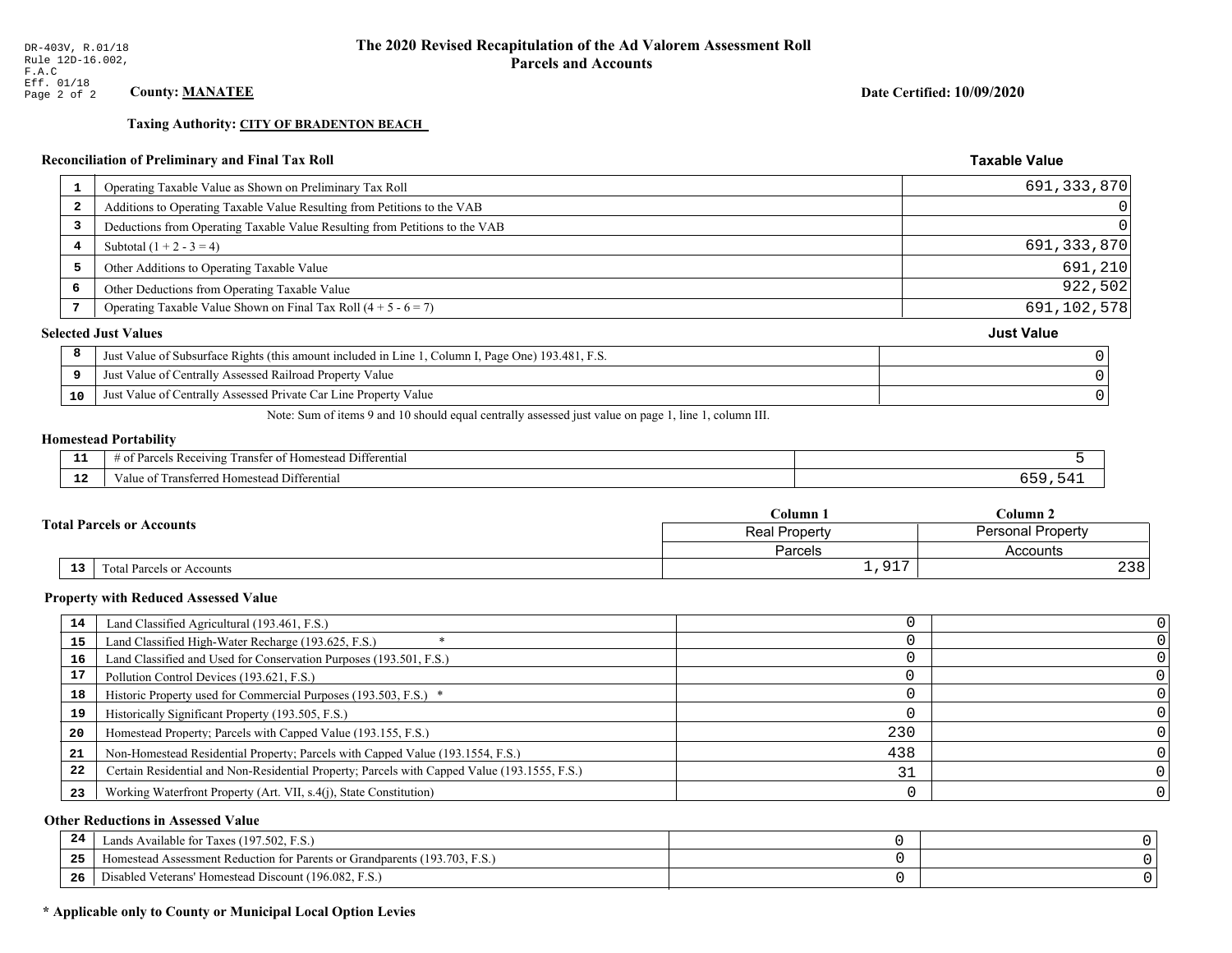DR-403V, R.01/18
Rule 12D-16.002,
F.A.C
Eff. 01/18

# The 2020 Revised Recapitulation of the Ad Valorem Assessment Roll
## Parcels and Accounts

**County: MANATEE**

**Date Certified: 10/09/2020**

**Taxing Authority: CITY OF BRADENTON BEACH**

### Reconciliation of Preliminary and Final Tax Roll

| # | Description | Taxable Value |
|---|---|---|
| 1 | Operating Taxable Value as Shown on Preliminary Tax Roll | 691,333,870 |
| 2 | Additions to Operating Taxable Value Resulting from Petitions to the VAB | 0 |
| 3 | Deductions from Operating Taxable Value Resulting from Petitions to the VAB | 0 |
| 4 | Subtotal (1 + 2 - 3 = 4) | 691,333,870 |
| 5 | Other Additions to Operating Taxable Value | 691,210 |
| 6 | Other Deductions from Operating Taxable Value | 922,502 |
| 7 | Operating Taxable Value Shown on Final Tax Roll (4 + 5 - 6 = 7) | 691,102,578 |

### Selected Just Values

| # | Description | Just Value |
|---|---|---|
| 8 | Just Value of Subsurface Rights (this amount included in Line 1, Column I, Page One) 193.481, F.S. | 0 |
| 9 | Just Value of Centrally Assessed Railroad Property Value | 0 |
| 10 | Just Value of Centrally Assessed Private Car Line Property Value | 0 |

Note: Sum of items 9 and 10 should equal centrally assessed just value on page 1, line 1, column III.

### Homestead Portability

| # | Description | Value |
|---|---|---|
| 11 | # of Parcels Receiving Transfer of Homestead Differential | 5 |
| 12 | Value of Transferred Homestead Differential | 659,541 |

### Total Parcels or Accounts

| # | Description | Column 1 Real Property Parcels | Column 2 Personal Property Accounts |
|---|---|---|---|
| 13 | Total Parcels or Accounts | 1,917 | 238 |

### Property with Reduced Assessed Value

| # | Description | Column 1 | Column 2 |
|---|---|---|---|
| 14 | Land Classified Agricultural (193.461, F.S.) | 0 | 0 |
| 15 | Land Classified High-Water Recharge (193.625, F.S.) * | 0 | 0 |
| 16 | Land Classified and Used for Conservation Purposes (193.501, F.S.) | 0 | 0 |
| 17 | Pollution Control Devices (193.621, F.S.) | 0 | 0 |
| 18 | Historic Property used for Commercial Purposes (193.503, F.S.) * | 0 | 0 |
| 19 | Historically Significant Property (193.505, F.S.) | 0 | 0 |
| 20 | Homestead Property; Parcels with Capped Value (193.155, F.S.) | 230 | 0 |
| 21 | Non-Homestead Residential Property; Parcels with Capped Value (193.1554, F.S.) | 438 | 0 |
| 22 | Certain Residential and Non-Residential Property; Parcels with Capped Value (193.1555, F.S.) | 31 | 0 |
| 23 | Working Waterfront Property (Art. VII, s.4(j), State Constitution) | 0 | 0 |

### Other Reductions in Assessed Value

| # | Description | Column 1 | Column 2 |
|---|---|---|---|
| 24 | Lands Available for Taxes (197.502, F.S.) | 0 | 0 |
| 25 | Homestead Assessment Reduction for Parents or Grandparents (193.703, F.S.) | 0 | 0 |
| 26 | Disabled Veterans' Homestead Discount (196.082, F.S.) | 0 | 0 |

**\* Applicable only to County or Municipal Local Option Levies**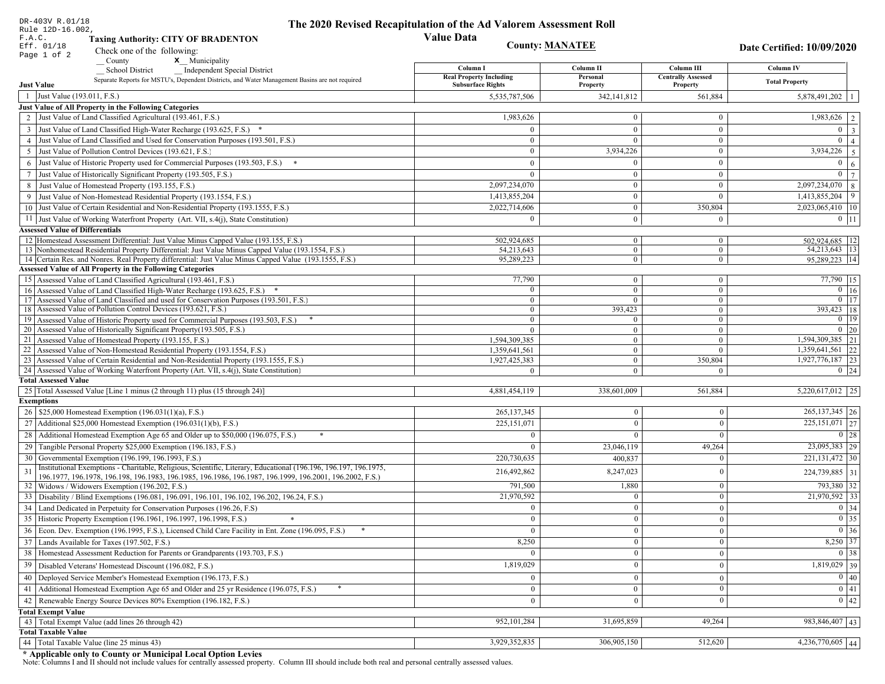DR-403V R.01/18
Rule 12D-16.002, F.A.C.
Eff. 01/18

# The 2020 Revised Recapitulation of the Ad Valorem Assessment Roll

## Value Data

**Taxing Authority: CITY OF BRADENTON**

**County: MANATEE**

**Date Certified: 10/09/2020**

Check one of the following:
__ County   **x** Municipality
__ School District   __ Independent Special District

Separate Reports for MSTU's, Dependent Districts, and Water Management Basins are not required

| | | Column I Real Property Including Subsurface Rights | Column II Personal Property | Column III Centrally Assessed Property | Column IV Total Property | |
|---|---|---|---|---|---|---|
| **Just Value** | | | | | | |
| 1 | Just Value (193.011, F.S.) | 5,535,787,506 | 342,141,812 | 561,884 | 5,878,491,202 | 1 |
| **Just Value of All Property in the Following Categories** | | | | | | |
| 2 | Just Value of Land Classified Agricultural (193.461, F.S.) | 1,983,626 | 0 | 0 | 1,983,626 | 2 |
| 3 | Just Value of Land Classified High-Water Recharge (193.625, F.S.) * | 0 | 0 | 0 | 0 | 3 |
| 4 | Just Value of Land Classified and Used for Conservation Purposes (193.501, F.S.) | 0 | 0 | 0 | 0 | 4 |
| 5 | Just Value of Pollution Control Devices (193.621, F.S.) | 0 | 3,934,226 | 0 | 3,934,226 | 5 |
| 6 | Just Value of Historic Property used for Commercial Purposes (193.503, F.S.) * | 0 | 0 | 0 | 0 | 6 |
| 7 | Just Value of Historically Significant Property (193.505, F.S.) | 0 | 0 | 0 | 0 | 7 |
| 8 | Just Value of Homestead Property (193.155, F.S.) | 2,097,234,070 | 0 | 0 | 2,097,234,070 | 8 |
| 9 | Just Value of Non-Homestead Residential Property (193.1554, F.S.) | 1,413,855,204 | 0 | 0 | 1,413,855,204 | 9 |
| 10 | Just Value of Certain Residential and Non-Residential Property (193.1555, F.S.) | 2,022,714,606 | 0 | 350,804 | 2,023,065,410 | 10 |
| 11 | Just Value of Working Waterfront Property (Art. VII, s.4(j), State Constitution) | 0 | 0 | 0 | 0 | 11 |
| **Assessed Value of Differentials** | | | | | | |
| 12 | Homestead Assessment Differential: Just Value Minus Capped Value (193.155, F.S.) | 502,924,685 | 0 | 0 | 502,924,685 | 12 |
| 13 | Nonhomestead Residential Property Differential: Just Value Minus Capped Value (193.1554, F.S.) | 54,213,643 | 0 | 0 | 54,213,643 | 13 |
| 14 | Certain Res. and Nonres. Real Property differential: Just Value Minus Capped Value (193.1555, F.S.) | 95,289,223 | 0 | 0 | 95,289,223 | 14 |
| **Assessed Value of All Property in the Following Categories** | | | | | | |
| 15 | Assessed Value of Land Classified Agricultural (193.461, F.S.) | 77,790 | 0 | 0 | 77,790 | 15 |
| 16 | Assessed Value of Land Classified High-Water Recharge (193.625, F.S.) * | 0 | 0 | 0 | 0 | 16 |
| 17 | Assessed Value of Land Classified and used for Conservation Purposes (193.501, F.S.) | 0 | 0 | 0 | 0 | 17 |
| 18 | Assessed Value of Pollution Control Devices (193.621, F.S.) | 0 | 393,423 | 0 | 393,423 | 18 |
| 19 | Assessed Value of Historic Property used for Commercial Purposes (193.503, F.S.) * | 0 | 0 | 0 | 0 | 19 |
| 20 | Assessed Value of Historically Significant Property(193.505, F.S.) | 0 | 0 | 0 | 0 | 20 |
| 21 | Assessed Value of Homestead Property (193.155, F.S.) | 1,594,309,385 | 0 | 0 | 1,594,309,385 | 21 |
| 22 | Assessed Value of Non-Homestead Residential Property (193.1554, F.S.) | 1,359,641,561 | 0 | 0 | 1,359,641,561 | 22 |
| 23 | Assessed Value of Certain Residential and Non-Residential Property (193.1555, F.S.) | 1,927,425,383 | 0 | 350,804 | 1,927,776,187 | 23 |
| 24 | Assessed Value of Working Waterfront Property (Art. VII, s.4(j), State Constitution) | 0 | 0 | 0 | 0 | 24 |
| **Total Assessed Value** | | | | | | |
| 25 | Total Assessed Value [Line 1 minus (2 through 11) plus (15 through 24)] | 4,881,454,119 | 338,601,009 | 561,884 | 5,220,617,012 | 25 |
| **Exemptions** | | | | | | |
| 26 | $25,000 Homestead Exemption (196.031(1)(a), F.S.) | 265,137,345 | 0 | 0 | 265,137,345 | 26 |
| 27 | Additional $25,000 Homestead Exemption (196.031(1)(b), F.S.) | 225,151,071 | 0 | 0 | 225,151,071 | 27 |
| 28 | Additional Homestead Exemption Age 65 and Older up to $50,000 (196.075, F.S.) * | 0 | 0 | 0 | 0 | 28 |
| 29 | Tangible Personal Property $25,000 Exemption (196.183, F.S.) | 0 | 23,046,119 | 49,264 | 23,095,383 | 29 |
| 30 | Governmental Exemption (196.199, 196.1993, F.S.) | 220,730,635 | 400,837 | 0 | 221,131,472 | 30 |
| 31 | Institutional Exemptions - Charitable, Religious, Scientific, Literary, Educational (196.196, 196.197, 196.1975, 196.1977, 196.1978, 196.198, 196.1983, 196.1985, 196.1986, 196.1987, 196.1999, 196.2001, 196.2002, F.S.) | 216,492,862 | 8,247,023 | 0 | 224,739,885 | 31 |
| 32 | Widows / Widowers Exemption (196.202, F.S.) | 791,500 | 1,880 | 0 | 793,380 | 32 |
| 33 | Disability / Blind Exemptions (196.081, 196.091, 196.101, 196.102, 196.202, 196.24, F.S.) | 21,970,592 | 0 | 0 | 21,970,592 | 33 |
| 34 | Land Dedicated in Perpetuity for Conservation Purposes (196.26, F.S) | 0 | 0 | 0 | 0 | 34 |
| 35 | Historic Property Exemption (196.1961, 196.1997, 196.1998, F.S.) * | 0 | 0 | 0 | 0 | 35 |
| 36 | Econ. Dev. Exemption (196.1995, F.S.), Licensed Child Care Facility in Ent. Zone (196.095, F.S.) * | 0 | 0 | 0 | 0 | 36 |
| 37 | Lands Available for Taxes (197.502, F.S.) | 8,250 | 0 | 0 | 8,250 | 37 |
| 38 | Homestead Assessment Reduction for Parents or Grandparents (193.703, F.S.) | 0 | 0 | 0 | 0 | 38 |
| 39 | Disabled Veterans' Homestead Discount (196.082, F.S.) | 1,819,029 | 0 | 0 | 1,819,029 | 39 |
| 40 | Deployed Service Member's Homestead Exemption (196.173, F.S.) | 0 | 0 | 0 | 0 | 40 |
| 41 | Additional Homestead Exemption Age 65 and Older and 25 yr Residence (196.075, F.S.) * | 0 | 0 | 0 | 0 | 41 |
| 42 | Renewable Energy Source Devices 80% Exemption (196.182, F.S.) | 0 | 0 | 0 | 0 | 42 |
| **Total Exempt Value** | | | | | | |
| 43 | Total Exempt Value (add lines 26 through 42) | 952,101,284 | 31,695,859 | 49,264 | 983,846,407 | 43 |
| **Total Taxable Value** | | | | | | |
| 44 | Total Taxable Value (line 25 minus 43) | 3,929,352,835 | 306,905,150 | 512,620 | 4,236,770,605 | 44 |

**\* Applicable only to County or Municipal Local Option Levies**

Note: Columns I and II should not include values for centrally assessed property. Column III should include both real and personal centrally assessed values.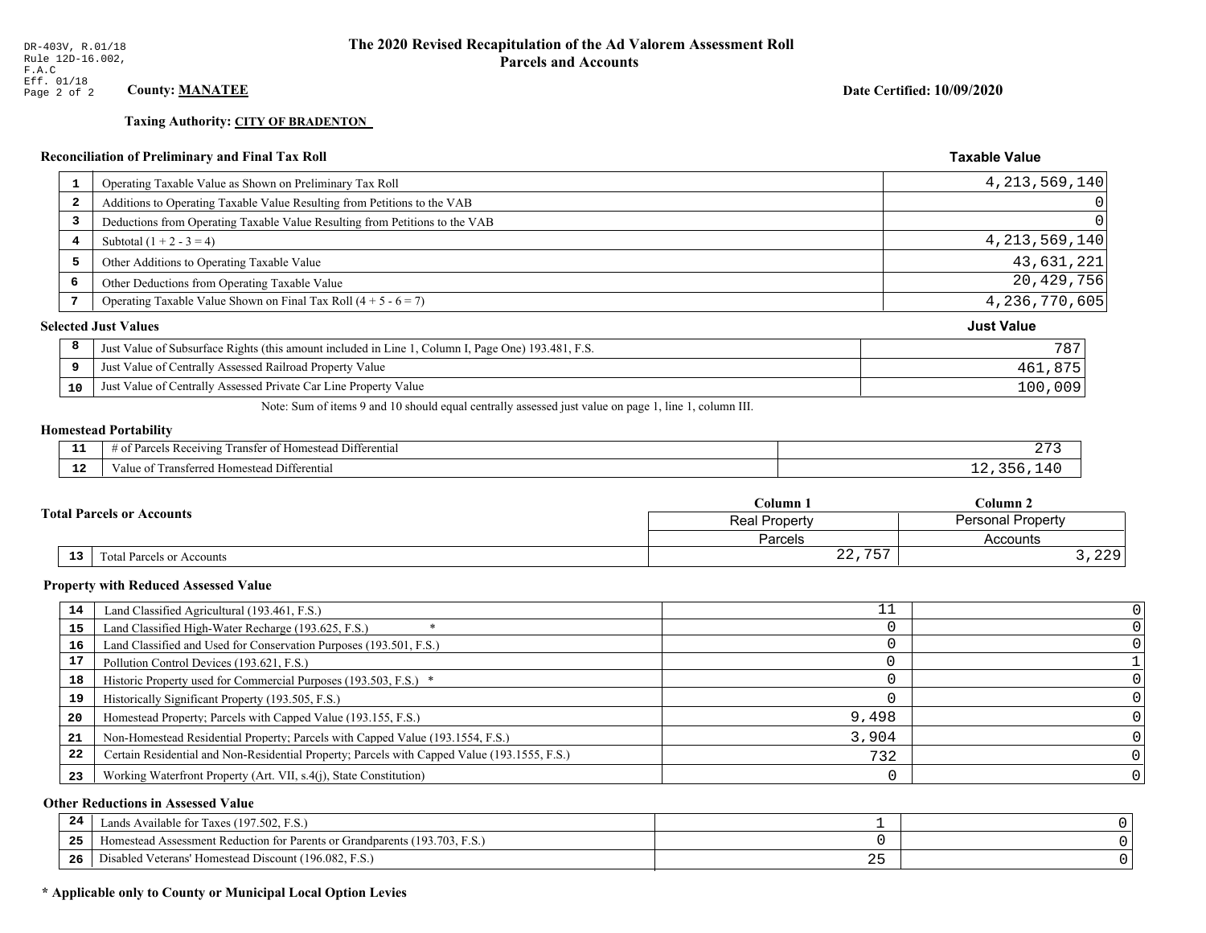DR-403V, R.01/18
Rule 12D-16.002, F.A.C
Eff. 01/18

# The 2020 Revised Recapitulation of the Ad Valorem Assessment Roll
## Parcels and Accounts

**County:** **MANATEE**

**Date Certified: 10/09/2020**

**Taxing Authority:** **CITY OF BRADENTON**

### Reconciliation of Preliminary and Final Tax Roll

| | | Taxable Value |
|---|---|---|
| 1 | Operating Taxable Value as Shown on Preliminary Tax Roll | 4,213,569,140 |
| 2 | Additions to Operating Taxable Value Resulting from Petitions to the VAB | 0 |
| 3 | Deductions from Operating Taxable Value Resulting from Petitions to the VAB | 0 |
| 4 | Subtotal (1 + 2 - 3 = 4) | 4,213,569,140 |
| 5 | Other Additions to Operating Taxable Value | 43,631,221 |
| 6 | Other Deductions from Operating Taxable Value | 20,429,756 |
| 7 | Operating Taxable Value Shown on Final Tax Roll (4 + 5 - 6 = 7) | 4,236,770,605 |

### Selected Just Values

| | | Just Value |
|---|---|---|
| 8 | Just Value of Subsurface Rights (this amount included in Line 1, Column I, Page One) 193.481, F.S. | 787 |
| 9 | Just Value of Centrally Assessed Railroad Property Value | 461,875 |
| 10 | Just Value of Centrally Assessed Private Car Line Property Value | 100,009 |

Note: Sum of items 9 and 10 should equal centrally assessed just value on page 1, line 1, column III.

### Homestead Portability

| | | |
|---|---|---|
| 11 | # of Parcels Receiving Transfer of Homestead Differential | 273 |
| 12 | Value of Transferred Homestead Differential | 12,356,140 |

### Total Parcels or Accounts

| | | Column 1<br>Real Property<br>Parcels | Column 2<br>Personal Property<br>Accounts |
|---|---|---|---|
| 13 | Total Parcels or Accounts | 22,757 | 3,229 |

### Property with Reduced Assessed Value

| | | Column 1 | Column 2 |
|---|---|---|---|
| 14 | Land Classified Agricultural (193.461, F.S.) | 11 | 0 |
| 15 | Land Classified High-Water Recharge (193.625, F.S.) * | 0 | 0 |
| 16 | Land Classified and Used for Conservation Purposes (193.501, F.S.) | 0 | 0 |
| 17 | Pollution Control Devices (193.621, F.S.) | 0 | 1 |
| 18 | Historic Property used for Commercial Purposes (193.503, F.S.) * | 0 | 0 |
| 19 | Historically Significant Property (193.505, F.S.) | 0 | 0 |
| 20 | Homestead Property; Parcels with Capped Value (193.155, F.S.) | 9,498 | 0 |
| 21 | Non-Homestead Residential Property; Parcels with Capped Value (193.1554, F.S.) | 3,904 | 0 |
| 22 | Certain Residential and Non-Residential Property; Parcels with Capped Value (193.1555, F.S.) | 732 | 0 |
| 23 | Working Waterfront Property (Art. VII, s.4(j), State Constitution) | 0 | 0 |

### Other Reductions in Assessed Value

| | | Column 1 | Column 2 |
|---|---|---|---|
| 24 | Lands Available for Taxes (197.502, F.S.) | 1 | 0 |
| 25 | Homestead Assessment Reduction for Parents or Grandparents (193.703, F.S.) | 0 | 0 |
| 26 | Disabled Veterans' Homestead Discount (196.082, F.S.) | 25 | 0 |

**\* Applicable only to County or Municipal Local Option Levies**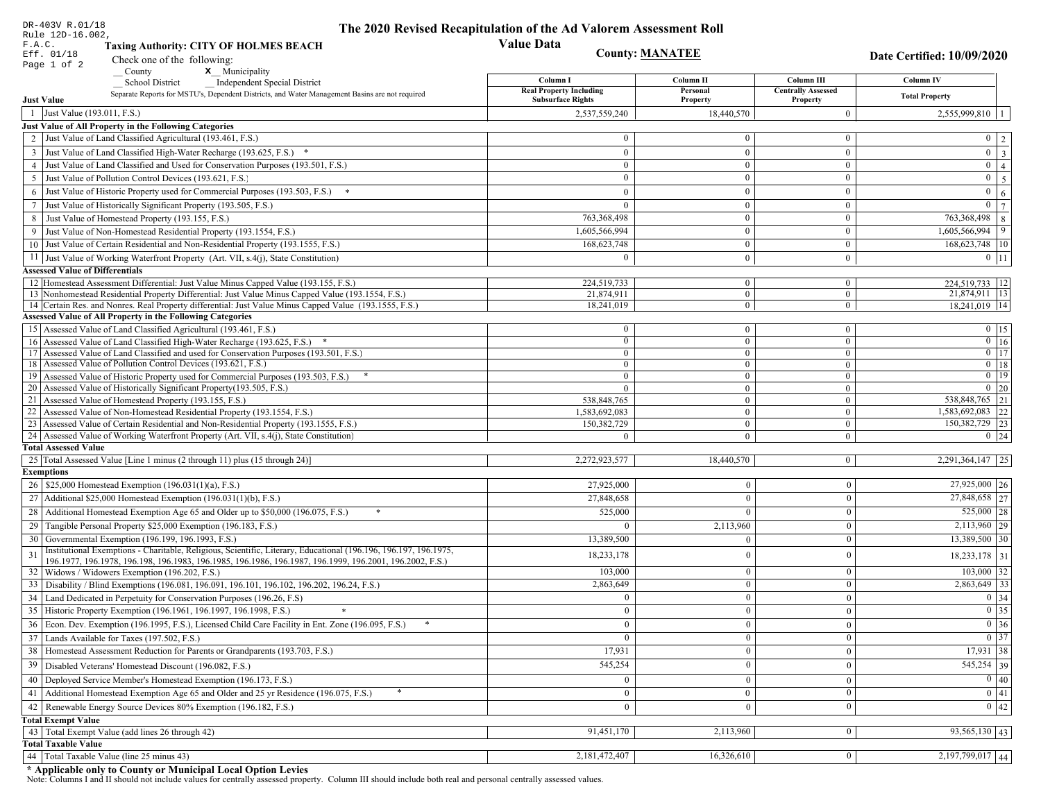DR-403V R.01/18
Rule 12D-16.002, F.A.C.
Eff. 01/18
Page 1 of 2

# The 2020 Revised Recapitulation of the Ad Valorem Assessment Roll
## Value Data

**Taxing Authority: CITY OF HOLMES BEACH**

**County: MANATEE**

**Date Certified: 10/09/2020**

Check one of the following:
__ County   x__ Municipality
__ School District   __ Independent Special District

Separate Reports for MSTU's, Dependent Districts, and Water Management Basins are not required

| | Column I Real Property Including Subsurface Rights | Column II Personal Property | Column III Centrally Assessed Property | Column IV Total Property | |
|---|---|---|---|---|---|
| **Just Value** | | | | | |
| 1 Just Value (193.011, F.S.) | 2,537,559,240 | 18,440,570 | 0 | 2,555,999,810 | 1 |
| **Just Value of All Property in the Following Categories** | | | | | |
| 2 Just Value of Land Classified Agricultural (193.461, F.S.) | 0 | 0 | 0 | 0 | 2 |
| 3 Just Value of Land Classified High-Water Recharge (193.625, F.S.) * | 0 | 0 | 0 | 0 | 3 |
| 4 Just Value of Land Classified and Used for Conservation Purposes (193.501, F.S.) | 0 | 0 | 0 | 0 | 4 |
| 5 Just Value of Pollution Control Devices (193.621, F.S.) | 0 | 0 | 0 | 0 | 5 |
| 6 Just Value of Historic Property used for Commercial Purposes (193.503, F.S.) * | 0 | 0 | 0 | 0 | 6 |
| 7 Just Value of Historically Significant Property (193.505, F.S.) | 0 | 0 | 0 | 0 | 7 |
| 8 Just Value of Homestead Property (193.155, F.S.) | 763,368,498 | 0 | 0 | 763,368,498 | 8 |
| 9 Just Value of Non-Homestead Residential Property (193.1554, F.S.) | 1,605,566,994 | 0 | 0 | 1,605,566,994 | 9 |
| 10 Just Value of Certain Residential and Non-Residential Property (193.1555, F.S.) | 168,623,748 | 0 | 0 | 168,623,748 | 10 |
| 11 Just Value of Working Waterfront Property (Art. VII, s.4(j), State Constitution) | 0 | 0 | 0 | 0 | 11 |
| **Assessed Value of Differentials** | | | | | |
| 12 Homestead Assessment Differential: Just Value Minus Capped Value (193.155, F.S.) | 224,519,733 | 0 | 0 | 224,519,733 | 12 |
| 13 Nonhomestead Residential Property Differential: Just Value Minus Capped Value (193.1554, F.S.) | 21,874,911 | 0 | 0 | 21,874,911 | 13 |
| 14 Certain Res. and Nonres. Real Property differential: Just Value Minus Capped Value (193.1555, F.S.) | 18,241,019 | 0 | 0 | 18,241,019 | 14 |
| **Assessed Value of All Property in the Following Categories** | | | | | |
| 15 Assessed Value of Land Classified Agricultural (193.461, F.S.) | 0 | 0 | 0 | 0 | 15 |
| 16 Assessed Value of Land Classified High-Water Recharge (193.625, F.S.) * | 0 | 0 | 0 | 0 | 16 |
| 17 Assessed Value of Land Classified and used for Conservation Purposes (193.501, F.S.) | 0 | 0 | 0 | 0 | 17 |
| 18 Assessed Value of Pollution Control Devices (193.621, F.S.) | 0 | 0 | 0 | 0 | 18 |
| 19 Assessed Value of Historic Property used for Commercial Purposes (193.503, F.S.) * | 0 | 0 | 0 | 0 | 19 |
| 20 Assessed Value of Historically Significant Property(193.505, F.S.) | 0 | 0 | 0 | 0 | 20 |
| 21 Assessed Value of Homestead Property (193.155, F.S.) | 538,848,765 | 0 | 0 | 538,848,765 | 21 |
| 22 Assessed Value of Non-Homestead Residential Property (193.1554, F.S.) | 1,583,692,083 | 0 | 0 | 1,583,692,083 | 22 |
| 23 Assessed Value of Certain Residential and Non-Residential Property (193.1555, F.S.) | 150,382,729 | 0 | 0 | 150,382,729 | 23 |
| 24 Assessed Value of Working Waterfront Property (Art. VII, s.4(j), State Constitution) | 0 | 0 | 0 | 0 | 24 |
| **Total Assessed Value** | | | | | |
| 25 Total Assessed Value [Line 1 minus (2 through 11) plus (15 through 24)] | 2,272,923,577 | 18,440,570 | 0 | 2,291,364,147 | 25 |
| **Exemptions** | | | | | |
| 26 $25,000 Homestead Exemption (196.031(1)(a), F.S.) | 27,925,000 | 0 | 0 | 27,925,000 | 26 |
| 27 Additional $25,000 Homestead Exemption (196.031(1)(b), F.S.) | 27,848,658 | 0 | 0 | 27,848,658 | 27 |
| 28 Additional Homestead Exemption Age 65 and Older up to $50,000 (196.075, F.S.) * | 525,000 | 0 | 0 | 525,000 | 28 |
| 29 Tangible Personal Property $25,000 Exemption (196.183, F.S.) | 0 | 2,113,960 | 0 | 2,113,960 | 29 |
| 30 Governmental Exemption (196.199, 196.1993, F.S.) | 13,389,500 | 0 | 0 | 13,389,500 | 30 |
| 31 Institutional Exemptions - Charitable, Religious, Scientific, Literary, Educational (196.196, 196.197, 196.1975, 196.1977, 196.1978, 196.198, 196.1983, 196.1985, 196.1986, 196.1987, 196.1999, 196.2001, 196.2002, F.S.) | 18,233,178 | 0 | 0 | 18,233,178 | 31 |
| 32 Widows / Widowers Exemption (196.202, F.S.) | 103,000 | 0 | 0 | 103,000 | 32 |
| 33 Disability / Blind Exemptions (196.081, 196.091, 196.101, 196.102, 196.202, 196.24, F.S.) | 2,863,649 | 0 | 0 | 2,863,649 | 33 |
| 34 Land Dedicated in Perpetuity for Conservation Purposes (196.26, F.S) | 0 | 0 | 0 | 0 | 34 |
| 35 Historic Property Exemption (196.1961, 196.1997, 196.1998, F.S.) * | 0 | 0 | 0 | 0 | 35 |
| 36 Econ. Dev. Exemption (196.1995, F.S.), Licensed Child Care Facility in Ent. Zone (196.095, F.S.) * | 0 | 0 | 0 | 0 | 36 |
| 37 Lands Available for Taxes (197.502, F.S.) | 0 | 0 | 0 | 0 | 37 |
| 38 Homestead Assessment Reduction for Parents or Grandparents (193.703, F.S.) | 17,931 | 0 | 0 | 17,931 | 38 |
| 39 Disabled Veterans' Homestead Discount (196.082, F.S.) | 545,254 | 0 | 0 | 545,254 | 39 |
| 40 Deployed Service Member's Homestead Exemption (196.173, F.S.) | 0 | 0 | 0 | 0 | 40 |
| 41 Additional Homestead Exemption Age 65 and Older and 25 yr Residence (196.075, F.S.) * | 0 | 0 | 0 | 0 | 41 |
| 42 Renewable Energy Source Devices 80% Exemption (196.182, F.S.) | 0 | 0 | 0 | 0 | 42 |
| **Total Exempt Value** | | | | | |
| 43 Total Exempt Value (add lines 26 through 42) | 91,451,170 | 2,113,960 | 0 | 93,565,130 | 43 |
| **Total Taxable Value** | | | | | |
| 44 Total Taxable Value (line 25 minus 43) | 2,181,472,407 | 16,326,610 | 0 | 2,197,799,017 | 44 |

**\* Applicable only to County or Municipal Local Option Levies**

Note: Columns I and II should not include values for centrally assessed property. Column III should include both real and personal centrally assessed values.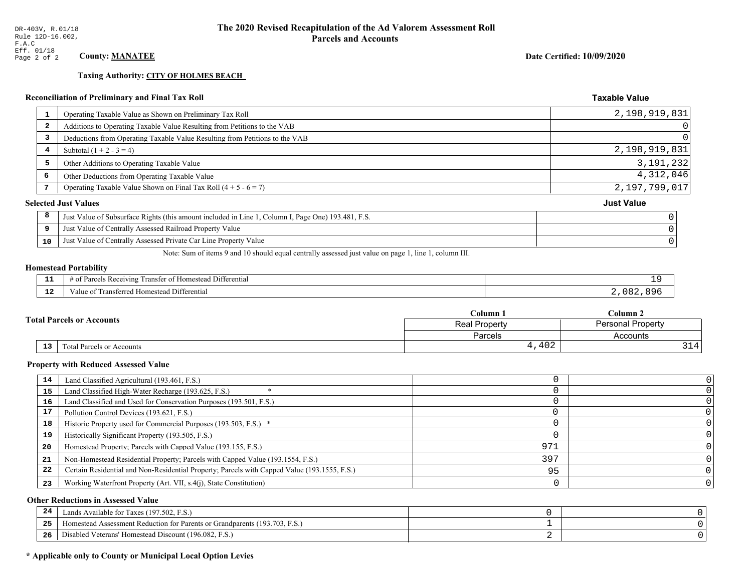DR-403V, R.01/18
Rule 12D-16.002,
F.A.C
Eff. 01/18

# The 2020 Revised Recapitulation of the Ad Valorem Assessment Roll
## Parcels and Accounts

**County: MANATEE**

**Date Certified: 10/09/2020**

**Taxing Authority: CITY OF HOLMES BEACH**

### Reconciliation of Preliminary and Final Tax Roll

| # | Description | Taxable Value |
|---|---|---|
| 1 | Operating Taxable Value as Shown on Preliminary Tax Roll | 2,198,919,831 |
| 2 | Additions to Operating Taxable Value Resulting from Petitions to the VAB | 0 |
| 3 | Deductions from Operating Taxable Value Resulting from Petitions to the VAB | 0 |
| 4 | Subtotal (1 + 2 - 3 = 4) | 2,198,919,831 |
| 5 | Other Additions to Operating Taxable Value | 3,191,232 |
| 6 | Other Deductions from Operating Taxable Value | 4,312,046 |
| 7 | Operating Taxable Value Shown on Final Tax Roll (4 + 5 - 6 = 7) | 2,197,799,017 |

### Selected Just Values

| # | Description | Just Value |
|---|---|---|
| 8 | Just Value of Subsurface Rights (this amount included in Line 1, Column I, Page One) 193.481, F.S. | 0 |
| 9 | Just Value of Centrally Assessed Railroad Property Value | 0 |
| 10 | Just Value of Centrally Assessed Private Car Line Property Value | 0 |

Note: Sum of items 9 and 10 should equal centrally assessed just value on page 1, line 1, column III.

### Homestead Portability

| # | Description | Value |
|---|---|---|
| 11 | # of Parcels Receiving Transfer of Homestead Differential | 19 |
| 12 | Value of Transferred Homestead Differential | 2,082,896 |

### Total Parcels or Accounts

| # | Description | Column 1 Real Property Parcels | Column 2 Personal Property Accounts |
|---|---|---|---|
| 13 | Total Parcels or Accounts | 4,402 | 314 |

### Property with Reduced Assessed Value

| # | Description | Column 1 | Column 2 |
|---|---|---|---|
| 14 | Land Classified Agricultural (193.461, F.S.) | 0 | 0 |
| 15 | Land Classified High-Water Recharge (193.625, F.S.) * | 0 | 0 |
| 16 | Land Classified and Used for Conservation Purposes (193.501, F.S.) | 0 | 0 |
| 17 | Pollution Control Devices (193.621, F.S.) | 0 | 0 |
| 18 | Historic Property used for Commercial Purposes (193.503, F.S.) * | 0 | 0 |
| 19 | Historically Significant Property (193.505, F.S.) | 0 | 0 |
| 20 | Homestead Property; Parcels with Capped Value (193.155, F.S.) | 971 | 0 |
| 21 | Non-Homestead Residential Property; Parcels with Capped Value (193.1554, F.S.) | 397 | 0 |
| 22 | Certain Residential and Non-Residential Property; Parcels with Capped Value (193.1555, F.S.) | 95 | 0 |
| 23 | Working Waterfront Property (Art. VII, s.4(j), State Constitution) | 0 | 0 |

### Other Reductions in Assessed Value

| # | Description | Column 1 | Column 2 |
|---|---|---|---|
| 24 | Lands Available for Taxes (197.502, F.S.) | 0 | 0 |
| 25 | Homestead Assessment Reduction for Parents or Grandparents (193.703, F.S.) | 1 | 0 |
| 26 | Disabled Veterans' Homestead Discount (196.082, F.S.) | 2 | 0 |

**\* Applicable only to County or Municipal Local Option Levies**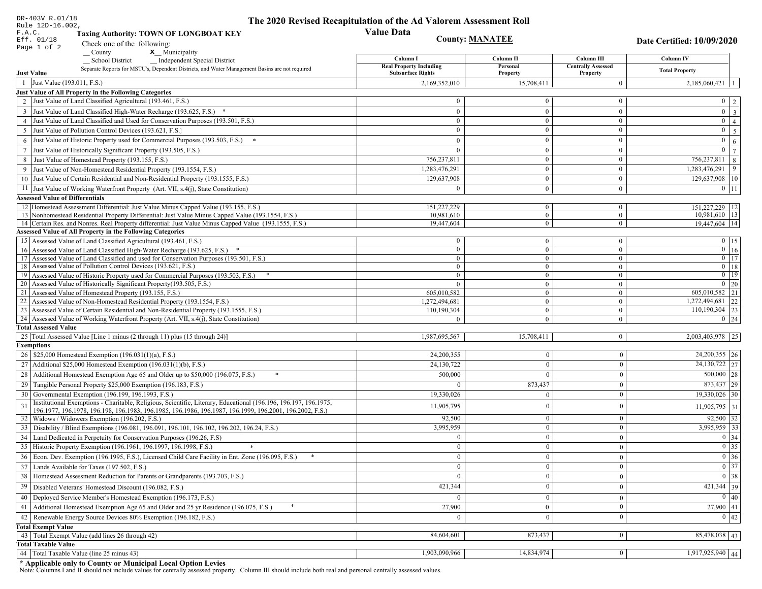DR-403V R.01/18
Rule 12D-16.002, F.A.C.
Eff. 01/18

# The 2020 Revised Recapitulation of the Ad Valorem Assessment Roll

## Value Data

**Taxing Authority: TOWN OF LONGBOAT KEY**

**County: MANATEE**

**Date Certified: 10/09/2020**

Check one of the following:
__ County  **x** Municipality
__ School District  __ Independent Special District

Separate Reports for MSTU's, Dependent Districts, and Water Management Basins are not required

| | Just Value | Column I Real Property Including Subsurface Rights | Column II Personal Property | Column III Centrally Assessed Property | Column IV Total Property | |
|---|---|---|---|---|---|---|
| 1 | Just Value (193.011, F.S.) | 2,169,352,010 | 15,708,411 | 0 | 2,185,060,421 | 1 |
| | **Just Value of All Property in the Following Categories** | | | | | |
| 2 | Just Value of Land Classified Agricultural (193.461, F.S.) | 0 | 0 | 0 | 0 | 2 |
| 3 | Just Value of Land Classified High-Water Recharge (193.625, F.S.) * | 0 | 0 | 0 | 0 | 3 |
| 4 | Just Value of Land Classified and Used for Conservation Purposes (193.501, F.S.) | 0 | 0 | 0 | 0 | 4 |
| 5 | Just Value of Pollution Control Devices (193.621, F.S.) | 0 | 0 | 0 | 0 | 5 |
| 6 | Just Value of Historic Property used for Commercial Purposes (193.503, F.S.) * | 0 | 0 | 0 | 0 | 6 |
| 7 | Just Value of Historically Significant Property (193.505, F.S.) | 0 | 0 | 0 | 0 | 7 |
| 8 | Just Value of Homestead Property (193.155, F.S.) | 756,237,811 | 0 | 0 | 756,237,811 | 8 |
| 9 | Just Value of Non-Homestead Residential Property (193.1554, F.S.) | 1,283,476,291 | 0 | 0 | 1,283,476,291 | 9 |
| 10 | Just Value of Certain Residential and Non-Residential Property (193.1555, F.S.) | 129,637,908 | 0 | 0 | 129,637,908 | 10 |
| 11 | Just Value of Working Waterfront Property (Art. VII, s.4(j), State Constitution) | 0 | 0 | 0 | 0 | 11 |
| | **Assessed Value of Differentials** | | | | | |
| 12 | Homestead Assessment Differential: Just Value Minus Capped Value (193.155, F.S.) | 151,227,229 | 0 | 0 | 151,227,229 | 12 |
| 13 | Nonhomestead Residential Property Differential: Just Value Minus Capped Value (193.1554, F.S.) | 10,981,610 | 0 | 0 | 10,981,610 | 13 |
| 14 | Certain Res. and Nonres. Real Property differential: Just Value Minus Capped Value (193.1555, F.S.) | 19,447,604 | 0 | 0 | 19,447,604 | 14 |
| | **Assessed Value of All Property in the Following Categories** | | | | | |
| 15 | Assessed Value of Land Classified Agricultural (193.461, F.S.) | 0 | 0 | 0 | 0 | 15 |
| 16 | Assessed Value of Land Classified High-Water Recharge (193.625, F.S.) * | 0 | 0 | 0 | 0 | 16 |
| 17 | Assessed Value of Land Classified and used for Conservation Purposes (193.501, F.S.) | 0 | 0 | 0 | 0 | 17 |
| 18 | Assessed Value of Pollution Control Devices (193.621, F.S.) | 0 | 0 | 0 | 0 | 18 |
| 19 | Assessed Value of Historic Property used for Commercial Purposes (193.503, F.S.) * | 0 | 0 | 0 | 0 | 19 |
| 20 | Assessed Value of Historically Significant Property(193.505, F.S.) | 0 | 0 | 0 | 0 | 20 |
| 21 | Assessed Value of Homestead Property (193.155, F.S.) | 605,010,582 | 0 | 0 | 605,010,582 | 21 |
| 22 | Assessed Value of Non-Homestead Residential Property (193.1554, F.S.) | 1,272,494,681 | 0 | 0 | 1,272,494,681 | 22 |
| 23 | Assessed Value of Certain Residential and Non-Residential Property (193.1555, F.S.) | 110,190,304 | 0 | 0 | 110,190,304 | 23 |
| 24 | Assessed Value of Working Waterfront Property (Art. VII, s.4(j), State Constitution) | 0 | 0 | 0 | 0 | 24 |
| | **Total Assessed Value** | | | | | |
| 25 | Total Assessed Value [Line 1 minus (2 through 11) plus (15 through 24)] | 1,987,695,567 | 15,708,411 | 0 | 2,003,403,978 | 25 |
| | **Exemptions** | | | | | |
| 26 | $25,000 Homestead Exemption (196.031(1)(a), F.S.) | 24,200,355 | 0 | 0 | 24,200,355 | 26 |
| 27 | Additional $25,000 Homestead Exemption (196.031(1)(b), F.S.) | 24,130,722 | 0 | 0 | 24,130,722 | 27 |
| 28 | Additional Homestead Exemption Age 65 and Older up to $50,000 (196.075, F.S.) * | 500,000 | 0 | 0 | 500,000 | 28 |
| 29 | Tangible Personal Property $25,000 Exemption (196.183, F.S.) | 0 | 873,437 | 0 | 873,437 | 29 |
| 30 | Governmental Exemption (196.199, 196.1993, F.S.) | 19,330,026 | 0 | 0 | 19,330,026 | 30 |
| 31 | Institutional Exemptions - Charitable, Religious, Scientific, Literary, Educational (196.196, 196.197, 196.1975, 196.1977, 196.1978, 196.198, 196.1983, 196.1985, 196.1986, 196.1987, 196.1999, 196.2001, 196.2002, F.S.) | 11,905,795 | 0 | 0 | 11,905,795 | 31 |
| 32 | Widows / Widowers Exemption (196.202, F.S.) | 92,500 | 0 | 0 | 92,500 | 32 |
| 33 | Disability / Blind Exemptions (196.081, 196.091, 196.101, 196.102, 196.202, 196.24, F.S.) | 3,995,959 | 0 | 0 | 3,995,959 | 33 |
| 34 | Land Dedicated in Perpetuity for Conservation Purposes (196.26, F.S) | 0 | 0 | 0 | 0 | 34 |
| 35 | Historic Property Exemption (196.1961, 196.1997, 196.1998, F.S.) * | 0 | 0 | 0 | 0 | 35 |
| 36 | Econ. Dev. Exemption (196.1995, F.S.), Licensed Child Care Facility in Ent. Zone (196.095, F.S.) * | 0 | 0 | 0 | 0 | 36 |
| 37 | Lands Available for Taxes (197.502, F.S.) | 0 | 0 | 0 | 0 | 37 |
| 38 | Homestead Assessment Reduction for Parents or Grandparents (193.703, F.S.) | 0 | 0 | 0 | 0 | 38 |
| 39 | Disabled Veterans' Homestead Discount (196.082, F.S.) | 421,344 | 0 | 0 | 421,344 | 39 |
| 40 | Deployed Service Member's Homestead Exemption (196.173, F.S.) | 0 | 0 | 0 | 0 | 40 |
| 41 | Additional Homestead Exemption Age 65 and Older and 25 yr Residence (196.075, F.S.) * | 27,900 | 0 | 0 | 27,900 | 41 |
| 42 | Renewable Energy Source Devices 80% Exemption (196.182, F.S.) | 0 | 0 | 0 | 0 | 42 |
| | **Total Exempt Value** | | | | | |
| 43 | Total Exempt Value (add lines 26 through 42) | 84,604,601 | 873,437 | 0 | 85,478,038 | 43 |
| | **Total Taxable Value** | | | | | |
| 44 | Total Taxable Value (line 25 minus 43) | 1,903,090,966 | 14,834,974 | 0 | 1,917,925,940 | 44 |

**\* Applicable only to County or Municipal Local Option Levies**

Note: Columns I and II should not include values for centrally assessed property. Column III should include both real and personal centrally assessed values.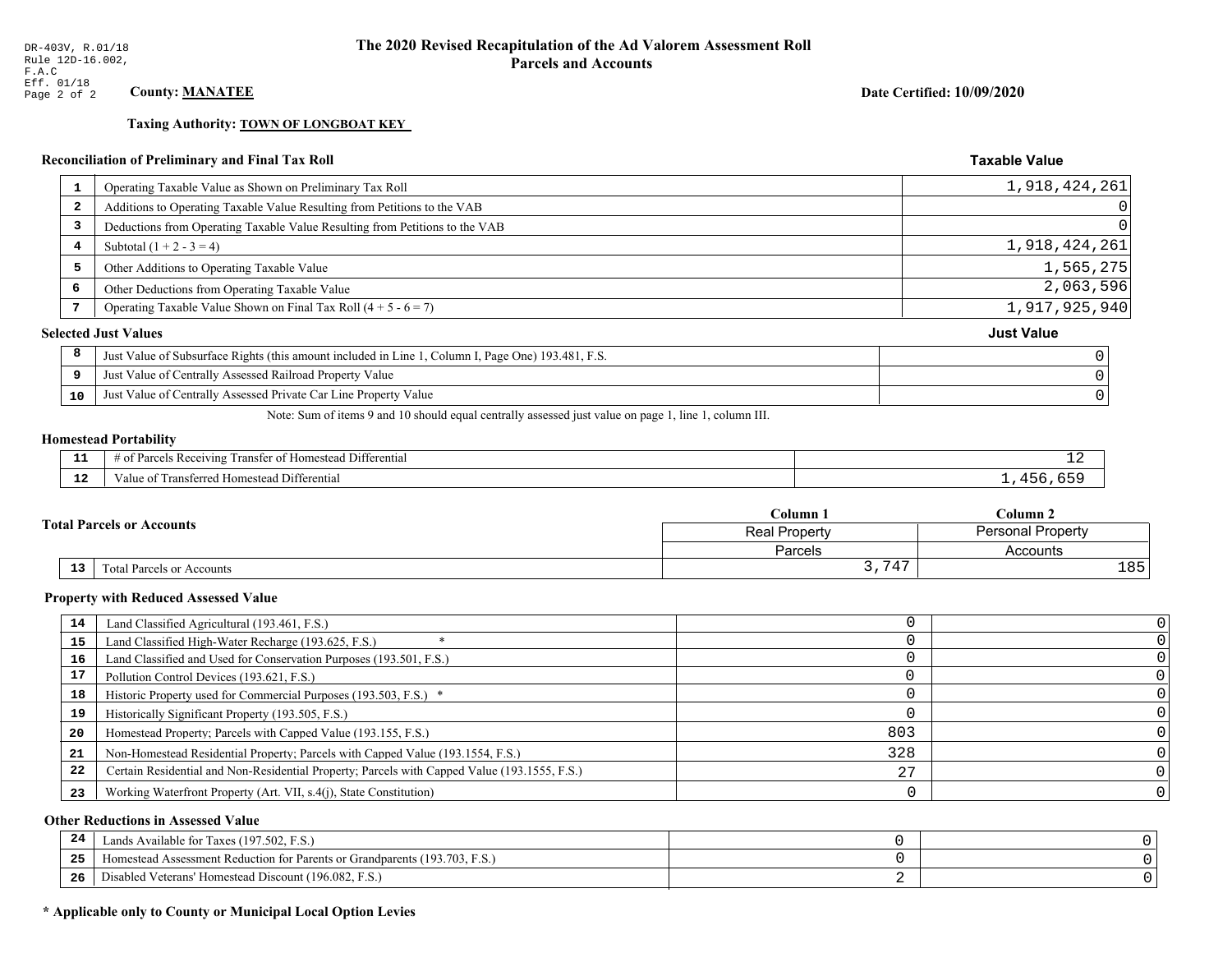DR-403V, R.01/18
Rule 12D-16.002,
F.A.C
Eff. 01/18

# The 2020 Revised Recapitulation of the Ad Valorem Assessment Roll
## Parcels and Accounts

**County: MANATEE**

**Date Certified: 10/09/2020**

**Taxing Authority: TOWN OF LONGBOAT KEY**

### Reconciliation of Preliminary and Final Tax Roll

| | | Taxable Value |
|---|---|---|
| 1 | Operating Taxable Value as Shown on Preliminary Tax Roll | 1,918,424,261 |
| 2 | Additions to Operating Taxable Value Resulting from Petitions to the VAB | 0 |
| 3 | Deductions from Operating Taxable Value Resulting from Petitions to the VAB | 0 |
| 4 | Subtotal (1 + 2 - 3 = 4) | 1,918,424,261 |
| 5 | Other Additions to Operating Taxable Value | 1,565,275 |
| 6 | Other Deductions from Operating Taxable Value | 2,063,596 |
| 7 | Operating Taxable Value Shown on Final Tax Roll (4 + 5 - 6 = 7) | 1,917,925,940 |

### Selected Just Values

| | | Just Value |
|---|---|---|
| 8 | Just Value of Subsurface Rights (this amount included in Line 1, Column I, Page One) 193.481, F.S. | 0 |
| 9 | Just Value of Centrally Assessed Railroad Property Value | 0 |
| 10 | Just Value of Centrally Assessed Private Car Line Property Value | 0 |

Note: Sum of items 9 and 10 should equal centrally assessed just value on page 1, line 1, column III.

### Homestead Portability

| | | |
|---|---|---|
| 11 | # of Parcels Receiving Transfer of Homestead Differential | 12 |
| 12 | Value of Transferred Homestead Differential | 1,456,659 |

### Total Parcels or Accounts

| | | Column 1 | Column 2 |
|---|---|---|---|
| | | Real Property | Personal Property |
| | | Parcels | Accounts |
| 13 | Total Parcels or Accounts | 3,747 | 185 |

### Property with Reduced Assessed Value

| | | Column 1 | Column 2 |
|---|---|---|---|
| 14 | Land Classified Agricultural (193.461, F.S.) | 0 | 0 |
| 15 | Land Classified High-Water Recharge (193.625, F.S.) * | 0 | 0 |
| 16 | Land Classified and Used for Conservation Purposes (193.501, F.S.) | 0 | 0 |
| 17 | Pollution Control Devices (193.621, F.S.) | 0 | 0 |
| 18 | Historic Property used for Commercial Purposes (193.503, F.S.) * | 0 | 0 |
| 19 | Historically Significant Property (193.505, F.S.) | 0 | 0 |
| 20 | Homestead Property; Parcels with Capped Value (193.155, F.S.) | 803 | 0 |
| 21 | Non-Homestead Residential Property; Parcels with Capped Value (193.1554, F.S.) | 328 | 0 |
| 22 | Certain Residential and Non-Residential Property; Parcels with Capped Value (193.1555, F.S.) | 27 | 0 |
| 23 | Working Waterfront Property (Art. VII, s.4(j), State Constitution) | 0 | 0 |

### Other Reductions in Assessed Value

| | | Column 1 | Column 2 |
|---|---|---|---|
| 24 | Lands Available for Taxes (197.502, F.S.) | 0 | 0 |
| 25 | Homestead Assessment Reduction for Parents or Grandparents (193.703, F.S.) | 0 | 0 |
| 26 | Disabled Veterans' Homestead Discount (196.082, F.S.) | 2 | 0 |

**\* Applicable only to County or Municipal Local Option Levies**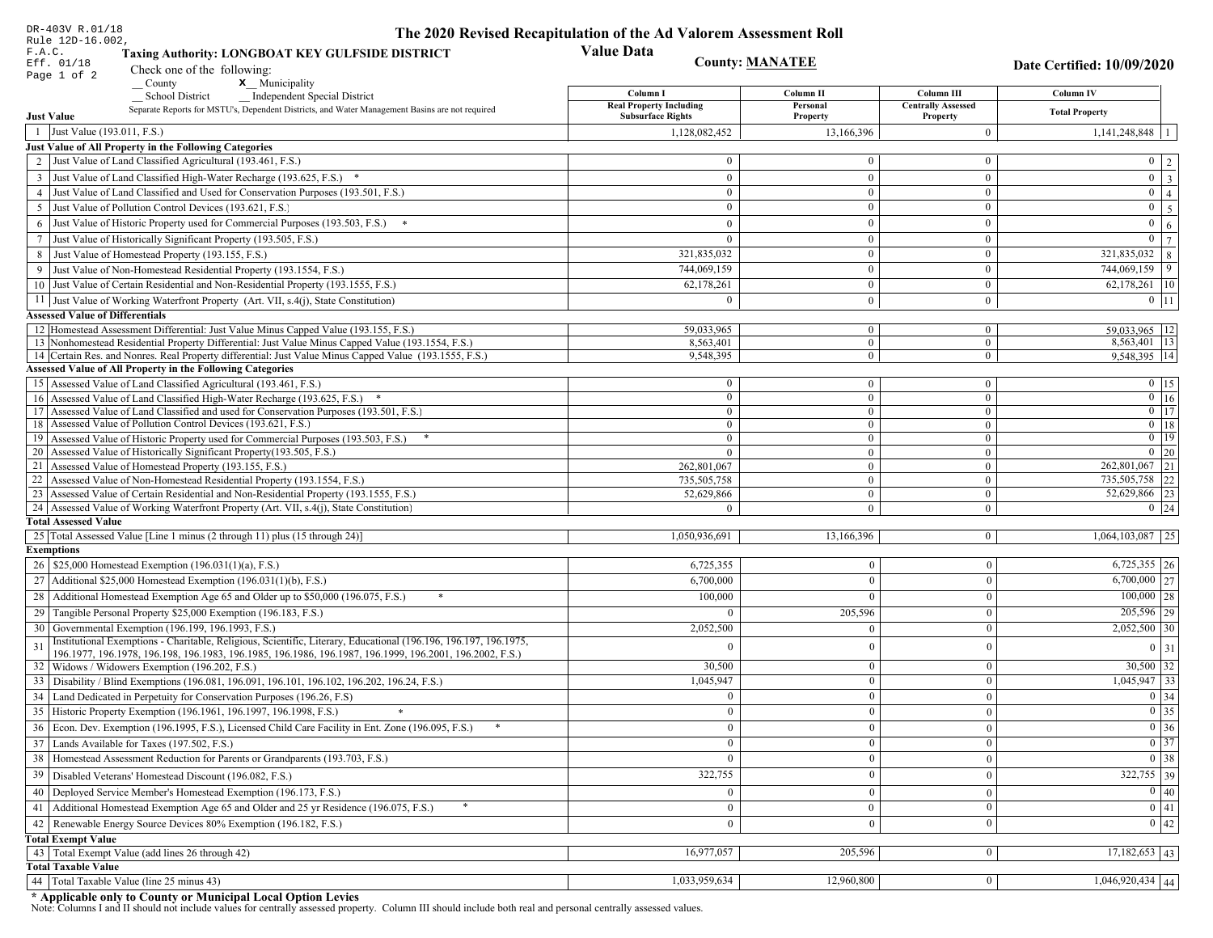DR-403V R.01/18
Rule 12D-16.002,
F.A.C.
Eff. 01/18
Page 1 of 2

# The 2020 Revised Recapitulation of the Ad Valorem Assessment Roll

## Value Data

**Taxing Authority: LONGBOAT KEY GULFSIDE DISTRICT**

**County: MANATEE**

**Date Certified: 10/09/2020**

Check one of the following:
__ County
**x** Municipality
__ School District
__ Independent Special District

Separate Reports for MSTU's, Dependent Districts, and Water Management Basins are not required

| | | Column I<br>Real Property Including Subsurface Rights | Column II<br>Personal Property | Column III<br>Centrally Assessed Property | Column IV<br>Total Property | |
|---|---|---|---|---|---|---|
| **Just Value** | | | | | | |
| 1 | Just Value (193.011, F.S.) | 1,128,082,452 | 13,166,396 | 0 | 1,141,248,848 | 1 |
| **Just Value of All Property in the Following Categories** | | | | | | |
| 2 | Just Value of Land Classified Agricultural (193.461, F.S.) | 0 | 0 | 0 | 0 | 2 |
| 3 | Just Value of Land Classified High-Water Recharge (193.625, F.S.) * | 0 | 0 | 0 | 0 | 3 |
| 4 | Just Value of Land Classified and Used for Conservation Purposes (193.501, F.S.) | 0 | 0 | 0 | 0 | 4 |
| 5 | Just Value of Pollution Control Devices (193.621, F.S.) | 0 | 0 | 0 | 0 | 5 |
| 6 | Just Value of Historic Property used for Commercial Purposes (193.503, F.S.) * | 0 | 0 | 0 | 0 | 6 |
| 7 | Just Value of Historically Significant Property (193.505, F.S.) | 0 | 0 | 0 | 0 | 7 |
| 8 | Just Value of Homestead Property (193.155, F.S.) | 321,835,032 | 0 | 0 | 321,835,032 | 8 |
| 9 | Just Value of Non-Homestead Residential Property (193.1554, F.S.) | 744,069,159 | 0 | 0 | 744,069,159 | 9 |
| 10 | Just Value of Certain Residential and Non-Residential Property (193.1555, F.S.) | 62,178,261 | 0 | 0 | 62,178,261 | 10 |
| 11 | Just Value of Working Waterfront Property (Art. VII, s.4(j), State Constitution) | 0 | 0 | 0 | 0 | 11 |
| **Assessed Value of Differentials** | | | | | | |
| 12 | Homestead Assessment Differential: Just Value Minus Capped Value (193.155, F.S.) | 59,033,965 | 0 | 0 | 59,033,965 | 12 |
| 13 | Nonhomestead Residential Property Differential: Just Value Minus Capped Value (193.1554, F.S.) | 8,563,401 | 0 | 0 | 8,563,401 | 13 |
| 14 | Certain Res. and Nonres. Real Property differential: Just Value Minus Capped Value (193.1555, F.S.) | 9,548,395 | 0 | 0 | 9,548,395 | 14 |
| **Assessed Value of All Property in the Following Categories** | | | | | | |
| 15 | Assessed Value of Land Classified Agricultural (193.461, F.S.) | 0 | 0 | 0 | 0 | 15 |
| 16 | Assessed Value of Land Classified High-Water Recharge (193.625, F.S.) * | 0 | 0 | 0 | 0 | 16 |
| 17 | Assessed Value of Land Classified and used for Conservation Purposes (193.501, F.S.) | 0 | 0 | 0 | 0 | 17 |
| 18 | Assessed Value of Pollution Control Devices (193.621, F.S.) | 0 | 0 | 0 | 0 | 18 |
| 19 | Assessed Value of Historic Property used for Commercial Purposes (193.503, F.S.) * | 0 | 0 | 0 | 0 | 19 |
| 20 | Assessed Value of Historically Significant Property(193.505, F.S.) | 0 | 0 | 0 | 0 | 20 |
| 21 | Assessed Value of Homestead Property (193.155, F.S.) | 262,801,067 | 0 | 0 | 262,801,067 | 21 |
| 22 | Assessed Value of Non-Homestead Residential Property (193.1554, F.S.) | 735,505,758 | 0 | 0 | 735,505,758 | 22 |
| 23 | Assessed Value of Certain Residential and Non-Residential Property (193.1555, F.S.) | 52,629,866 | 0 | 0 | 52,629,866 | 23 |
| 24 | Assessed Value of Working Waterfront Property (Art. VII, s.4(j), State Constitution) | 0 | 0 | 0 | 0 | 24 |
| **Total Assessed Value** | | | | | | |
| 25 | Total Assessed Value [Line 1 minus (2 through 11) plus (15 through 24)] | 1,050,936,691 | 13,166,396 | 0 | 1,064,103,087 | 25 |
| **Exemptions** | | | | | | |
| 26 | $25,000 Homestead Exemption (196.031(1)(a), F.S.) | 6,725,355 | 0 | 0 | 6,725,355 | 26 |
| 27 | Additional $25,000 Homestead Exemption (196.031(1)(b), F.S.) | 6,700,000 | 0 | 0 | 6,700,000 | 27 |
| 28 | Additional Homestead Exemption Age 65 and Older up to $50,000 (196.075, F.S.) * | 100,000 | 0 | 0 | 100,000 | 28 |
| 29 | Tangible Personal Property $25,000 Exemption (196.183, F.S.) | 0 | 205,596 | 0 | 205,596 | 29 |
| 30 | Governmental Exemption (196.199, 196.1993, F.S.) | 2,052,500 | 0 | 0 | 2,052,500 | 30 |
| 31 | Institutional Exemptions - Charitable, Religious, Scientific, Literary, Educational (196.196, 196.197, 196.1975, 196.1977, 196.1978, 196.198, 196.1983, 196.1985, 196.1986, 196.1987, 196.1999, 196.2001, 196.2002, F.S.) | 0 | 0 | 0 | 0 | 31 |
| 32 | Widows / Widowers Exemption (196.202, F.S.) | 30,500 | 0 | 0 | 30,500 | 32 |
| 33 | Disability / Blind Exemptions (196.081, 196.091, 196.101, 196.102, 196.202, 196.24, F.S.) | 1,045,947 | 0 | 0 | 1,045,947 | 33 |
| 34 | Land Dedicated in Perpetuity for Conservation Purposes (196.26, F.S) | 0 | 0 | 0 | 0 | 34 |
| 35 | Historic Property Exemption (196.1961, 196.1997, 196.1998, F.S.) * | 0 | 0 | 0 | 0 | 35 |
| 36 | Econ. Dev. Exemption (196.1995, F.S.), Licensed Child Care Facility in Ent. Zone (196.095, F.S.) * | 0 | 0 | 0 | 0 | 36 |
| 37 | Lands Available for Taxes (197.502, F.S.) | 0 | 0 | 0 | 0 | 37 |
| 38 | Homestead Assessment Reduction for Parents or Grandparents (193.703, F.S.) | 0 | 0 | 0 | 0 | 38 |
| 39 | Disabled Veterans' Homestead Discount (196.082, F.S.) | 322,755 | 0 | 0 | 322,755 | 39 |
| 40 | Deployed Service Member's Homestead Exemption (196.173, F.S.) | 0 | 0 | 0 | 0 | 40 |
| 41 | Additional Homestead Exemption Age 65 and Older and 25 yr Residence (196.075, F.S.) * | 0 | 0 | 0 | 0 | 41 |
| 42 | Renewable Energy Source Devices 80% Exemption (196.182, F.S.) | 0 | 0 | 0 | 0 | 42 |
| **Total Exempt Value** | | | | | | |
| 43 | Total Exempt Value (add lines 26 through 42) | 16,977,057 | 205,596 | 0 | 17,182,653 | 43 |
| **Total Taxable Value** | | | | | | |
| 44 | Total Taxable Value (line 25 minus 43) | 1,033,959,634 | 12,960,800 | 0 | 1,046,920,434 | 44 |

**\* Applicable only to County or Municipal Local Option Levies**

Note: Columns I and II should not include values for centrally assessed property. Column III should include both real and personal centrally assessed values.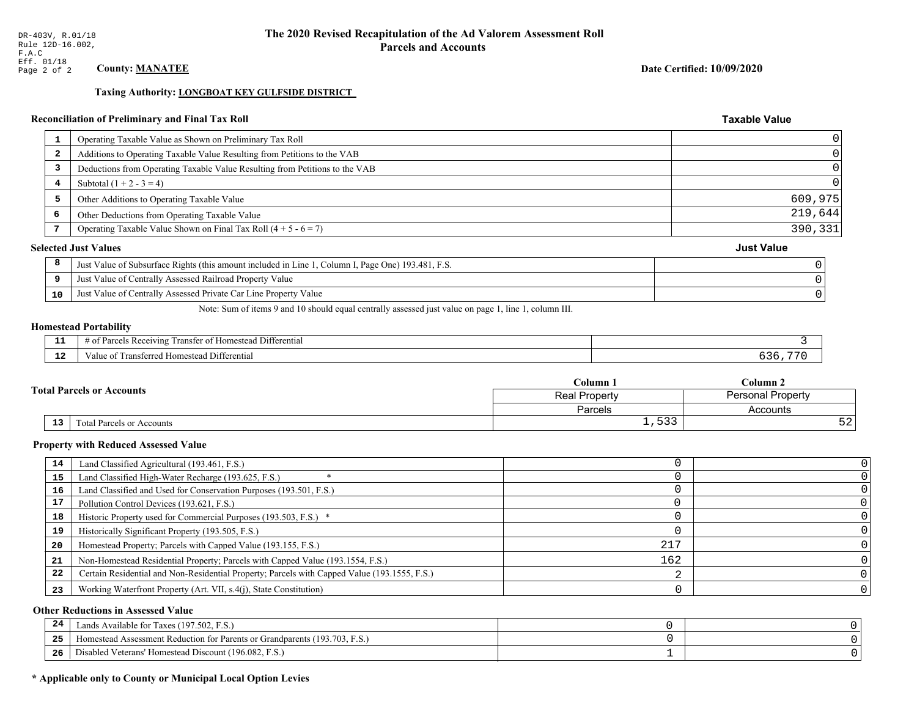DR-403V, R.01/18
Rule 12D-16.002, F.A.C
Eff. 01/18

# The 2020 Revised Recapitulation of the Ad Valorem Assessment Roll
## Parcels and Accounts

**County: MANATEE**

**Date Certified: 10/09/2020**

**Taxing Authority: LONGBOAT KEY GULFSIDE DISTRICT**

### Reconciliation of Preliminary and Final Tax Roll

| | | Taxable Value |
|---|---|---|
| 1 | Operating Taxable Value as Shown on Preliminary Tax Roll | 0 |
| 2 | Additions to Operating Taxable Value Resulting from Petitions to the VAB | 0 |
| 3 | Deductions from Operating Taxable Value Resulting from Petitions to the VAB | 0 |
| 4 | Subtotal (1 + 2 - 3 = 4) | 0 |
| 5 | Other Additions to Operating Taxable Value | 609,975 |
| 6 | Other Deductions from Operating Taxable Value | 219,644 |
| 7 | Operating Taxable Value Shown on Final Tax Roll (4 + 5 - 6 = 7) | 390,331 |

### Selected Just Values

| | | Just Value |
|---|---|---|
| 8 | Just Value of Subsurface Rights (this amount included in Line 1, Column I, Page One) 193.481, F.S. | 0 |
| 9 | Just Value of Centrally Assessed Railroad Property Value | 0 |
| 10 | Just Value of Centrally Assessed Private Car Line Property Value | 0 |

Note: Sum of items 9 and 10 should equal centrally assessed just value on page 1, line 1, column III.

### Homestead Portability

| | | |
|---|---|---|
| 11 | # of Parcels Receiving Transfer of Homestead Differential | 3 |
| 12 | Value of Transferred Homestead Differential | 636,770 |

### Total Parcels or Accounts

| | | Column 1<br>Real Property<br>Parcels | Column 2<br>Personal Property<br>Accounts |
|---|---|---|---|
| 13 | Total Parcels or Accounts | 1,533 | 52 |

### Property with Reduced Assessed Value

| | | Column 1 | Column 2 |
|---|---|---|---|
| 14 | Land Classified Agricultural (193.461, F.S.) | 0 | 0 |
| 15 | Land Classified High-Water Recharge (193.625, F.S.) * | 0 | 0 |
| 16 | Land Classified and Used for Conservation Purposes (193.501, F.S.) | 0 | 0 |
| 17 | Pollution Control Devices (193.621, F.S.) | 0 | 0 |
| 18 | Historic Property used for Commercial Purposes (193.503, F.S.) * | 0 | 0 |
| 19 | Historically Significant Property (193.505, F.S.) | 0 | 0 |
| 20 | Homestead Property; Parcels with Capped Value (193.155, F.S.) | 217 | 0 |
| 21 | Non-Homestead Residential Property; Parcels with Capped Value (193.1554, F.S.) | 162 | 0 |
| 22 | Certain Residential and Non-Residential Property; Parcels with Capped Value (193.1555, F.S.) | 2 | 0 |
| 23 | Working Waterfront Property (Art. VII, s.4(j), State Constitution) | 0 | 0 |

### Other Reductions in Assessed Value

| | | Column 1 | Column 2 |
|---|---|---|---|
| 24 | Lands Available for Taxes (197.502, F.S.) | 0 | 0 |
| 25 | Homestead Assessment Reduction for Parents or Grandparents (193.703, F.S.) | 0 | 0 |
| 26 | Disabled Veterans' Homestead Discount (196.082, F.S.) | 1 | 0 |

**\* Applicable only to County or Municipal Local Option Levies**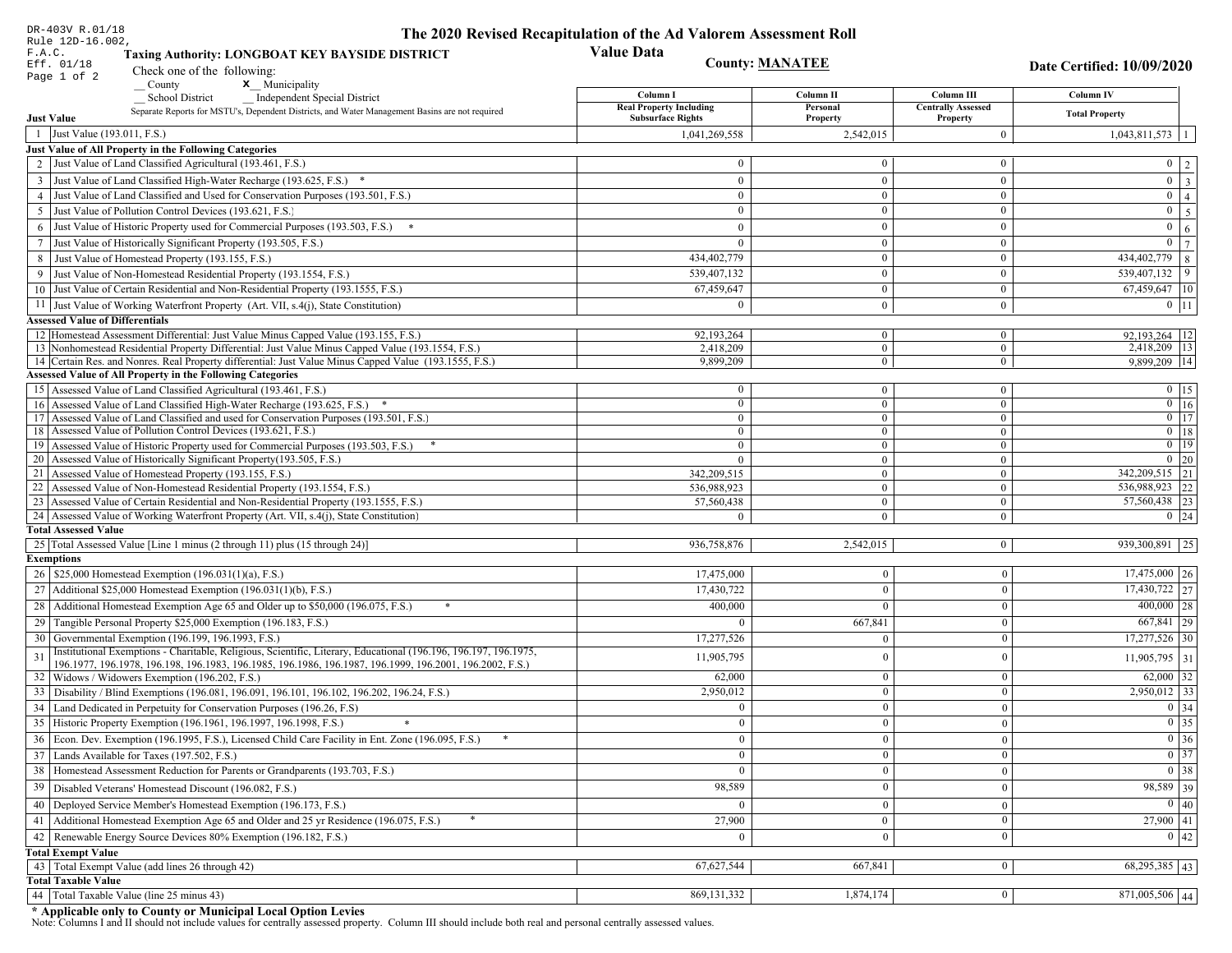DR-403V R.01/18
Rule 12D-16.002, F.A.C.
Eff. 01/18

# The 2020 Revised Recapitulation of the Ad Valorem Assessment Roll

## Value Data

**Taxing Authority: LONGBOAT KEY BAYSIDE DISTRICT**

**County: MANATEE**

**Date Certified: 10/09/2020**

Check one of the following:
__ County
**x** Municipality
__ School District
__ Independent Special District

Separate Reports for MSTU's, Dependent Districts, and Water Management Basins are not required

| | Column I Real Property Including Subsurface Rights | Column II Personal Property | Column III Centrally Assessed Property | Column IV Total Property | |
|---|---|---|---|---|---|
| **Just Value** | | | | | |
| 1 Just Value (193.011, F.S.) | 1,041,269,558 | 2,542,015 | 0 | 1,043,811,573 | 1 |
| **Just Value of All Property in the Following Categories** | | | | | |
| 2 Just Value of Land Classified Agricultural (193.461, F.S.) | 0 | 0 | 0 | 0 | 2 |
| 3 Just Value of Land Classified High-Water Recharge (193.625, F.S.) * | 0 | 0 | 0 | 0 | 3 |
| 4 Just Value of Land Classified and Used for Conservation Purposes (193.501, F.S.) | 0 | 0 | 0 | 0 | 4 |
| 5 Just Value of Pollution Control Devices (193.621, F.S.) | 0 | 0 | 0 | 0 | 5 |
| 6 Just Value of Historic Property used for Commercial Purposes (193.503, F.S.) * | 0 | 0 | 0 | 0 | 6 |
| 7 Just Value of Historically Significant Property (193.505, F.S.) | 0 | 0 | 0 | 0 | 7 |
| 8 Just Value of Homestead Property (193.155, F.S.) | 434,402,779 | 0 | 0 | 434,402,779 | 8 |
| 9 Just Value of Non-Homestead Residential Property (193.1554, F.S.) | 539,407,132 | 0 | 0 | 539,407,132 | 9 |
| 10 Just Value of Certain Residential and Non-Residential Property (193.1555, F.S.) | 67,459,647 | 0 | 0 | 67,459,647 | 10 |
| 11 Just Value of Working Waterfront Property (Art. VII, s.4(j), State Constitution) | 0 | 0 | 0 | 0 | 11 |
| **Assessed Value of Differentials** | | | | | |
| 12 Homestead Assessment Differential: Just Value Minus Capped Value (193.155, F.S.) | 92,193,264 | 0 | 0 | 92,193,264 | 12 |
| 13 Nonhomestead Residential Property Differential: Just Value Minus Capped Value (193.1554, F.S.) | 2,418,209 | 0 | 0 | 2,418,209 | 13 |
| 14 Certain Res. and Nonres. Real Property differential: Just Value Minus Capped Value (193.1555, F.S.) | 9,899,209 | 0 | 0 | 9,899,209 | 14 |
| **Assessed Value of All Property in the Following Categories** | | | | | |
| 15 Assessed Value of Land Classified Agricultural (193.461, F.S.) | 0 | 0 | 0 | 0 | 15 |
| 16 Assessed Value of Land Classified High-Water Recharge (193.625, F.S.) * | 0 | 0 | 0 | 0 | 16 |
| 17 Assessed Value of Land Classified and used for Conservation Purposes (193.501, F.S.) | 0 | 0 | 0 | 0 | 17 |
| 18 Assessed Value of Pollution Control Devices (193.621, F.S.) | 0 | 0 | 0 | 0 | 18 |
| 19 Assessed Value of Historic Property used for Commercial Purposes (193.503, F.S.) * | 0 | 0 | 0 | 0 | 19 |
| 20 Assessed Value of Historically Significant Property(193.505, F.S.) | 0 | 0 | 0 | 0 | 20 |
| 21 Assessed Value of Homestead Property (193.155, F.S.) | 342,209,515 | 0 | 0 | 342,209,515 | 21 |
| 22 Assessed Value of Non-Homestead Residential Property (193.1554, F.S.) | 536,988,923 | 0 | 0 | 536,988,923 | 22 |
| 23 Assessed Value of Certain Residential and Non-Residential Property (193.1555, F.S.) | 57,560,438 | 0 | 0 | 57,560,438 | 23 |
| 24 Assessed Value of Working Waterfront Property (Art. VII, s.4(j), State Constitution) | 0 | 0 | 0 | 0 | 24 |
| **Total Assessed Value** | | | | | |
| 25 Total Assessed Value [Line 1 minus (2 through 11) plus (15 through 24)] | 936,758,876 | 2,542,015 | 0 | 939,300,891 | 25 |
| **Exemptions** | | | | | |
| 26 $25,000 Homestead Exemption (196.031(1)(a), F.S.) | 17,475,000 | 0 | 0 | 17,475,000 | 26 |
| 27 Additional $25,000 Homestead Exemption (196.031(1)(b), F.S.) | 17,430,722 | 0 | 0 | 17,430,722 | 27 |
| 28 Additional Homestead Exemption Age 65 and Older up to $50,000 (196.075, F.S.) * | 400,000 | 0 | 0 | 400,000 | 28 |
| 29 Tangible Personal Property $25,000 Exemption (196.183, F.S.) | 0 | 667,841 | 0 | 667,841 | 29 |
| 30 Governmental Exemption (196.199, 196.1993, F.S.) | 17,277,526 | 0 | 0 | 17,277,526 | 30 |
| 31 Institutional Exemptions - Charitable, Religious, Scientific, Literary, Educational (196.196, 196.197, 196.1975, 196.1977, 196.1978, 196.198, 196.1983, 196.1985, 196.1986, 196.1987, 196.1999, 196.2001, 196.2002, F.S.) | 11,905,795 | 0 | 0 | 11,905,795 | 31 |
| 32 Widows / Widowers Exemption (196.202, F.S.) | 62,000 | 0 | 0 | 62,000 | 32 |
| 33 Disability / Blind Exemptions (196.081, 196.091, 196.101, 196.102, 196.202, 196.24, F.S.) | 2,950,012 | 0 | 0 | 2,950,012 | 33 |
| 34 Land Dedicated in Perpetuity for Conservation Purposes (196.26, F.S) | 0 | 0 | 0 | 0 | 34 |
| 35 Historic Property Exemption (196.1961, 196.1997, 196.1998, F.S.) * | 0 | 0 | 0 | 0 | 35 |
| 36 Econ. Dev. Exemption (196.1995, F.S.), Licensed Child Care Facility in Ent. Zone (196.095, F.S.) * | 0 | 0 | 0 | 0 | 36 |
| 37 Lands Available for Taxes (197.502, F.S.) | 0 | 0 | 0 | 0 | 37 |
| 38 Homestead Assessment Reduction for Parents or Grandparents (193.703, F.S.) | 0 | 0 | 0 | 0 | 38 |
| 39 Disabled Veterans' Homestead Discount (196.082, F.S.) | 98,589 | 0 | 0 | 98,589 | 39 |
| 40 Deployed Service Member's Homestead Exemption (196.173, F.S.) | 0 | 0 | 0 | 0 | 40 |
| 41 Additional Homestead Exemption Age 65 and Older and 25 yr Residence (196.075, F.S.) * | 27,900 | 0 | 0 | 27,900 | 41 |
| 42 Renewable Energy Source Devices 80% Exemption (196.182, F.S.) | 0 | 0 | 0 | 0 | 42 |
| **Total Exempt Value** | | | | | |
| 43 Total Exempt Value (add lines 26 through 42) | 67,627,544 | 667,841 | 0 | 68,295,385 | 43 |
| **Total Taxable Value** | | | | | |
| 44 Total Taxable Value (line 25 minus 43) | 869,131,332 | 1,874,174 | 0 | 871,005,506 | 44 |

**\* Applicable only to County or Municipal Local Option Levies**

Note: Columns I and II should not include values for centrally assessed property. Column III should include both real and personal centrally assessed values.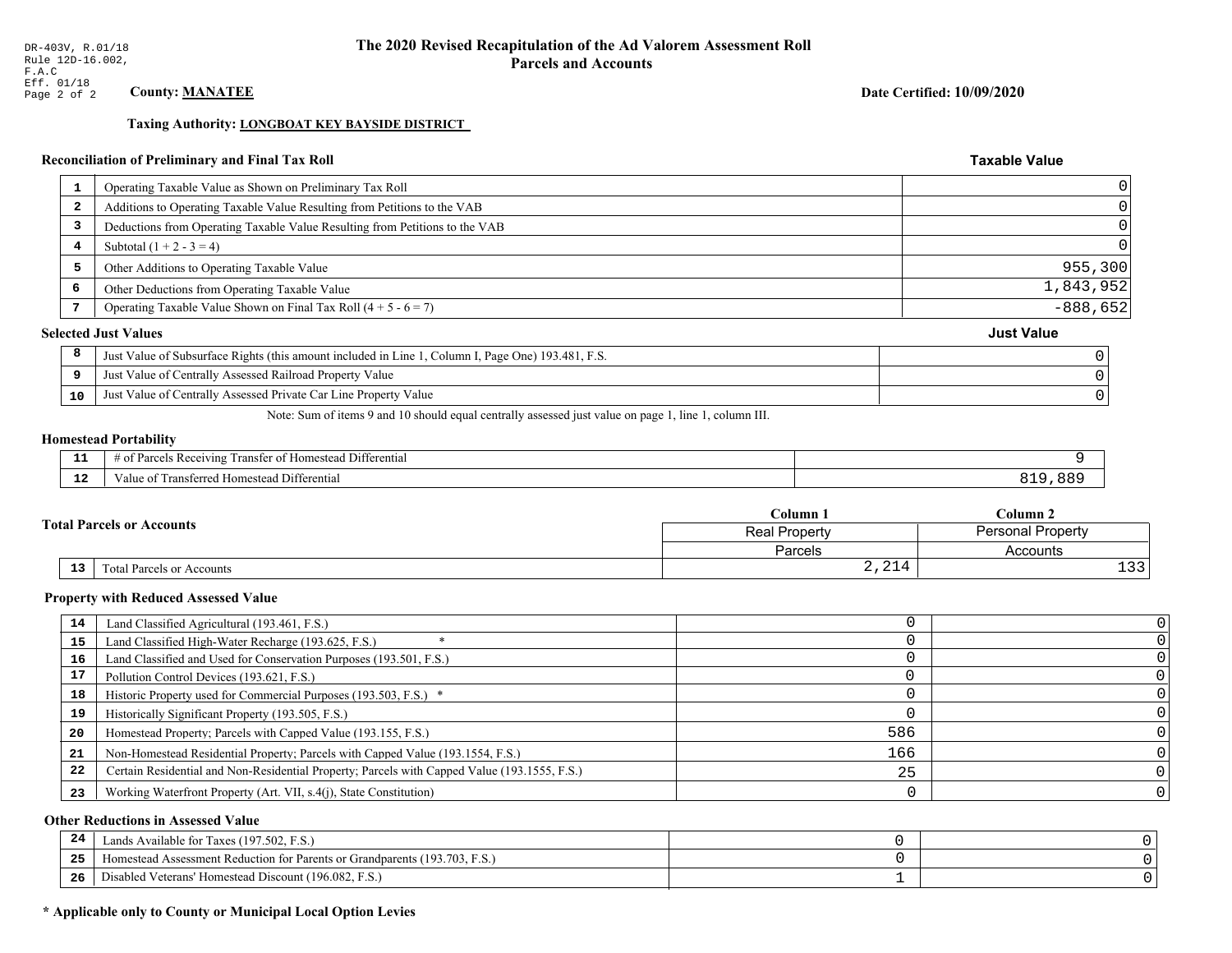DR-403V, R.01/18
Rule 12D-16.002, F.A.C
Eff. 01/18

# The 2020 Revised Recapitulation of the Ad Valorem Assessment Roll
## Parcels and Accounts

**County: MANATEE**

**Date Certified: 10/09/2020**

**Taxing Authority: LONGBOAT KEY BAYSIDE DISTRICT**

### Reconciliation of Preliminary and Final Tax Roll

| | | Taxable Value |
|---|---|---|
| 1 | Operating Taxable Value as Shown on Preliminary Tax Roll | 0 |
| 2 | Additions to Operating Taxable Value Resulting from Petitions to the VAB | 0 |
| 3 | Deductions from Operating Taxable Value Resulting from Petitions to the VAB | 0 |
| 4 | Subtotal (1 + 2 - 3 = 4) | 0 |
| 5 | Other Additions to Operating Taxable Value | 955,300 |
| 6 | Other Deductions from Operating Taxable Value | 1,843,952 |
| 7 | Operating Taxable Value Shown on Final Tax Roll (4 + 5 - 6 = 7) | -888,652 |

### Selected Just Values

| | | Just Value |
|---|---|---|
| 8 | Just Value of Subsurface Rights (this amount included in Line 1, Column I, Page One) 193.481, F.S. | 0 |
| 9 | Just Value of Centrally Assessed Railroad Property Value | 0 |
| 10 | Just Value of Centrally Assessed Private Car Line Property Value | 0 |

Note: Sum of items 9 and 10 should equal centrally assessed just value on page 1, line 1, column III.

### Homestead Portability

| | | |
|---|---|---|
| 11 | # of Parcels Receiving Transfer of Homestead Differential | 9 |
| 12 | Value of Transferred Homestead Differential | 819,889 |

### Total Parcels or Accounts

| | | Column 1<br>Real Property<br>Parcels | Column 2<br>Personal Property<br>Accounts |
|---|---|---|---|
| 13 | Total Parcels or Accounts | 2,214 | 133 |

### Property with Reduced Assessed Value

| | | Column 1 | Column 2 |
|---|---|---|---|
| 14 | Land Classified Agricultural (193.461, F.S.) | 0 | 0 |
| 15 | Land Classified High-Water Recharge (193.625, F.S.) * | 0 | 0 |
| 16 | Land Classified and Used for Conservation Purposes (193.501, F.S.) | 0 | 0 |
| 17 | Pollution Control Devices (193.621, F.S.) | 0 | 0 |
| 18 | Historic Property used for Commercial Purposes (193.503, F.S.) * | 0 | 0 |
| 19 | Historically Significant Property (193.505, F.S.) | 0 | 0 |
| 20 | Homestead Property; Parcels with Capped Value (193.155, F.S.) | 586 | 0 |
| 21 | Non-Homestead Residential Property; Parcels with Capped Value (193.1554, F.S.) | 166 | 0 |
| 22 | Certain Residential and Non-Residential Property; Parcels with Capped Value (193.1555, F.S.) | 25 | 0 |
| 23 | Working Waterfront Property (Art. VII, s.4(j), State Constitution) | 0 | 0 |

### Other Reductions in Assessed Value

| | | Column 1 | Column 2 |
|---|---|---|---|
| 24 | Lands Available for Taxes (197.502, F.S.) | 0 | 0 |
| 25 | Homestead Assessment Reduction for Parents or Grandparents (193.703, F.S.) | 0 | 0 |
| 26 | Disabled Veterans' Homestead Discount (196.082, F.S.) | 1 | 0 |

**\* Applicable only to County or Municipal Local Option Levies**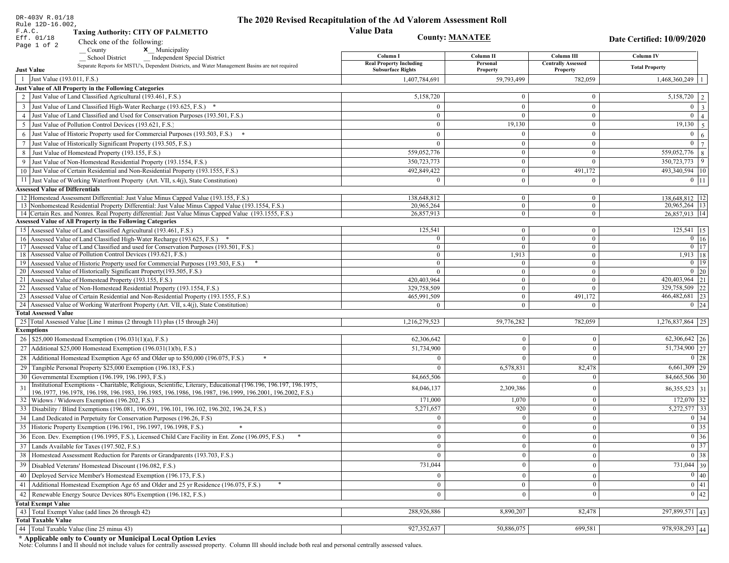DR-403V R.01/18
Rule 12D-16.002, F.A.C.
Eff. 01/18
Page 1 of 2

# The 2020 Revised Recapitulation of the Ad Valorem Assessment Roll
## Value Data

**Taxing Authority: CITY OF PALMETTO**

**County: MANATEE**

**Date Certified: 10/09/2020**

Check one of the following:
__ County
X__ Municipality
__ School District
__ Independent Special District

Separate Reports for MSTU's, Dependent Districts, and Water Management Basins are not required

| | Column I Real Property Including Subsurface Rights | Column II Personal Property | Column III Centrally Assessed Property | Column IV Total Property | |
|---|---|---|---|---|---|
| **Just Value** | | | | | |
| 1 Just Value (193.011, F.S.) | 1,407,784,691 | 59,793,499 | 782,059 | 1,468,360,249 | 1 |
| **Just Value of All Property in the Following Categories** | | | | | |
| 2 Just Value of Land Classified Agricultural (193.461, F.S.) | 5,158,720 | 0 | 0 | 5,158,720 | 2 |
| 3 Just Value of Land Classified High-Water Recharge (193.625, F.S.) * | 0 | 0 | 0 | 0 | 3 |
| 4 Just Value of Land Classified and Used for Conservation Purposes (193.501, F.S.) | 0 | 0 | 0 | 0 | 4 |
| 5 Just Value of Pollution Control Devices (193.621, F.S.) | 0 | 19,130 | 0 | 19,130 | 5 |
| 6 Just Value of Historic Property used for Commercial Purposes (193.503, F.S.) * | 0 | 0 | 0 | 0 | 6 |
| 7 Just Value of Historically Significant Property (193.505, F.S.) | 0 | 0 | 0 | 0 | 7 |
| 8 Just Value of Homestead Property (193.155, F.S.) | 559,052,776 | 0 | 0 | 559,052,776 | 8 |
| 9 Just Value of Non-Homestead Residential Property (193.1554, F.S.) | 350,723,773 | 0 | 0 | 350,723,773 | 9 |
| 10 Just Value of Certain Residential and Non-Residential Property (193.1555, F.S.) | 492,849,422 | 0 | 491,172 | 493,340,594 | 10 |
| 11 Just Value of Working Waterfront Property (Art. VII, s.4(j), State Constitution) | 0 | 0 | 0 | 0 | 11 |
| **Assessed Value of Differentials** | | | | | |
| 12 Homestead Assessment Differential: Just Value Minus Capped Value (193.155, F.S.) | 138,648,812 | 0 | 0 | 138,648,812 | 12 |
| 13 Nonhomestead Residential Property Differential: Just Value Minus Capped Value (193.1554, F.S.) | 20,965,264 | 0 | 0 | 20,965,264 | 13 |
| 14 Certain Res. and Nonres. Real Property differential: Just Value Minus Capped Value (193.1555, F.S.) | 26,857,913 | 0 | 0 | 26,857,913 | 14 |
| **Assessed Value of All Property in the Following Categories** | | | | | |
| 15 Assessed Value of Land Classified Agricultural (193.461, F.S.) | 125,541 | 0 | 0 | 125,541 | 15 |
| 16 Assessed Value of Land Classified High-Water Recharge (193.625, F.S.) * | 0 | 0 | 0 | 0 | 16 |
| 17 Assessed Value of Land Classified and used for Conservation Purposes (193.501, F.S.) | 0 | 0 | 0 | 0 | 17 |
| 18 Assessed Value of Pollution Control Devices (193.621, F.S.) | 0 | 1,913 | 0 | 1,913 | 18 |
| 19 Assessed Value of Historic Property used for Commercial Purposes (193.503, F.S.) * | 0 | 0 | 0 | 0 | 19 |
| 20 Assessed Value of Historically Significant Property(193.505, F.S.) | 0 | 0 | 0 | 0 | 20 |
| 21 Assessed Value of Homestead Property (193.155, F.S.) | 420,403,964 | 0 | 0 | 420,403,964 | 21 |
| 22 Assessed Value of Non-Homestead Residential Property (193.1554, F.S.) | 329,758,509 | 0 | 0 | 329,758,509 | 22 |
| 23 Assessed Value of Certain Residential and Non-Residential Property (193.1555, F.S.) | 465,991,509 | 0 | 491,172 | 466,482,681 | 23 |
| 24 Assessed Value of Working Waterfront Property (Art. VII, s.4(j), State Constitution) | 0 | 0 | 0 | 0 | 24 |
| **Total Assessed Value** | | | | | |
| 25 Total Assessed Value [Line 1 minus (2 through 11) plus (15 through 24)] | 1,216,279,523 | 59,776,282 | 782,059 | 1,276,837,864 | 25 |
| **Exemptions** | | | | | |
| 26 $25,000 Homestead Exemption (196.031(1)(a), F.S.) | 62,306,642 | 0 | 0 | 62,306,642 | 26 |
| 27 Additional $25,000 Homestead Exemption (196.031(1)(b), F.S.) | 51,734,900 | 0 | 0 | 51,734,900 | 27 |
| 28 Additional Homestead Exemption Age 65 and Older up to $50,000 (196.075, F.S.) * | 0 | 0 | 0 | 0 | 28 |
| 29 Tangible Personal Property $25,000 Exemption (196.183, F.S.) | 0 | 6,578,831 | 82,478 | 6,661,309 | 29 |
| 30 Governmental Exemption (196.199, 196.1993, F.S.) | 84,665,506 | 0 | 0 | 84,665,506 | 30 |
| 31 Institutional Exemptions - Charitable, Religious, Scientific, Literary, Educational (196.196, 196.197, 196.1975, 196.1977, 196.1978, 196.198, 196.1983, 196.1985, 196.1986, 196.1987, 196.1999, 196.2001, 196.2002, F.S.) | 84,046,137 | 2,309,386 | 0 | 86,355,523 | 31 |
| 32 Widows / Widowers Exemption (196.202, F.S.) | 171,000 | 1,070 | 0 | 172,070 | 32 |
| 33 Disability / Blind Exemptions (196.081, 196.091, 196.101, 196.102, 196.202, 196.24, F.S.) | 5,271,657 | 920 | 0 | 5,272,577 | 33 |
| 34 Land Dedicated in Perpetuity for Conservation Purposes (196.26, F.S) | 0 | 0 | 0 | 0 | 34 |
| 35 Historic Property Exemption (196.1961, 196.1997, 196.1998, F.S.) * | 0 | 0 | 0 | 0 | 35 |
| 36 Econ. Dev. Exemption (196.1995, F.S.), Licensed Child Care Facility in Ent. Zone (196.095, F.S.) * | 0 | 0 | 0 | 0 | 36 |
| 37 Lands Available for Taxes (197.502, F.S.) | 0 | 0 | 0 | 0 | 37 |
| 38 Homestead Assessment Reduction for Parents or Grandparents (193.703, F.S.) | 0 | 0 | 0 | 0 | 38 |
| 39 Disabled Veterans' Homestead Discount (196.082, F.S.) | 731,044 | 0 | 0 | 731,044 | 39 |
| 40 Deployed Service Member's Homestead Exemption (196.173, F.S.) | 0 | 0 | 0 | 0 | 40 |
| 41 Additional Homestead Exemption Age 65 and Older and 25 yr Residence (196.075, F.S.) * | 0 | 0 | 0 | 0 | 41 |
| 42 Renewable Energy Source Devices 80% Exemption (196.182, F.S.) | 0 | 0 | 0 | 0 | 42 |
| **Total Exempt Value** | | | | | |
| 43 Total Exempt Value (add lines 26 through 42) | 288,926,886 | 8,890,207 | 82,478 | 297,899,571 | 43 |
| **Total Taxable Value** | | | | | |
| 44 Total Taxable Value (line 25 minus 43) | 927,352,637 | 50,886,075 | 699,581 | 978,938,293 | 44 |

**\* Applicable only to County or Municipal Local Option Levies**

Note: Columns I and II should not include values for centrally assessed property. Column III should include both real and personal centrally assessed values.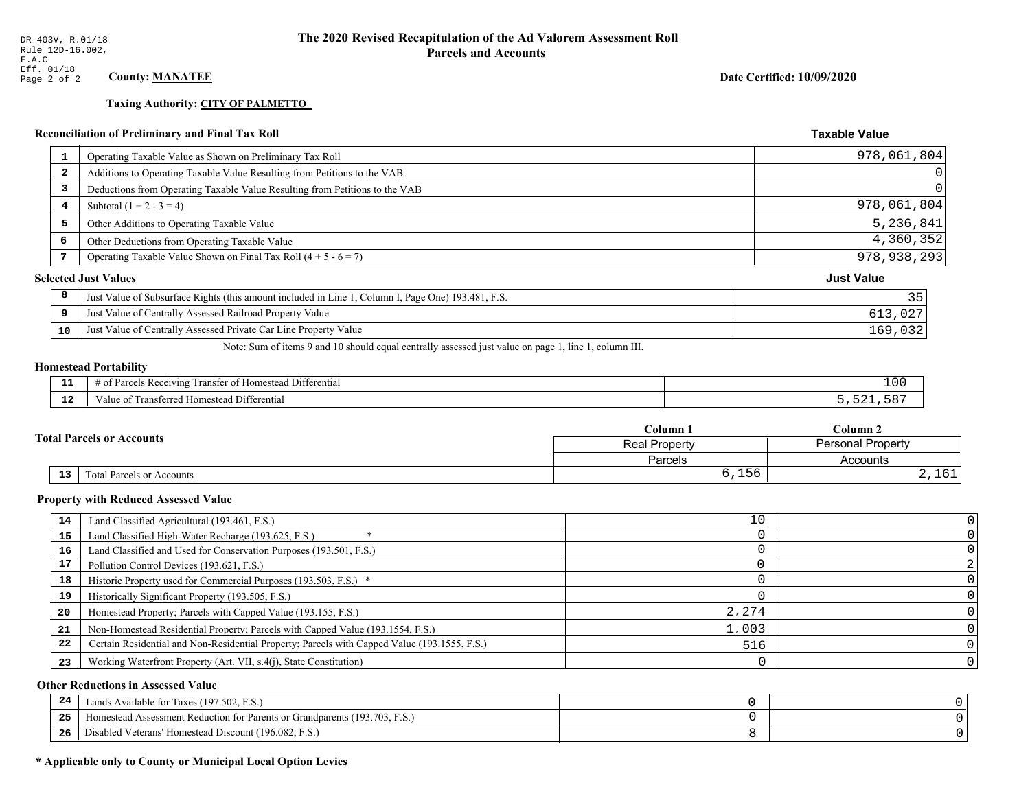DR-403V, R.01/18
Rule 12D-16.002, F.A.C
Eff. 01/18

# The 2020 Revised Recapitulation of the Ad Valorem Assessment Roll
## Parcels and Accounts

**County: MANATEE**

**Date Certified: 10/09/2020**

**Taxing Authority: CITY OF PALMETTO**

### Reconciliation of Preliminary and Final Tax Roll

| | | Taxable Value |
|---|---|---|
| 1 | Operating Taxable Value as Shown on Preliminary Tax Roll | 978,061,804 |
| 2 | Additions to Operating Taxable Value Resulting from Petitions to the VAB | 0 |
| 3 | Deductions from Operating Taxable Value Resulting from Petitions to the VAB | 0 |
| 4 | Subtotal (1 + 2 - 3 = 4) | 978,061,804 |
| 5 | Other Additions to Operating Taxable Value | 5,236,841 |
| 6 | Other Deductions from Operating Taxable Value | 4,360,352 |
| 7 | Operating Taxable Value Shown on Final Tax Roll (4 + 5 - 6 = 7) | 978,938,293 |

### Selected Just Values

| | | Just Value |
|---|---|---|
| 8 | Just Value of Subsurface Rights (this amount included in Line 1, Column I, Page One) 193.481, F.S. | 35 |
| 9 | Just Value of Centrally Assessed Railroad Property Value | 613,027 |
| 10 | Just Value of Centrally Assessed Private Car Line Property Value | 169,032 |

Note: Sum of items 9 and 10 should equal centrally assessed just value on page 1, line 1, column III.

### Homestead Portability

| | | |
|---|---|---|
| 11 | # of Parcels Receiving Transfer of Homestead Differential | 100 |
| 12 | Value of Transferred Homestead Differential | 5,521,587 |

### Total Parcels or Accounts

| | | Column 1<br>Real Property<br>Parcels | Column 2<br>Personal Property<br>Accounts |
|---|---|---|---|
| 13 | Total Parcels or Accounts | 6,156 | 2,161 |

### Property with Reduced Assessed Value

| | | Column 1 | Column 2 |
|---|---|---|---|
| 14 | Land Classified Agricultural (193.461, F.S.) | 10 | 0 |
| 15 | Land Classified High-Water Recharge (193.625, F.S.) * | 0 | 0 |
| 16 | Land Classified and Used for Conservation Purposes (193.501, F.S.) | 0 | 0 |
| 17 | Pollution Control Devices (193.621, F.S.) | 0 | 2 |
| 18 | Historic Property used for Commercial Purposes (193.503, F.S.) * | 0 | 0 |
| 19 | Historically Significant Property (193.505, F.S.) | 0 | 0 |
| 20 | Homestead Property; Parcels with Capped Value (193.155, F.S.) | 2,274 | 0 |
| 21 | Non-Homestead Residential Property; Parcels with Capped Value (193.1554, F.S.) | 1,003 | 0 |
| 22 | Certain Residential and Non-Residential Property; Parcels with Capped Value (193.1555, F.S.) | 516 | 0 |
| 23 | Working Waterfront Property (Art. VII, s.4(j), State Constitution) | 0 | 0 |

### Other Reductions in Assessed Value

| | | Column 1 | Column 2 |
|---|---|---|---|
| 24 | Lands Available for Taxes (197.502, F.S.) | 0 | 0 |
| 25 | Homestead Assessment Reduction for Parents or Grandparents (193.703, F.S.) | 0 | 0 |
| 26 | Disabled Veterans' Homestead Discount (196.082, F.S.) | 8 | 0 |

**\* Applicable only to County or Municipal Local Option Levies**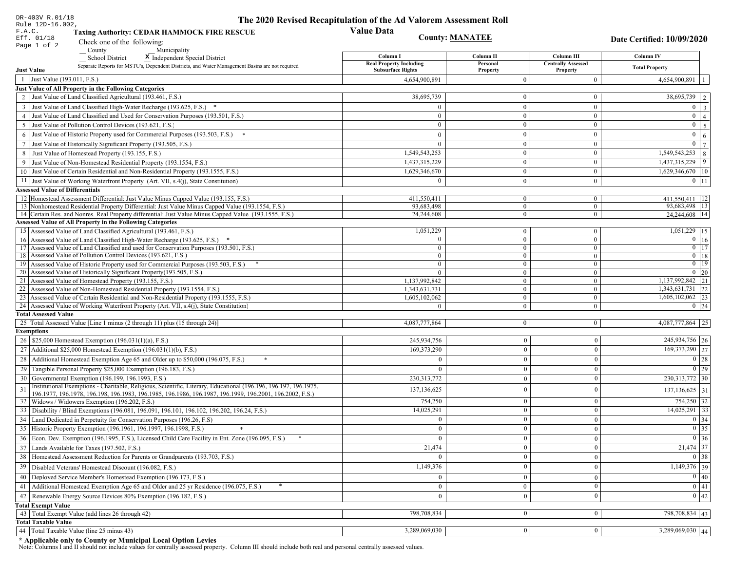DR-403V R.01/18
Rule 12D-16.002, F.A.C.
Eff. 01/18

# The 2020 Revised Recapitulation of the Ad Valorem Assessment Roll

## Value Data

**Taxing Authority: CEDAR HAMMOCK FIRE RESCUE**

**County: MANATEE**

**Date Certified: 10/09/2020**

Check one of the following:
__ County __ Municipality
__ School District **X** Independent Special District

Separate Reports for MSTU's, Dependent Districts, and Water Management Basins are not required

| | Just Value | Column I Real Property Including Subsurface Rights | Column II Personal Property | Column III Centrally Assessed Property | Column IV Total Property | |
|---|---|---|---|---|---|---|
| 1 | Just Value (193.011, F.S.) | 4,654,900,891 | 0 | 0 | 4,654,900,891 | 1 |
| | **Just Value of All Property in the Following Categories** | | | | | |
| 2 | Just Value of Land Classified Agricultural (193.461, F.S.) | 38,695,739 | 0 | 0 | 38,695,739 | 2 |
| 3 | Just Value of Land Classified High-Water Recharge (193.625, F.S.) * | 0 | 0 | 0 | 0 | 3 |
| 4 | Just Value of Land Classified and Used for Conservation Purposes (193.501, F.S.) | 0 | 0 | 0 | 0 | 4 |
| 5 | Just Value of Pollution Control Devices (193.621, F.S.) | 0 | 0 | 0 | 0 | 5 |
| 6 | Just Value of Historic Property used for Commercial Purposes (193.503, F.S.) * | 0 | 0 | 0 | 0 | 6 |
| 7 | Just Value of Historically Significant Property (193.505, F.S.) | 0 | 0 | 0 | 0 | 7 |
| 8 | Just Value of Homestead Property (193.155, F.S.) | 1,549,543,253 | 0 | 0 | 1,549,543,253 | 8 |
| 9 | Just Value of Non-Homestead Residential Property (193.1554, F.S.) | 1,437,315,229 | 0 | 0 | 1,437,315,229 | 9 |
| 10 | Just Value of Certain Residential and Non-Residential Property (193.1555, F.S.) | 1,629,346,670 | 0 | 0 | 1,629,346,670 | 10 |
| 11 | Just Value of Working Waterfront Property (Art. VII, s.4(j), State Constitution) | 0 | 0 | 0 | 0 | 11 |
| | **Assessed Value of Differentials** | | | | | |
| 12 | Homestead Assessment Differential: Just Value Minus Capped Value (193.155, F.S.) | 411,550,411 | 0 | 0 | 411,550,411 | 12 |
| 13 | Nonhomestead Residential Property Differential: Just Value Minus Capped Value (193.1554, F.S.) | 93,683,498 | 0 | 0 | 93,683,498 | 13 |
| 14 | Certain Res. and Nonres. Real Property differential: Just Value Minus Capped Value (193.1555, F.S.) | 24,244,608 | 0 | 0 | 24,244,608 | 14 |
| | **Assessed Value of All Property in the Following Categories** | | | | | |
| 15 | Assessed Value of Land Classified Agricultural (193.461, F.S.) | 1,051,229 | 0 | 0 | 1,051,229 | 15 |
| 16 | Assessed Value of Land Classified High-Water Recharge (193.625, F.S.) * | 0 | 0 | 0 | 0 | 16 |
| 17 | Assessed Value of Land Classified and used for Conservation Purposes (193.501, F.S.) | 0 | 0 | 0 | 0 | 17 |
| 18 | Assessed Value of Pollution Control Devices (193.621, F.S.) | 0 | 0 | 0 | 0 | 18 |
| 19 | Assessed Value of Historic Property used for Commercial Purposes (193.503, F.S.) * | 0 | 0 | 0 | 0 | 19 |
| 20 | Assessed Value of Historically Significant Property(193.505, F.S.) | 0 | 0 | 0 | 0 | 20 |
| 21 | Assessed Value of Homestead Property (193.155, F.S.) | 1,137,992,842 | 0 | 0 | 1,137,992,842 | 21 |
| 22 | Assessed Value of Non-Homestead Residential Property (193.1554, F.S.) | 1,343,631,731 | 0 | 0 | 1,343,631,731 | 22 |
| 23 | Assessed Value of Certain Residential and Non-Residential Property (193.1555, F.S.) | 1,605,102,062 | 0 | 0 | 1,605,102,062 | 23 |
| 24 | Assessed Value of Working Waterfront Property (Art. VII, s.4(j), State Constitution) | 0 | 0 | 0 | 0 | 24 |
| | **Total Assessed Value** | | | | | |
| 25 | Total Assessed Value [Line 1 minus (2 through 11) plus (15 through 24)] | 4,087,777,864 | 0 | 0 | 4,087,777,864 | 25 |
| | **Exemptions** | | | | | |
| 26 | $25,000 Homestead Exemption (196.031(1)(a), F.S.) | 245,934,756 | 0 | 0 | 245,934,756 | 26 |
| 27 | Additional $25,000 Homestead Exemption (196.031(1)(b), F.S.) | 169,373,290 | 0 | 0 | 169,373,290 | 27 |
| 28 | Additional Homestead Exemption Age 65 and Older up to $50,000 (196.075, F.S.) * | 0 | 0 | 0 | 0 | 28 |
| 29 | Tangible Personal Property $25,000 Exemption (196.183, F.S.) | 0 | 0 | 0 | 0 | 29 |
| 30 | Governmental Exemption (196.199, 196.1993, F.S.) | 230,313,772 | 0 | 0 | 230,313,772 | 30 |
| 31 | Institutional Exemptions - Charitable, Religious, Scientific, Literary, Educational (196.196, 196.197, 196.1975, 196.1977, 196.1978, 196.198, 196.1983, 196.1985, 196.1986, 196.1987, 196.1999, 196.2001, 196.2002, F.S.) | 137,136,625 | 0 | 0 | 137,136,625 | 31 |
| 32 | Widows / Widowers Exemption (196.202, F.S.) | 754,250 | 0 | 0 | 754,250 | 32 |
| 33 | Disability / Blind Exemptions (196.081, 196.091, 196.101, 196.102, 196.202, 196.24, F.S.) | 14,025,291 | 0 | 0 | 14,025,291 | 33 |
| 34 | Land Dedicated in Perpetuity for Conservation Purposes (196.26, F.S) | 0 | 0 | 0 | 0 | 34 |
| 35 | Historic Property Exemption (196.1961, 196.1997, 196.1998, F.S.) * | 0 | 0 | 0 | 0 | 35 |
| 36 | Econ. Dev. Exemption (196.1995, F.S.), Licensed Child Care Facility in Ent. Zone (196.095, F.S.) * | 0 | 0 | 0 | 0 | 36 |
| 37 | Lands Available for Taxes (197.502, F.S.) | 21,474 | 0 | 0 | 21,474 | 37 |
| 38 | Homestead Assessment Reduction for Parents or Grandparents (193.703, F.S.) | 0 | 0 | 0 | 0 | 38 |
| 39 | Disabled Veterans' Homestead Discount (196.082, F.S.) | 1,149,376 | 0 | 0 | 1,149,376 | 39 |
| 40 | Deployed Service Member's Homestead Exemption (196.173, F.S.) | 0 | 0 | 0 | 0 | 40 |
| 41 | Additional Homestead Exemption Age 65 and Older and 25 yr Residence (196.075, F.S.) * | 0 | 0 | 0 | 0 | 41 |
| 42 | Renewable Energy Source Devices 80% Exemption (196.182, F.S.) | 0 | 0 | 0 | 0 | 42 |
| | **Total Exempt Value** | | | | | |
| 43 | Total Exempt Value (add lines 26 through 42) | 798,708,834 | 0 | 0 | 798,708,834 | 43 |
| | **Total Taxable Value** | | | | | |
| 44 | Total Taxable Value (line 25 minus 43) | 3,289,069,030 | 0 | 0 | 3,289,069,030 | 44 |

**\* Applicable only to County or Municipal Local Option Levies**

Note: Columns I and II should not include values for centrally assessed property. Column III should include both real and personal centrally assessed values.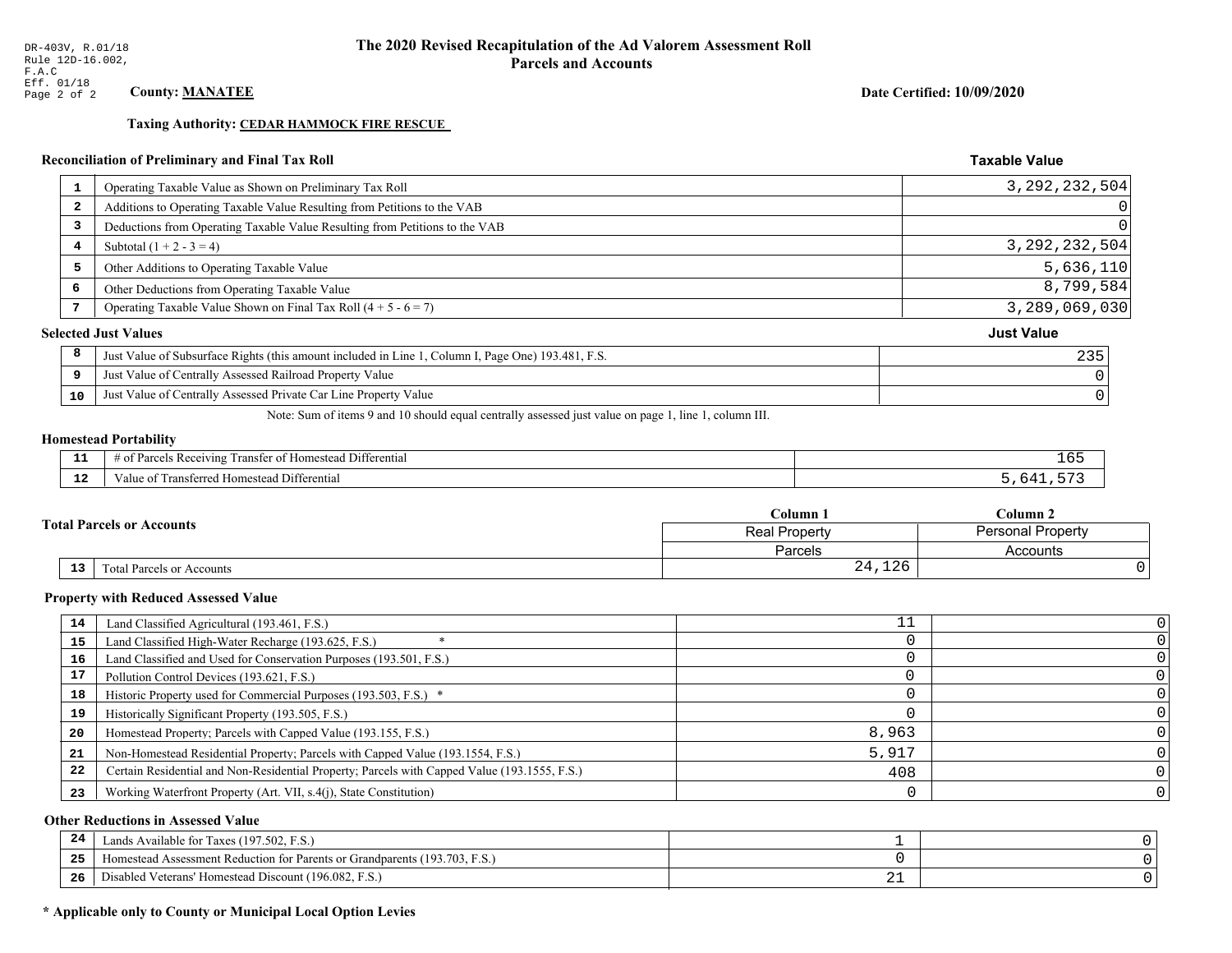DR-403V, R.01/18
Rule 12D-16.002, F.A.C
Eff. 01/18

# The 2020 Revised Recapitulation of the Ad Valorem Assessment Roll
## Parcels and Accounts

**County: MANATEE**

**Date Certified: 10/09/2020**

**Taxing Authority: CEDAR HAMMOCK FIRE RESCUE**

### Reconciliation of Preliminary and Final Tax Roll

| | | Taxable Value |
|---|---|---|
| 1 | Operating Taxable Value as Shown on Preliminary Tax Roll | 3,292,232,504 |
| 2 | Additions to Operating Taxable Value Resulting from Petitions to the VAB | 0 |
| 3 | Deductions from Operating Taxable Value Resulting from Petitions to the VAB | 0 |
| 4 | Subtotal (1 + 2 - 3 = 4) | 3,292,232,504 |
| 5 | Other Additions to Operating Taxable Value | 5,636,110 |
| 6 | Other Deductions from Operating Taxable Value | 8,799,584 |
| 7 | Operating Taxable Value Shown on Final Tax Roll (4 + 5 - 6 = 7) | 3,289,069,030 |

### Selected Just Values

| | | Just Value |
|---|---|---|
| 8 | Just Value of Subsurface Rights (this amount included in Line 1, Column I, Page One) 193.481, F.S. | 235 |
| 9 | Just Value of Centrally Assessed Railroad Property Value | 0 |
| 10 | Just Value of Centrally Assessed Private Car Line Property Value | 0 |

Note: Sum of items 9 and 10 should equal centrally assessed just value on page 1, line 1, column III.

### Homestead Portability

| | | |
|---|---|---|
| 11 | # of Parcels Receiving Transfer of Homestead Differential | 165 |
| 12 | Value of Transferred Homestead Differential | 5,641,573 |

### Total Parcels or Accounts

| | | Column 1<br>Real Property<br>Parcels | Column 2<br>Personal Property<br>Accounts |
|---|---|---|---|
| 13 | Total Parcels or Accounts | 24,126 | 0 |

### Property with Reduced Assessed Value

| | | Column 1 | Column 2 |
|---|---|---|---|
| 14 | Land Classified Agricultural (193.461, F.S.) | 11 | 0 |
| 15 | Land Classified High-Water Recharge (193.625, F.S.) * | 0 | 0 |
| 16 | Land Classified and Used for Conservation Purposes (193.501, F.S.) | 0 | 0 |
| 17 | Pollution Control Devices (193.621, F.S.) | 0 | 0 |
| 18 | Historic Property used for Commercial Purposes (193.503, F.S.) * | 0 | 0 |
| 19 | Historically Significant Property (193.505, F.S.) | 0 | 0 |
| 20 | Homestead Property; Parcels with Capped Value (193.155, F.S.) | 8,963 | 0 |
| 21 | Non-Homestead Residential Property; Parcels with Capped Value (193.1554, F.S.) | 5,917 | 0 |
| 22 | Certain Residential and Non-Residential Property; Parcels with Capped Value (193.1555, F.S.) | 408 | 0 |
| 23 | Working Waterfront Property (Art. VII, s.4(j), State Constitution) | 0 | 0 |

### Other Reductions in Assessed Value

| | | Column 1 | Column 2 |
|---|---|---|---|
| 24 | Lands Available for Taxes (197.502, F.S.) | 1 | 0 |
| 25 | Homestead Assessment Reduction for Parents or Grandparents (193.703, F.S.) | 0 | 0 |
| 26 | Disabled Veterans' Homestead Discount (196.082, F.S.) | 21 | 0 |

**\* Applicable only to County or Municipal Local Option Levies**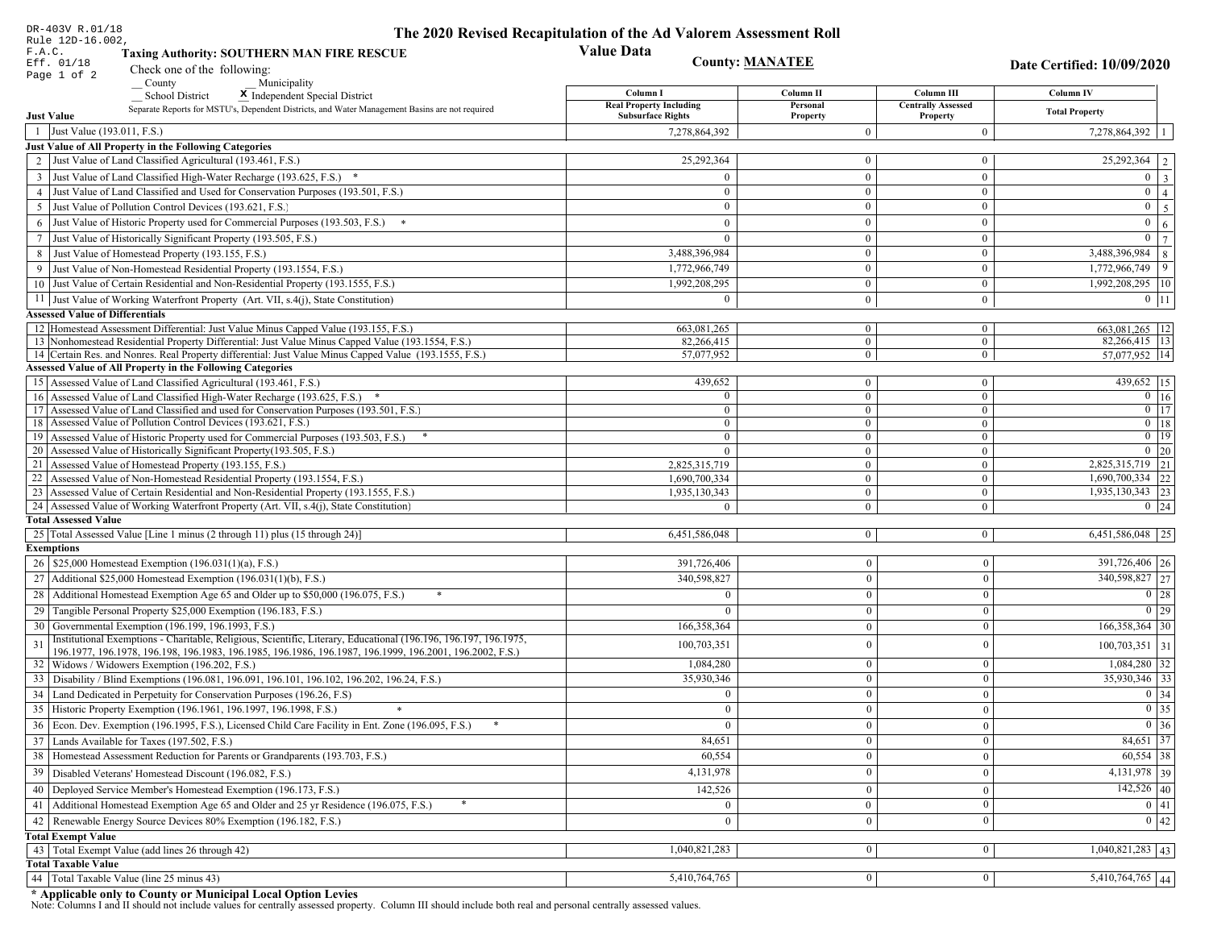DR-403V R.01/18
Rule 12D-16.002, F.A.C.
Eff. 01/18

# The 2020 Revised Recapitulation of the Ad Valorem Assessment Roll
## Value Data

**Taxing Authority: SOUTHERN MAN FIRE RESCUE**

**County: MANATEE**

**Date Certified: 10/09/2020**

Check one of the following:
__ County __ Municipality
__ School District **X** Independent Special District

Separate Reports for MSTU's, Dependent Districts, and Water Management Basins are not required

| | | Column I Real Property Including Subsurface Rights | Column II Personal Property | Column III Centrally Assessed Property | Column IV Total Property | |
|---|---|---|---|---|---|---|
| **Just Value** | | | | | | |
| 1 | Just Value (193.011, F.S.) | 7,278,864,392 | 0 | 0 | 7,278,864,392 | 1 |
| **Just Value of All Property in the Following Categories** | | | | | | |
| 2 | Just Value of Land Classified Agricultural (193.461, F.S.) | 25,292,364 | 0 | 0 | 25,292,364 | 2 |
| 3 | Just Value of Land Classified High-Water Recharge (193.625, F.S.) * | 0 | 0 | 0 | 0 | 3 |
| 4 | Just Value of Land Classified and Used for Conservation Purposes (193.501, F.S.) | 0 | 0 | 0 | 0 | 4 |
| 5 | Just Value of Pollution Control Devices (193.621, F.S.) | 0 | 0 | 0 | 0 | 5 |
| 6 | Just Value of Historic Property used for Commercial Purposes (193.503, F.S.) * | 0 | 0 | 0 | 0 | 6 |
| 7 | Just Value of Historically Significant Property (193.505, F.S.) | 0 | 0 | 0 | 0 | 7 |
| 8 | Just Value of Homestead Property (193.155, F.S.) | 3,488,396,984 | 0 | 0 | 3,488,396,984 | 8 |
| 9 | Just Value of Non-Homestead Residential Property (193.1554, F.S.) | 1,772,966,749 | 0 | 0 | 1,772,966,749 | 9 |
| 10 | Just Value of Certain Residential and Non-Residential Property (193.1555, F.S.) | 1,992,208,295 | 0 | 0 | 1,992,208,295 | 10 |
| 11 | Just Value of Working Waterfront Property (Art. VII, s.4(j), State Constitution) | 0 | 0 | 0 | 0 | 11 |
| **Assessed Value of Differentials** | | | | | | |
| 12 | Homestead Assessment Differential: Just Value Minus Capped Value (193.155, F.S.) | 663,081,265 | 0 | 0 | 663,081,265 | 12 |
| 13 | Nonhomestead Residential Property Differential: Just Value Minus Capped Value (193.1554, F.S.) | 82,266,415 | 0 | 0 | 82,266,415 | 13 |
| 14 | Certain Res. and Nonres. Real Property differential: Just Value Minus Capped Value (193.1555, F.S.) | 57,077,952 | 0 | 0 | 57,077,952 | 14 |
| **Assessed Value of All Property in the Following Categories** | | | | | | |
| 15 | Assessed Value of Land Classified Agricultural (193.461, F.S.) | 439,652 | 0 | 0 | 439,652 | 15 |
| 16 | Assessed Value of Land Classified High-Water Recharge (193.625, F.S.) * | 0 | 0 | 0 | 0 | 16 |
| 17 | Assessed Value of Land Classified and used for Conservation Purposes (193.501, F.S.) | 0 | 0 | 0 | 0 | 17 |
| 18 | Assessed Value of Pollution Control Devices (193.621, F.S.) | 0 | 0 | 0 | 0 | 18 |
| 19 | Assessed Value of Historic Property used for Commercial Purposes (193.503, F.S.) * | 0 | 0 | 0 | 0 | 19 |
| 20 | Assessed Value of Historically Significant Property(193.505, F.S.) | 0 | 0 | 0 | 0 | 20 |
| 21 | Assessed Value of Homestead Property (193.155, F.S.) | 2,825,315,719 | 0 | 0 | 2,825,315,719 | 21 |
| 22 | Assessed Value of Non-Homestead Residential Property (193.1554, F.S.) | 1,690,700,334 | 0 | 0 | 1,690,700,334 | 22 |
| 23 | Assessed Value of Certain Residential and Non-Residential Property (193.1555, F.S.) | 1,935,130,343 | 0 | 0 | 1,935,130,343 | 23 |
| 24 | Assessed Value of Working Waterfront Property (Art. VII, s.4(j), State Constitution) | 0 | 0 | 0 | 0 | 24 |
| **Total Assessed Value** | | | | | | |
| 25 | Total Assessed Value [Line 1 minus (2 through 11) plus (15 through 24)] | 6,451,586,048 | 0 | 0 | 6,451,586,048 | 25 |
| **Exemptions** | | | | | | |
| 26 | $25,000 Homestead Exemption (196.031(1)(a), F.S.) | 391,726,406 | 0 | 0 | 391,726,406 | 26 |
| 27 | Additional $25,000 Homestead Exemption (196.031(1)(b), F.S.) | 340,598,827 | 0 | 0 | 340,598,827 | 27 |
| 28 | Additional Homestead Exemption Age 65 and Older up to $50,000 (196.075, F.S.) * | 0 | 0 | 0 | 0 | 28 |
| 29 | Tangible Personal Property $25,000 Exemption (196.183, F.S.) | 0 | 0 | 0 | 0 | 29 |
| 30 | Governmental Exemption (196.199, 196.1993, F.S.) | 166,358,364 | 0 | 0 | 166,358,364 | 30 |
| 31 | Institutional Exemptions - Charitable, Religious, Scientific, Literary, Educational (196.196, 196.197, 196.1975, 196.1977, 196.1978, 196.198, 196.1983, 196.1985, 196.1986, 196.1987, 196.1999, 196.2001, 196.2002, F.S.) | 100,703,351 | 0 | 0 | 100,703,351 | 31 |
| 32 | Widows / Widowers Exemption (196.202, F.S.) | 1,084,280 | 0 | 0 | 1,084,280 | 32 |
| 33 | Disability / Blind Exemptions (196.081, 196.091, 196.101, 196.102, 196.202, 196.24, F.S.) | 35,930,346 | 0 | 0 | 35,930,346 | 33 |
| 34 | Land Dedicated in Perpetuity for Conservation Purposes (196.26, F.S) | 0 | 0 | 0 | 0 | 34 |
| 35 | Historic Property Exemption (196.1961, 196.1997, 196.1998, F.S.) * | 0 | 0 | 0 | 0 | 35 |
| 36 | Econ. Dev. Exemption (196.1995, F.S.), Licensed Child Care Facility in Ent. Zone (196.095, F.S.) * | 0 | 0 | 0 | 0 | 36 |
| 37 | Lands Available for Taxes (197.502, F.S.) | 84,651 | 0 | 0 | 84,651 | 37 |
| 38 | Homestead Assessment Reduction for Parents or Grandparents (193.703, F.S.) | 60,554 | 0 | 0 | 60,554 | 38 |
| 39 | Disabled Veterans' Homestead Discount (196.082, F.S.) | 4,131,978 | 0 | 0 | 4,131,978 | 39 |
| 40 | Deployed Service Member's Homestead Exemption (196.173, F.S.) | 142,526 | 0 | 0 | 142,526 | 40 |
| 41 | Additional Homestead Exemption Age 65 and Older and 25 yr Residence (196.075, F.S.) * | 0 | 0 | 0 | 0 | 41 |
| 42 | Renewable Energy Source Devices 80% Exemption (196.182, F.S.) | 0 | 0 | 0 | 0 | 42 |
| **Total Exempt Value** | | | | | | |
| 43 | Total Exempt Value (add lines 26 through 42) | 1,040,821,283 | 0 | 0 | 1,040,821,283 | 43 |
| **Total Taxable Value** | | | | | | |
| 44 | Total Taxable Value (line 25 minus 43) | 5,410,764,765 | 0 | 0 | 5,410,764,765 | 44 |

**\* Applicable only to County or Municipal Local Option Levies**

Note: Columns I and II should not include values for centrally assessed property. Column III should include both real and personal centrally assessed values.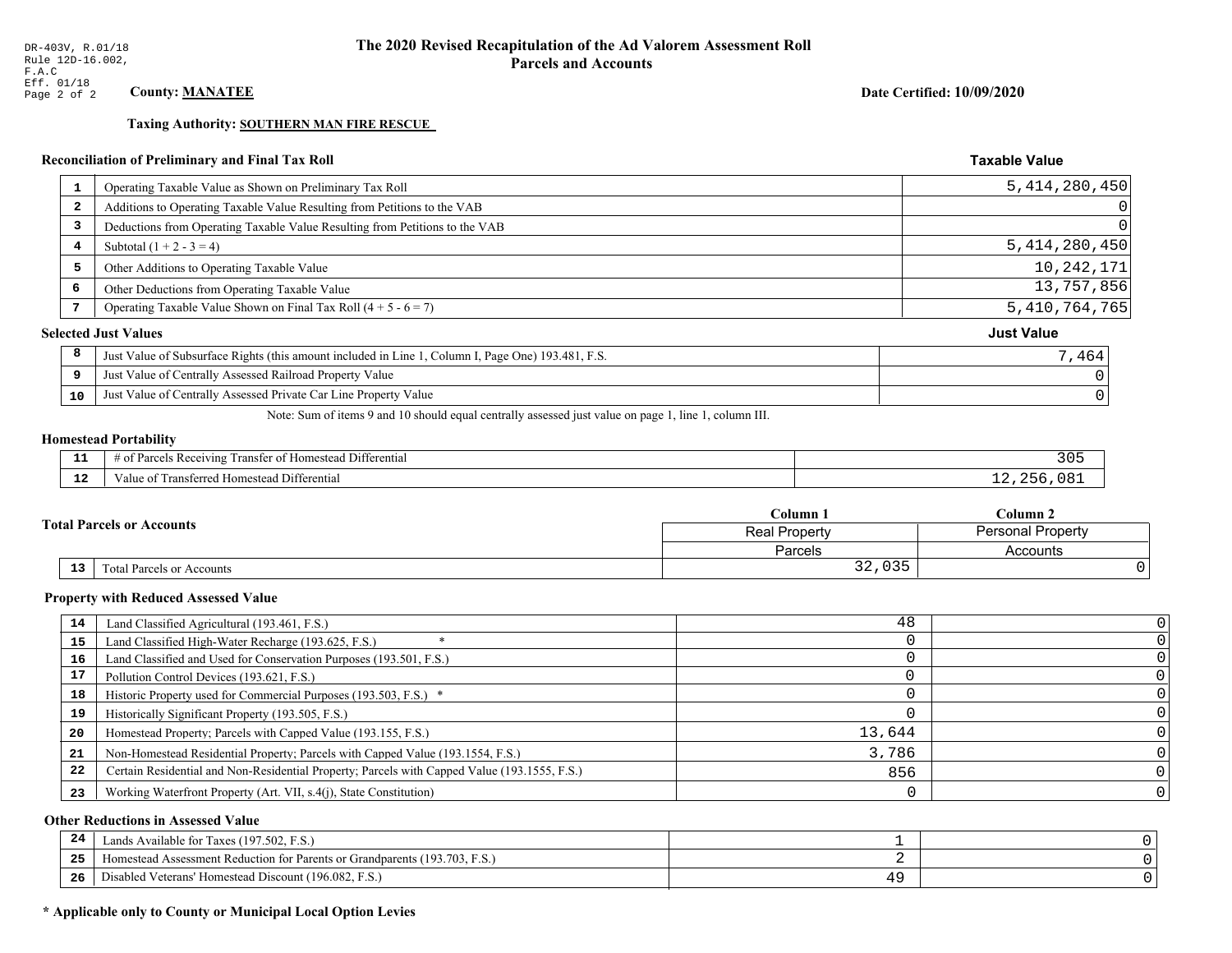DR-403V, R.01/18
Rule 12D-16.002, F.A.C
Eff. 01/18

# The 2020 Revised Recapitulation of the Ad Valorem Assessment Roll
## Parcels and Accounts

**County: MANATEE**

**Date Certified: 10/09/2020**

**Taxing Authority: SOUTHERN MAN FIRE RESCUE**

### Reconciliation of Preliminary and Final Tax Roll

| | | Taxable Value |
|---|---|---|
| 1 | Operating Taxable Value as Shown on Preliminary Tax Roll | 5,414,280,450 |
| 2 | Additions to Operating Taxable Value Resulting from Petitions to the VAB | 0 |
| 3 | Deductions from Operating Taxable Value Resulting from Petitions to the VAB | 0 |
| 4 | Subtotal (1 + 2 - 3 = 4) | 5,414,280,450 |
| 5 | Other Additions to Operating Taxable Value | 10,242,171 |
| 6 | Other Deductions from Operating Taxable Value | 13,757,856 |
| 7 | Operating Taxable Value Shown on Final Tax Roll (4 + 5 - 6 = 7) | 5,410,764,765 |

### Selected Just Values

| | | Just Value |
|---|---|---|
| 8 | Just Value of Subsurface Rights (this amount included in Line 1, Column I, Page One) 193.481, F.S. | 7,464 |
| 9 | Just Value of Centrally Assessed Railroad Property Value | 0 |
| 10 | Just Value of Centrally Assessed Private Car Line Property Value | 0 |

Note: Sum of items 9 and 10 should equal centrally assessed just value on page 1, line 1, column III.

### Homestead Portability

| | | |
|---|---|---|
| 11 | # of Parcels Receiving Transfer of Homestead Differential | 305 |
| 12 | Value of Transferred Homestead Differential | 12,256,081 |

### Total Parcels or Accounts

| | | Column 1<br>Real Property<br>Parcels | Column 2<br>Personal Property<br>Accounts |
|---|---|---|---|
| 13 | Total Parcels or Accounts | 32,035 | 0 |

### Property with Reduced Assessed Value

| | | Column 1 | Column 2 |
|---|---|---|---|
| 14 | Land Classified Agricultural (193.461, F.S.) | 48 | 0 |
| 15 | Land Classified High-Water Recharge (193.625, F.S.) * | 0 | 0 |
| 16 | Land Classified and Used for Conservation Purposes (193.501, F.S.) | 0 | 0 |
| 17 | Pollution Control Devices (193.621, F.S.) | 0 | 0 |
| 18 | Historic Property used for Commercial Purposes (193.503, F.S.) * | 0 | 0 |
| 19 | Historically Significant Property (193.505, F.S.) | 0 | 0 |
| 20 | Homestead Property; Parcels with Capped Value (193.155, F.S.) | 13,644 | 0 |
| 21 | Non-Homestead Residential Property; Parcels with Capped Value (193.1554, F.S.) | 3,786 | 0 |
| 22 | Certain Residential and Non-Residential Property; Parcels with Capped Value (193.1555, F.S.) | 856 | 0 |
| 23 | Working Waterfront Property (Art. VII, s.4(j), State Constitution) | 0 | 0 |

### Other Reductions in Assessed Value

| | | Column 1 | Column 2 |
|---|---|---|---|
| 24 | Lands Available for Taxes (197.502, F.S.) | 1 | 0 |
| 25 | Homestead Assessment Reduction for Parents or Grandparents (193.703, F.S.) | 2 | 0 |
| 26 | Disabled Veterans' Homestead Discount (196.082, F.S.) | 49 | 0 |

**\* Applicable only to County or Municipal Local Option Levies**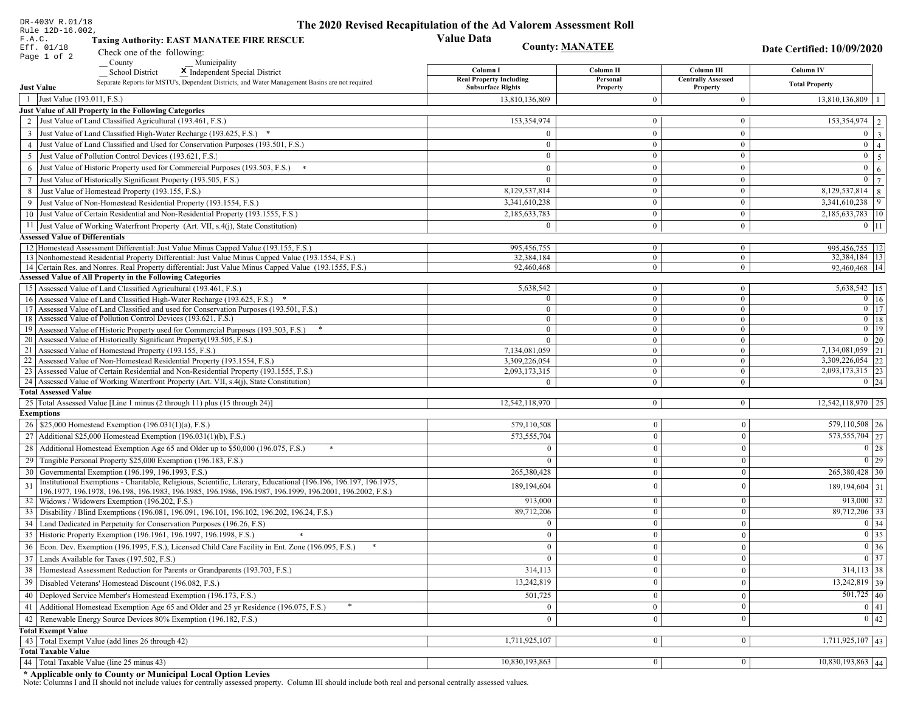DR-403V R.01/18
Rule 12D-16.002, F.A.C.
Eff. 01/18

# The 2020 Revised Recapitulation of the Ad Valorem Assessment Roll

## Value Data

**Taxing Authority: EAST MANATEE FIRE RESCUE**

**County: MANATEE**

**Date Certified: 10/09/2020**

Check one of the following:
__ County __ Municipality
__ School District **X** Independent Special District

Separate Reports for MSTU's, Dependent Districts, and Water Management Basins are not required

| | Column I Real Property Including Subsurface Rights | Column II Personal Property | Column III Centrally Assessed Property | Column IV Total Property | |
|---|---|---|---|---|---|
| **Just Value** | | | | | |
| 1 Just Value (193.011, F.S.) | 13,810,136,809 | 0 | 0 | 13,810,136,809 | 1 |
| **Just Value of All Property in the Following Categories** | | | | | |
| 2 Just Value of Land Classified Agricultural (193.461, F.S.) | 153,354,974 | 0 | 0 | 153,354,974 | 2 |
| 3 Just Value of Land Classified High-Water Recharge (193.625, F.S.) * | 0 | 0 | 0 | 0 | 3 |
| 4 Just Value of Land Classified and Used for Conservation Purposes (193.501, F.S.) | 0 | 0 | 0 | 0 | 4 |
| 5 Just Value of Pollution Control Devices (193.621, F.S.) | 0 | 0 | 0 | 0 | 5 |
| 6 Just Value of Historic Property used for Commercial Purposes (193.503, F.S.) * | 0 | 0 | 0 | 0 | 6 |
| 7 Just Value of Historically Significant Property (193.505, F.S.) | 0 | 0 | 0 | 0 | 7 |
| 8 Just Value of Homestead Property (193.155, F.S.) | 8,129,537,814 | 0 | 0 | 8,129,537,814 | 8 |
| 9 Just Value of Non-Homestead Residential Property (193.1554, F.S.) | 3,341,610,238 | 0 | 0 | 3,341,610,238 | 9 |
| 10 Just Value of Certain Residential and Non-Residential Property (193.1555, F.S.) | 2,185,633,783 | 0 | 0 | 2,185,633,783 | 10 |
| 11 Just Value of Working Waterfront Property (Art. VII, s.4(j), State Constitution) | 0 | 0 | 0 | 0 | 11 |
| **Assessed Value of Differentials** | | | | | |
| 12 Homestead Assessment Differential: Just Value Minus Capped Value (193.155, F.S.) | 995,456,755 | 0 | 0 | 995,456,755 | 12 |
| 13 Nonhomestead Residential Property Differential: Just Value Minus Capped Value (193.1554, F.S.) | 32,384,184 | 0 | 0 | 32,384,184 | 13 |
| 14 Certain Res. and Nonres. Real Property differential: Just Value Minus Capped Value (193.1555, F.S.) | 92,460,468 | 0 | 0 | 92,460,468 | 14 |
| **Assessed Value of All Property in the Following Categories** | | | | | |
| 15 Assessed Value of Land Classified Agricultural (193.461, F.S.) | 5,638,542 | 0 | 0 | 5,638,542 | 15 |
| 16 Assessed Value of Land Classified High-Water Recharge (193.625, F.S.) * | 0 | 0 | 0 | 0 | 16 |
| 17 Assessed Value of Land Classified and used for Conservation Purposes (193.501, F.S.) | 0 | 0 | 0 | 0 | 17 |
| 18 Assessed Value of Pollution Control Devices (193.621, F.S.) | 0 | 0 | 0 | 0 | 18 |
| 19 Assessed Value of Historic Property used for Commercial Purposes (193.503, F.S.) * | 0 | 0 | 0 | 0 | 19 |
| 20 Assessed Value of Historically Significant Property(193.505, F.S.) | 0 | 0 | 0 | 0 | 20 |
| 21 Assessed Value of Homestead Property (193.155, F.S.) | 7,134,081,059 | 0 | 0 | 7,134,081,059 | 21 |
| 22 Assessed Value of Non-Homestead Residential Property (193.1554, F.S.) | 3,309,226,054 | 0 | 0 | 3,309,226,054 | 22 |
| 23 Assessed Value of Certain Residential and Non-Residential Property (193.1555, F.S.) | 2,093,173,315 | 0 | 0 | 2,093,173,315 | 23 |
| 24 Assessed Value of Working Waterfront Property (Art. VII, s.4(j), State Constitution) | 0 | 0 | 0 | 0 | 24 |
| **Total Assessed Value** | | | | | |
| 25 Total Assessed Value [Line 1 minus (2 through 11) plus (15 through 24)] | 12,542,118,970 | 0 | 0 | 12,542,118,970 | 25 |
| **Exemptions** | | | | | |
| 26 $25,000 Homestead Exemption (196.031(1)(a), F.S.) | 579,110,508 | 0 | 0 | 579,110,508 | 26 |
| 27 Additional $25,000 Homestead Exemption (196.031(1)(b), F.S.) | 573,555,704 | 0 | 0 | 573,555,704 | 27 |
| 28 Additional Homestead Exemption Age 65 and Older up to $50,000 (196.075, F.S.) * | 0 | 0 | 0 | 0 | 28 |
| 29 Tangible Personal Property $25,000 Exemption (196.183, F.S.) | 0 | 0 | 0 | 0 | 29 |
| 30 Governmental Exemption (196.199, 196.1993, F.S.) | 265,380,428 | 0 | 0 | 265,380,428 | 30 |
| 31 Institutional Exemptions - Charitable, Religious, Scientific, Literary, Educational (196.196, 196.197, 196.1975, 196.1977, 196.1978, 196.198, 196.1983, 196.1985, 196.1986, 196.1987, 196.1999, 196.2001, 196.2002, F.S.) | 189,194,604 | 0 | 0 | 189,194,604 | 31 |
| 32 Widows / Widowers Exemption (196.202, F.S.) | 913,000 | 0 | 0 | 913,000 | 32 |
| 33 Disability / Blind Exemptions (196.081, 196.091, 196.101, 196.102, 196.202, 196.24, F.S.) | 89,712,206 | 0 | 0 | 89,712,206 | 33 |
| 34 Land Dedicated in Perpetuity for Conservation Purposes (196.26, F.S) | 0 | 0 | 0 | 0 | 34 |
| 35 Historic Property Exemption (196.1961, 196.1997, 196.1998, F.S.) * | 0 | 0 | 0 | 0 | 35 |
| 36 Econ. Dev. Exemption (196.1995, F.S.), Licensed Child Care Facility in Ent. Zone (196.095, F.S.) * | 0 | 0 | 0 | 0 | 36 |
| 37 Lands Available for Taxes (197.502, F.S.) | 0 | 0 | 0 | 0 | 37 |
| 38 Homestead Assessment Reduction for Parents or Grandparents (193.703, F.S.) | 314,113 | 0 | 0 | 314,113 | 38 |
| 39 Disabled Veterans' Homestead Discount (196.082, F.S.) | 13,242,819 | 0 | 0 | 13,242,819 | 39 |
| 40 Deployed Service Member's Homestead Exemption (196.173, F.S.) | 501,725 | 0 | 0 | 501,725 | 40 |
| 41 Additional Homestead Exemption Age 65 and Older and 25 yr Residence (196.075, F.S.) * | 0 | 0 | 0 | 0 | 41 |
| 42 Renewable Energy Source Devices 80% Exemption (196.182, F.S.) | 0 | 0 | 0 | 0 | 42 |
| **Total Exempt Value** | | | | | |
| 43 Total Exempt Value (add lines 26 through 42) | 1,711,925,107 | 0 | 0 | 1,711,925,107 | 43 |
| **Total Taxable Value** | | | | | |
| 44 Total Taxable Value (line 25 minus 43) | 10,830,193,863 | 0 | 0 | 10,830,193,863 | 44 |

**\* Applicable only to County or Municipal Local Option Levies**

Note: Columns I and II should not include values for centrally assessed property. Column III should include both real and personal centrally assessed values.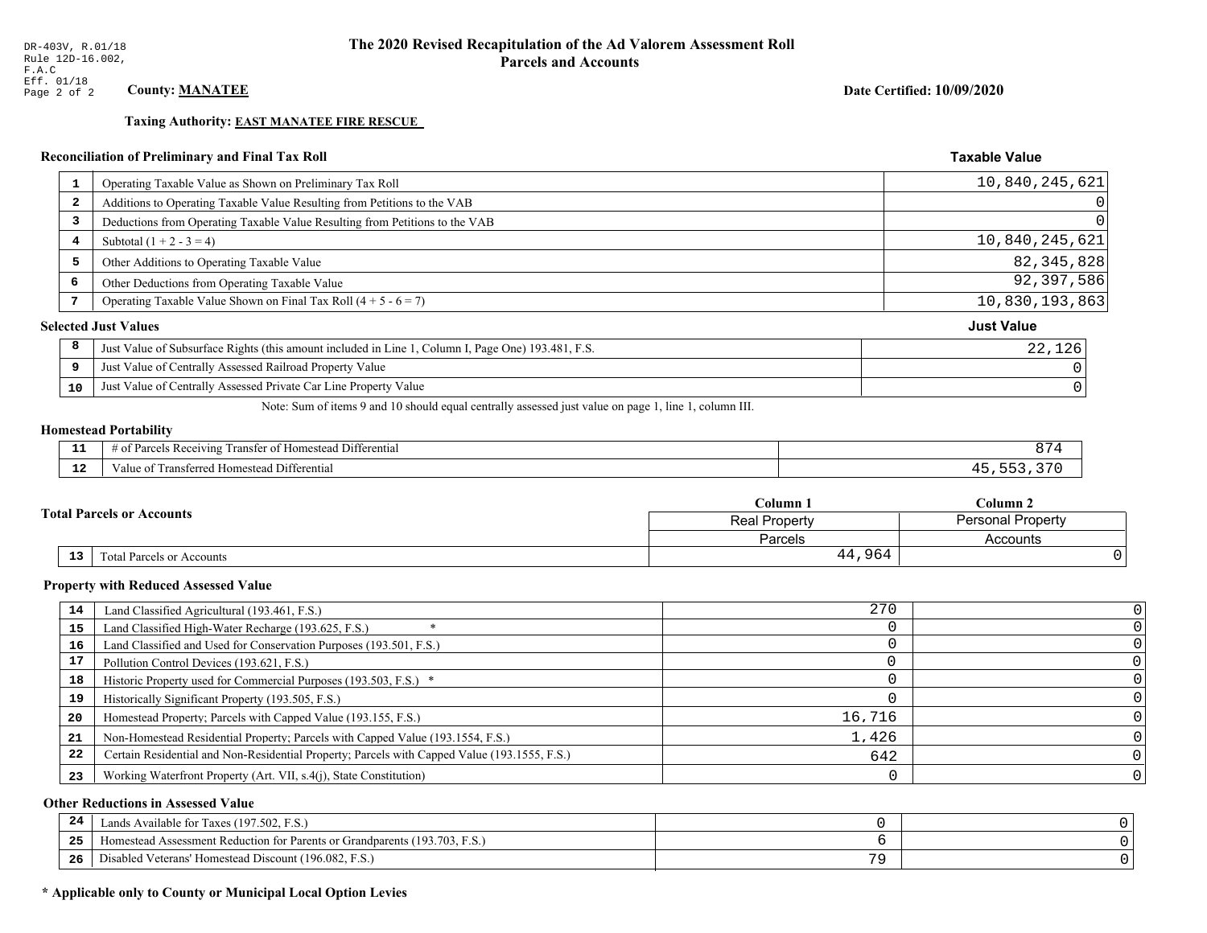DR-403V, R.01/18
Rule 12D-16.002,
F.A.C
Eff. 01/18

# The 2020 Revised Recapitulation of the Ad Valorem Assessment Roll
## Parcels and Accounts

**County: MANATEE**

**Date Certified: 10/09/2020**

**Taxing Authority: EAST MANATEE FIRE RESCUE**

### Reconciliation of Preliminary and Final Tax Roll

| | | Taxable Value |
|---|---|---|
| 1 | Operating Taxable Value as Shown on Preliminary Tax Roll | 10,840,245,621 |
| 2 | Additions to Operating Taxable Value Resulting from Petitions to the VAB | 0 |
| 3 | Deductions from Operating Taxable Value Resulting from Petitions to the VAB | 0 |
| 4 | Subtotal (1 + 2 - 3 = 4) | 10,840,245,621 |
| 5 | Other Additions to Operating Taxable Value | 82,345,828 |
| 6 | Other Deductions from Operating Taxable Value | 92,397,586 |
| 7 | Operating Taxable Value Shown on Final Tax Roll (4 + 5 - 6 = 7) | 10,830,193,863 |

### Selected Just Values

| | | Just Value |
|---|---|---|
| 8 | Just Value of Subsurface Rights (this amount included in Line 1, Column I, Page One) 193.481, F.S. | 22,126 |
| 9 | Just Value of Centrally Assessed Railroad Property Value | 0 |
| 10 | Just Value of Centrally Assessed Private Car Line Property Value | 0 |

Note: Sum of items 9 and 10 should equal centrally assessed just value on page 1, line 1, column III.

### Homestead Portability

| | | |
|---|---|---|
| 11 | # of Parcels Receiving Transfer of Homestead Differential | 874 |
| 12 | Value of Transferred Homestead Differential | 45,553,370 |

### Total Parcels or Accounts

| | | Column 1 | Column 2 |
|---|---|---|---|
| | | Real Property | Personal Property |
| | | Parcels | Accounts |
| 13 | Total Parcels or Accounts | 44,964 | 0 |

### Property with Reduced Assessed Value

| | | Column 1 | Column 2 |
|---|---|---|---|
| 14 | Land Classified Agricultural (193.461, F.S.) | 270 | 0 |
| 15 | Land Classified High-Water Recharge (193.625, F.S.) * | 0 | 0 |
| 16 | Land Classified and Used for Conservation Purposes (193.501, F.S.) | 0 | 0 |
| 17 | Pollution Control Devices (193.621, F.S.) | 0 | 0 |
| 18 | Historic Property used for Commercial Purposes (193.503, F.S.) * | 0 | 0 |
| 19 | Historically Significant Property (193.505, F.S.) | 0 | 0 |
| 20 | Homestead Property; Parcels with Capped Value (193.155, F.S.) | 16,716 | 0 |
| 21 | Non-Homestead Residential Property; Parcels with Capped Value (193.1554, F.S.) | 1,426 | 0 |
| 22 | Certain Residential and Non-Residential Property; Parcels with Capped Value (193.1555, F.S.) | 642 | 0 |
| 23 | Working Waterfront Property (Art. VII, s.4(j), State Constitution) | 0 | 0 |

### Other Reductions in Assessed Value

| | | Column 1 | Column 2 |
|---|---|---|---|
| 24 | Lands Available for Taxes (197.502, F.S.) | 0 | 0 |
| 25 | Homestead Assessment Reduction for Parents or Grandparents (193.703, F.S.) | 6 | 0 |
| 26 | Disabled Veterans' Homestead Discount (196.082, F.S.) | 79 | 0 |

**\* Applicable only to County or Municipal Local Option Levies**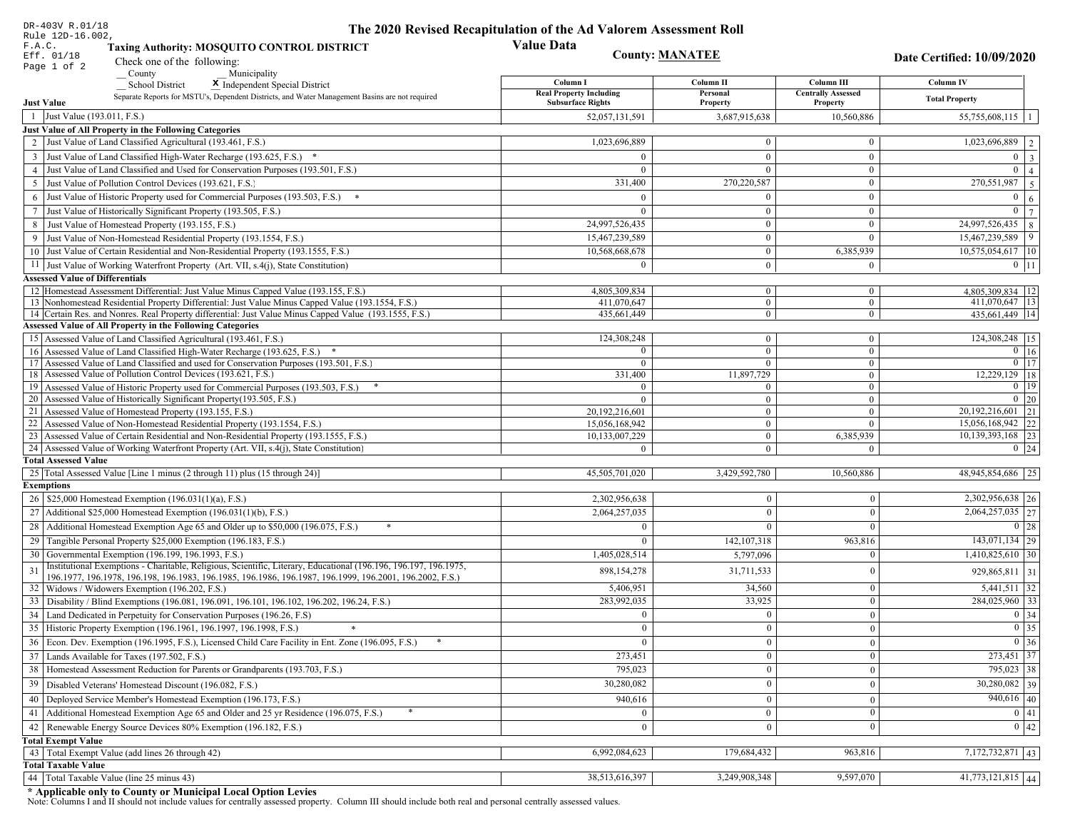DR-403V R.01/18
Rule 12D-16.002, F.A.C.
Eff. 01/18
Page 1 of 2

# The 2020 Revised Recapitulation of the Ad Valorem Assessment Roll
## Value Data

**Taxing Authority: MOSQUITO CONTROL DISTRICT**

**County: MANATEE**

**Date Certified: 10/09/2020**

Check one of the following:
__ County
__ Municipality
__ School District
X Independent Special District

Separate Reports for MSTU's, Dependent Districts, and Water Management Basins are not required

| | Column I Real Property Including Subsurface Rights | Column II Personal Property | Column III Centrally Assessed Property | Column IV Total Property | |
|---|---|---|---|---|---|
| **Just Value** | | | | | |
| 1 Just Value (193.011, F.S.) | 52,057,131,591 | 3,687,915,638 | 10,560,886 | 55,755,608,115 | 1 |
| **Just Value of All Property in the Following Categories** | | | | | |
| 2 Just Value of Land Classified Agricultural (193.461, F.S.) | 1,023,696,889 | 0 | 0 | 1,023,696,889 | 2 |
| 3 Just Value of Land Classified High-Water Recharge (193.625, F.S.) * | 0 | 0 | 0 | 0 | 3 |
| 4 Just Value of Land Classified and Used for Conservation Purposes (193.501, F.S.) | 0 | 0 | 0 | 0 | 4 |
| 5 Just Value of Pollution Control Devices (193.621, F.S.) | 331,400 | 270,220,587 | 0 | 270,551,987 | 5 |
| 6 Just Value of Historic Property used for Commercial Purposes (193.503, F.S.) * | 0 | 0 | 0 | 0 | 6 |
| 7 Just Value of Historically Significant Property (193.505, F.S.) | 0 | 0 | 0 | 0 | 7 |
| 8 Just Value of Homestead Property (193.155, F.S.) | 24,997,526,435 | 0 | 0 | 24,997,526,435 | 8 |
| 9 Just Value of Non-Homestead Residential Property (193.1554, F.S.) | 15,467,239,589 | 0 | 0 | 15,467,239,589 | 9 |
| 10 Just Value of Certain Residential and Non-Residential Property (193.1555, F.S.) | 10,568,668,678 | 0 | 6,385,939 | 10,575,054,617 | 10 |
| 11 Just Value of Working Waterfront Property (Art. VII, s.4(j), State Constitution) | 0 | 0 | 0 | 0 | 11 |
| **Assessed Value of Differentials** | | | | | |
| 12 Homestead Assessment Differential: Just Value Minus Capped Value (193.155, F.S.) | 4,805,309,834 | 0 | 0 | 4,805,309,834 | 12 |
| 13 Nonhomestead Residential Property Differential: Just Value Minus Capped Value (193.1554, F.S.) | 411,070,647 | 0 | 0 | 411,070,647 | 13 |
| 14 Certain Res. and Nonres. Real Property differential: Just Value Minus Capped Value (193.1555, F.S.) | 435,661,449 | 0 | 0 | 435,661,449 | 14 |
| **Assessed Value of All Property in the Following Categories** | | | | | |
| 15 Assessed Value of Land Classified Agricultural (193.461, F.S.) | 124,308,248 | 0 | 0 | 124,308,248 | 15 |
| 16 Assessed Value of Land Classified High-Water Recharge (193.625, F.S.) * | 0 | 0 | 0 | 0 | 16 |
| 17 Assessed Value of Land Classified and used for Conservation Purposes (193.501, F.S.) | 0 | 0 | 0 | 0 | 17 |
| 18 Assessed Value of Pollution Control Devices (193.621, F.S.) | 331,400 | 11,897,729 | 0 | 12,229,129 | 18 |
| 19 Assessed Value of Historic Property used for Commercial Purposes (193.503, F.S.) * | 0 | 0 | 0 | 0 | 19 |
| 20 Assessed Value of Historically Significant Property(193.505, F.S.) | 0 | 0 | 0 | 0 | 20 |
| 21 Assessed Value of Homestead Property (193.155, F.S.) | 20,192,216,601 | 0 | 0 | 20,192,216,601 | 21 |
| 22 Assessed Value of Non-Homestead Residential Property (193.1554, F.S.) | 15,056,168,942 | 0 | 0 | 15,056,168,942 | 22 |
| 23 Assessed Value of Certain Residential and Non-Residential Property (193.1555, F.S.) | 10,133,007,229 | 0 | 6,385,939 | 10,139,393,168 | 23 |
| 24 Assessed Value of Working Waterfront Property (Art. VII, s.4(j), State Constitution) | 0 | 0 | 0 | 0 | 24 |
| **Total Assessed Value** | | | | | |
| 25 Total Assessed Value [Line 1 minus (2 through 11) plus (15 through 24)] | 45,505,701,020 | 3,429,592,780 | 10,560,886 | 48,945,854,686 | 25 |
| **Exemptions** | | | | | |
| 26 $25,000 Homestead Exemption (196.031(1)(a), F.S.) | 2,302,956,638 | 0 | 0 | 2,302,956,638 | 26 |
| 27 Additional $25,000 Homestead Exemption (196.031(1)(b), F.S.) | 2,064,257,035 | 0 | 0 | 2,064,257,035 | 27 |
| 28 Additional Homestead Exemption Age 65 and Older up to $50,000 (196.075, F.S.) * | 0 | 0 | 0 | 0 | 28 |
| 29 Tangible Personal Property $25,000 Exemption (196.183, F.S.) | 0 | 142,107,318 | 963,816 | 143,071,134 | 29 |
| 30 Governmental Exemption (196.199, 196.1993, F.S.) | 1,405,028,514 | 5,797,096 | 0 | 1,410,825,610 | 30 |
| 31 Institutional Exemptions - Charitable, Religious, Scientific, Literary, Educational (196.196, 196.197, 196.1975, 196.1977, 196.1978, 196.198, 196.1983, 196.1985, 196.1986, 196.1987, 196.1999, 196.2001, 196.2002, F.S.) | 898,154,278 | 31,711,533 | 0 | 929,865,811 | 31 |
| 32 Widows / Widowers Exemption (196.202, F.S.) | 5,406,951 | 34,560 | 0 | 5,441,511 | 32 |
| 33 Disability / Blind Exemptions (196.081, 196.091, 196.101, 196.102, 196.202, 196.24, F.S.) | 283,992,035 | 33,925 | 0 | 284,025,960 | 33 |
| 34 Land Dedicated in Perpetuity for Conservation Purposes (196.26, F.S) | 0 | 0 | 0 | 0 | 34 |
| 35 Historic Property Exemption (196.1961, 196.1997, 196.1998, F.S.) * | 0 | 0 | 0 | 0 | 35 |
| 36 Econ. Dev. Exemption (196.1995, F.S.), Licensed Child Care Facility in Ent. Zone (196.095, F.S.) * | 0 | 0 | 0 | 0 | 36 |
| 37 Lands Available for Taxes (197.502, F.S.) | 273,451 | 0 | 0 | 273,451 | 37 |
| 38 Homestead Assessment Reduction for Parents or Grandparents (193.703, F.S.) | 795,023 | 0 | 0 | 795,023 | 38 |
| 39 Disabled Veterans' Homestead Discount (196.082, F.S.) | 30,280,082 | 0 | 0 | 30,280,082 | 39 |
| 40 Deployed Service Member's Homestead Exemption (196.173, F.S.) | 940,616 | 0 | 0 | 940,616 | 40 |
| 41 Additional Homestead Exemption Age 65 and Older and 25 yr Residence (196.075, F.S.) * | 0 | 0 | 0 | 0 | 41 |
| 42 Renewable Energy Source Devices 80% Exemption (196.182, F.S.) | 0 | 0 | 0 | 0 | 42 |
| **Total Exempt Value** | | | | | |
| 43 Total Exempt Value (add lines 26 through 42) | 6,992,084,623 | 179,684,432 | 963,816 | 7,172,732,871 | 43 |
| **Total Taxable Value** | | | | | |
| 44 Total Taxable Value (line 25 minus 43) | 38,513,616,397 | 3,249,908,348 | 9,597,070 | 41,773,121,815 | 44 |

**\* Applicable only to County or Municipal Local Option Levies**

Note: Columns I and II should not include values for centrally assessed property. Column III should include both real and personal centrally assessed values.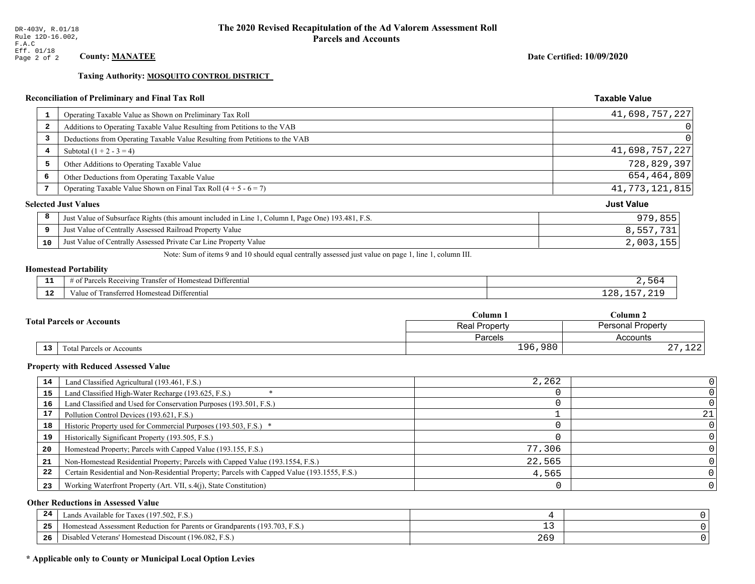DR-403V, R.01/18
Rule 12D-16.002, F.A.C
Eff. 01/18
Page 2 of 2

# The 2020 Revised Recapitulation of the Ad Valorem Assessment Roll
## Parcels and Accounts

**County: MANATEE**

**Date Certified: 10/09/2020**

**Taxing Authority: MOSQUITO CONTROL DISTRICT**

### Reconciliation of Preliminary and Final Tax Roll

| | | Taxable Value |
|---|---|---|
| 1 | Operating Taxable Value as Shown on Preliminary Tax Roll | 41,698,757,227 |
| 2 | Additions to Operating Taxable Value Resulting from Petitions to the VAB | 0 |
| 3 | Deductions from Operating Taxable Value Resulting from Petitions to the VAB | 0 |
| 4 | Subtotal (1 + 2 - 3 = 4) | 41,698,757,227 |
| 5 | Other Additions to Operating Taxable Value | 728,829,397 |
| 6 | Other Deductions from Operating Taxable Value | 654,464,809 |
| 7 | Operating Taxable Value Shown on Final Tax Roll (4 + 5 - 6 = 7) | 41,773,121,815 |

### Selected Just Values

| | | Just Value |
|---|---|---|
| 8 | Just Value of Subsurface Rights (this amount included in Line 1, Column I, Page One) 193.481, F.S. | 979,855 |
| 9 | Just Value of Centrally Assessed Railroad Property Value | 8,557,731 |
| 10 | Just Value of Centrally Assessed Private Car Line Property Value | 2,003,155 |

Note: Sum of items 9 and 10 should equal centrally assessed just value on page 1, line 1, column III.

### Homestead Portability

| | | |
|---|---|---|
| 11 | # of Parcels Receiving Transfer of Homestead Differential | 2,564 |
| 12 | Value of Transferred Homestead Differential | 128,157,219 |

### Total Parcels or Accounts

| | | Column 1<br>Real Property<br>Parcels | Column 2<br>Personal Property<br>Accounts |
|---|---|---|---|
| 13 | Total Parcels or Accounts | 196,980 | 27,122 |

### Property with Reduced Assessed Value

| | | | |
|---|---|---|---|
| 14 | Land Classified Agricultural (193.461, F.S.) | 2,262 | 0 |
| 15 | Land Classified High-Water Recharge (193.625, F.S.) * | 0 | 0 |
| 16 | Land Classified and Used for Conservation Purposes (193.501, F.S.) | 0 | 0 |
| 17 | Pollution Control Devices (193.621, F.S.) | 1 | 21 |
| 18 | Historic Property used for Commercial Purposes (193.503, F.S.) * | 0 | 0 |
| 19 | Historically Significant Property (193.505, F.S.) | 0 | 0 |
| 20 | Homestead Property; Parcels with Capped Value (193.155, F.S.) | 77,306 | 0 |
| 21 | Non-Homestead Residential Property; Parcels with Capped Value (193.1554, F.S.) | 22,565 | 0 |
| 22 | Certain Residential and Non-Residential Property; Parcels with Capped Value (193.1555, F.S.) | 4,565 | 0 |
| 23 | Working Waterfront Property (Art. VII, s.4(j), State Constitution) | 0 | 0 |

### Other Reductions in Assessed Value

| | | | |
|---|---|---|---|
| 24 | Lands Available for Taxes (197.502, F.S.) | 4 | 0 |
| 25 | Homestead Assessment Reduction for Parents or Grandparents (193.703, F.S.) | 13 | 0 |
| 26 | Disabled Veterans' Homestead Discount (196.082, F.S.) | 269 | 0 |

**\* Applicable only to County or Municipal Local Option Levies**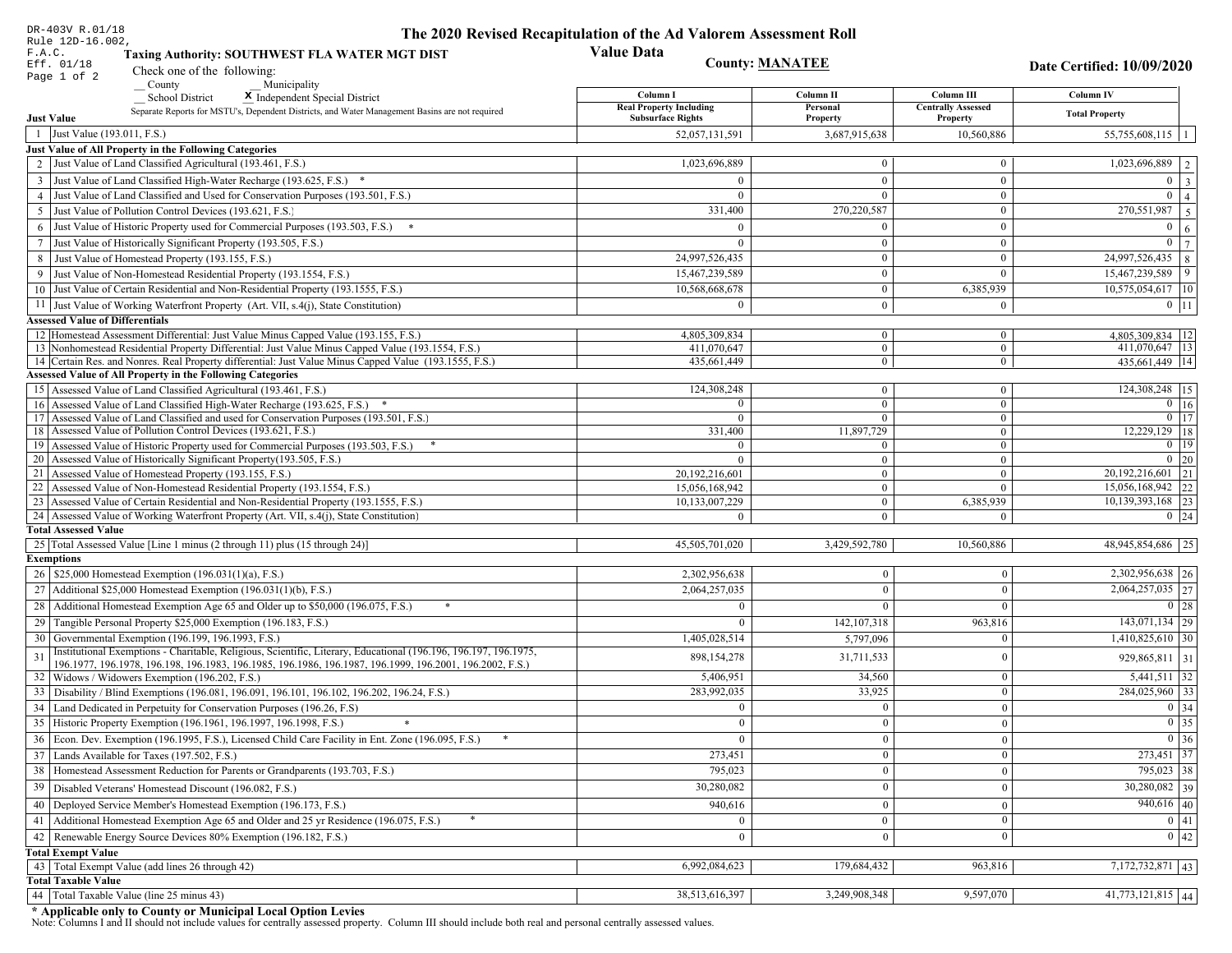DR-403V R.01/18
Rule 12D-16.002, F.A.C.
Eff. 01/18

# The 2020 Revised Recapitulation of the Ad Valorem Assessment Roll
## Value Data

**Taxing Authority: SOUTHWEST FLA WATER MGT DIST**

**County: MANATEE**

**Date Certified: 10/09/2020**

Check one of the following:
__ County __ Municipality
__ School District **X** Independent Special District

Separate Reports for MSTU's, Dependent Districts, and Water Management Basins are not required

| | Column I Real Property Including Subsurface Rights | Column II Personal Property | Column III Centrally Assessed Property | Column IV Total Property | |
|---|---|---|---|---|---|
| **Just Value** | | | | | |
| 1 Just Value (193.011, F.S.) | 52,057,131,591 | 3,687,915,638 | 10,560,886 | 55,755,608,115 | 1 |
| **Just Value of All Property in the Following Categories** | | | | | |
| 2 Just Value of Land Classified Agricultural (193.461, F.S.) | 1,023,696,889 | 0 | 0 | 1,023,696,889 | 2 |
| 3 Just Value of Land Classified High-Water Recharge (193.625, F.S.) * | 0 | 0 | 0 | 0 | 3 |
| 4 Just Value of Land Classified and Used for Conservation Purposes (193.501, F.S.) | 0 | 0 | 0 | 0 | 4 |
| 5 Just Value of Pollution Control Devices (193.621, F.S.) | 331,400 | 270,220,587 | 0 | 270,551,987 | 5 |
| 6 Just Value of Historic Property used for Commercial Purposes (193.503, F.S.) * | 0 | 0 | 0 | 0 | 6 |
| 7 Just Value of Historically Significant Property (193.505, F.S.) | 0 | 0 | 0 | 0 | 7 |
| 8 Just Value of Homestead Property (193.155, F.S.) | 24,997,526,435 | 0 | 0 | 24,997,526,435 | 8 |
| 9 Just Value of Non-Homestead Residential Property (193.1554, F.S.) | 15,467,239,589 | 0 | 0 | 15,467,239,589 | 9 |
| 10 Just Value of Certain Residential and Non-Residential Property (193.1555, F.S.) | 10,568,668,678 | 0 | 6,385,939 | 10,575,054,617 | 10 |
| 11 Just Value of Working Waterfront Property (Art. VII, s.4(j), State Constitution) | 0 | 0 | 0 | 0 | 11 |
| **Assessed Value of Differentials** | | | | | |
| 12 Homestead Assessment Differential: Just Value Minus Capped Value (193.155, F.S.) | 4,805,309,834 | 0 | 0 | 4,805,309,834 | 12 |
| 13 Nonhomestead Residential Property Differential: Just Value Minus Capped Value (193.1554, F.S.) | 411,070,647 | 0 | 0 | 411,070,647 | 13 |
| 14 Certain Res. and Nonres. Real Property differential: Just Value Minus Capped Value (193.1555, F.S.) | 435,661,449 | 0 | 0 | 435,661,449 | 14 |
| **Assessed Value of All Property in the Following Categories** | | | | | |
| 15 Assessed Value of Land Classified Agricultural (193.461, F.S.) | 124,308,248 | 0 | 0 | 124,308,248 | 15 |
| 16 Assessed Value of Land Classified High-Water Recharge (193.625, F.S.) * | 0 | 0 | 0 | 0 | 16 |
| 17 Assessed Value of Land Classified and used for Conservation Purposes (193.501, F.S.) | 0 | 0 | 0 | 0 | 17 |
| 18 Assessed Value of Pollution Control Devices (193.621, F.S.) | 331,400 | 11,897,729 | 0 | 12,229,129 | 18 |
| 19 Assessed Value of Historic Property used for Commercial Purposes (193.503, F.S.) * | 0 | 0 | 0 | 0 | 19 |
| 20 Assessed Value of Historically Significant Property(193.505, F.S.) | 0 | 0 | 0 | 0 | 20 |
| 21 Assessed Value of Homestead Property (193.155, F.S.) | 20,192,216,601 | 0 | 0 | 20,192,216,601 | 21 |
| 22 Assessed Value of Non-Homestead Residential Property (193.1554, F.S.) | 15,056,168,942 | 0 | 0 | 15,056,168,942 | 22 |
| 23 Assessed Value of Certain Residential and Non-Residential Property (193.1555, F.S.) | 10,133,007,229 | 0 | 6,385,939 | 10,139,393,168 | 23 |
| 24 Assessed Value of Working Waterfront Property (Art. VII, s.4(j), State Constitution) | 0 | 0 | 0 | 0 | 24 |
| **Total Assessed Value** | | | | | |
| 25 Total Assessed Value [Line 1 minus (2 through 11) plus (15 through 24)] | 45,505,701,020 | 3,429,592,780 | 10,560,886 | 48,945,854,686 | 25 |
| **Exemptions** | | | | | |
| 26 $25,000 Homestead Exemption (196.031(1)(a), F.S.) | 2,302,956,638 | 0 | 0 | 2,302,956,638 | 26 |
| 27 Additional $25,000 Homestead Exemption (196.031(1)(b), F.S.) | 2,064,257,035 | 0 | 0 | 2,064,257,035 | 27 |
| 28 Additional Homestead Exemption Age 65 and Older up to $50,000 (196.075, F.S.) * | 0 | 0 | 0 | 0 | 28 |
| 29 Tangible Personal Property $25,000 Exemption (196.183, F.S.) | 0 | 142,107,318 | 963,816 | 143,071,134 | 29 |
| 30 Governmental Exemption (196.199, 196.1993, F.S.) | 1,405,028,514 | 5,797,096 | 0 | 1,410,825,610 | 30 |
| 31 Institutional Exemptions - Charitable, Religious, Scientific, Literary, Educational (196.196, 196.197, 196.1975, 196.1977, 196.1978, 196.198, 196.1983, 196.1985, 196.1986, 196.1987, 196.1999, 196.2001, 196.2002, F.S.) | 898,154,278 | 31,711,533 | 0 | 929,865,811 | 31 |
| 32 Widows / Widowers Exemption (196.202, F.S.) | 5,406,951 | 34,560 | 0 | 5,441,511 | 32 |
| 33 Disability / Blind Exemptions (196.081, 196.091, 196.101, 196.102, 196.202, 196.24, F.S.) | 283,992,035 | 33,925 | 0 | 284,025,960 | 33 |
| 34 Land Dedicated in Perpetuity for Conservation Purposes (196.26, F.S) | 0 | 0 | 0 | 0 | 34 |
| 35 Historic Property Exemption (196.1961, 196.1997, 196.1998, F.S.) * | 0 | 0 | 0 | 0 | 35 |
| 36 Econ. Dev. Exemption (196.1995, F.S.), Licensed Child Care Facility in Ent. Zone (196.095, F.S.) * | 0 | 0 | 0 | 0 | 36 |
| 37 Lands Available for Taxes (197.502, F.S.) | 273,451 | 0 | 0 | 273,451 | 37 |
| 38 Homestead Assessment Reduction for Parents or Grandparents (193.703, F.S.) | 795,023 | 0 | 0 | 795,023 | 38 |
| 39 Disabled Veterans' Homestead Discount (196.082, F.S.) | 30,280,082 | 0 | 0 | 30,280,082 | 39 |
| 40 Deployed Service Member's Homestead Exemption (196.173, F.S.) | 940,616 | 0 | 0 | 940,616 | 40 |
| 41 Additional Homestead Exemption Age 65 and Older and 25 yr Residence (196.075, F.S.) * | 0 | 0 | 0 | 0 | 41 |
| 42 Renewable Energy Source Devices 80% Exemption (196.182, F.S.) | 0 | 0 | 0 | 0 | 42 |
| **Total Exempt Value** | | | | | |
| 43 Total Exempt Value (add lines 26 through 42) | 6,992,084,623 | 179,684,432 | 963,816 | 7,172,732,871 | 43 |
| **Total Taxable Value** | | | | | |
| 44 Total Taxable Value (line 25 minus 43) | 38,513,616,397 | 3,249,908,348 | 9,597,070 | 41,773,121,815 | 44 |

**\* Applicable only to County or Municipal Local Option Levies**

Note: Columns I and II should not include values for centrally assessed property. Column III should include both real and personal centrally assessed values.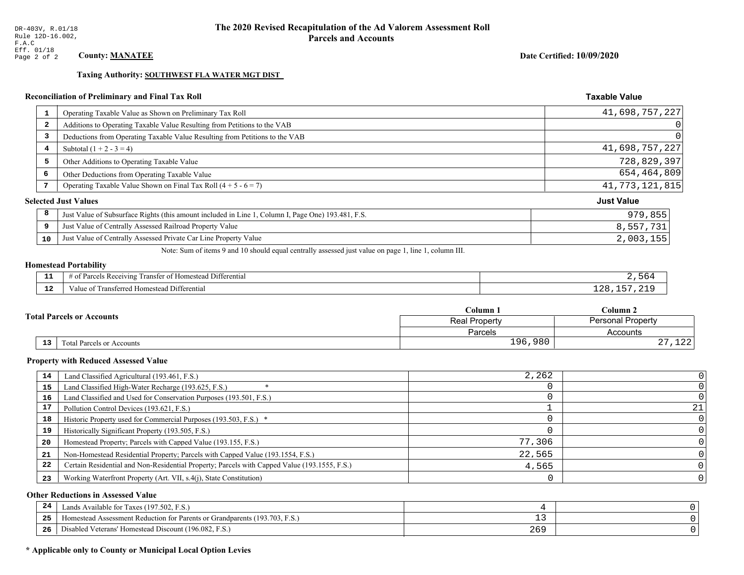DR-403V, R.01/18
Rule 12D-16.002, F.A.C
Eff. 01/18

# The 2020 Revised Recapitulation of the Ad Valorem Assessment Roll
## Parcels and Accounts

**County: MANATEE**

**Date Certified: 10/09/2020**

**Taxing Authority: SOUTHWEST FLA WATER MGT DIST**

### Reconciliation of Preliminary and Final Tax Roll

| | | Taxable Value |
|---|---|---|
| 1 | Operating Taxable Value as Shown on Preliminary Tax Roll | 41,698,757,227 |
| 2 | Additions to Operating Taxable Value Resulting from Petitions to the VAB | 0 |
| 3 | Deductions from Operating Taxable Value Resulting from Petitions to the VAB | 0 |
| 4 | Subtotal (1 + 2 - 3 = 4) | 41,698,757,227 |
| 5 | Other Additions to Operating Taxable Value | 728,829,397 |
| 6 | Other Deductions from Operating Taxable Value | 654,464,809 |
| 7 | Operating Taxable Value Shown on Final Tax Roll (4 + 5 - 6 = 7) | 41,773,121,815 |

### Selected Just Values

| | | Just Value |
|---|---|---|
| 8 | Just Value of Subsurface Rights (this amount included in Line 1, Column I, Page One) 193.481, F.S. | 979,855 |
| 9 | Just Value of Centrally Assessed Railroad Property Value | 8,557,731 |
| 10 | Just Value of Centrally Assessed Private Car Line Property Value | 2,003,155 |

Note: Sum of items 9 and 10 should equal centrally assessed just value on page 1, line 1, column III.

### Homestead Portability

| | | |
|---|---|---|
| 11 | # of Parcels Receiving Transfer of Homestead Differential | 2,564 |
| 12 | Value of Transferred Homestead Differential | 128,157,219 |

### Total Parcels or Accounts

| | | Column 1<br>Real Property<br>Parcels | Column 2<br>Personal Property<br>Accounts |
|---|---|---|---|
| 13 | Total Parcels or Accounts | 196,980 | 27,122 |

### Property with Reduced Assessed Value

| | | Column 1 | Column 2 |
|---|---|---|---|
| 14 | Land Classified Agricultural (193.461, F.S.) | 2,262 | 0 |
| 15 | Land Classified High-Water Recharge (193.625, F.S.) * | 0 | 0 |
| 16 | Land Classified and Used for Conservation Purposes (193.501, F.S.) | 0 | 0 |
| 17 | Pollution Control Devices (193.621, F.S.) | 1 | 21 |
| 18 | Historic Property used for Commercial Purposes (193.503, F.S.) * | 0 | 0 |
| 19 | Historically Significant Property (193.505, F.S.) | 0 | 0 |
| 20 | Homestead Property; Parcels with Capped Value (193.155, F.S.) | 77,306 | 0 |
| 21 | Non-Homestead Residential Property; Parcels with Capped Value (193.1554, F.S.) | 22,565 | 0 |
| 22 | Certain Residential and Non-Residential Property; Parcels with Capped Value (193.1555, F.S.) | 4,565 | 0 |
| 23 | Working Waterfront Property (Art. VII, s.4(j), State Constitution) | 0 | 0 |

### Other Reductions in Assessed Value

| | | Column 1 | Column 2 |
|---|---|---|---|
| 24 | Lands Available for Taxes (197.502, F.S.) | 4 | 0 |
| 25 | Homestead Assessment Reduction for Parents or Grandparents (193.703, F.S.) | 13 | 0 |
| 26 | Disabled Veterans' Homestead Discount (196.082, F.S.) | 269 | 0 |

**\* Applicable only to County or Municipal Local Option Levies**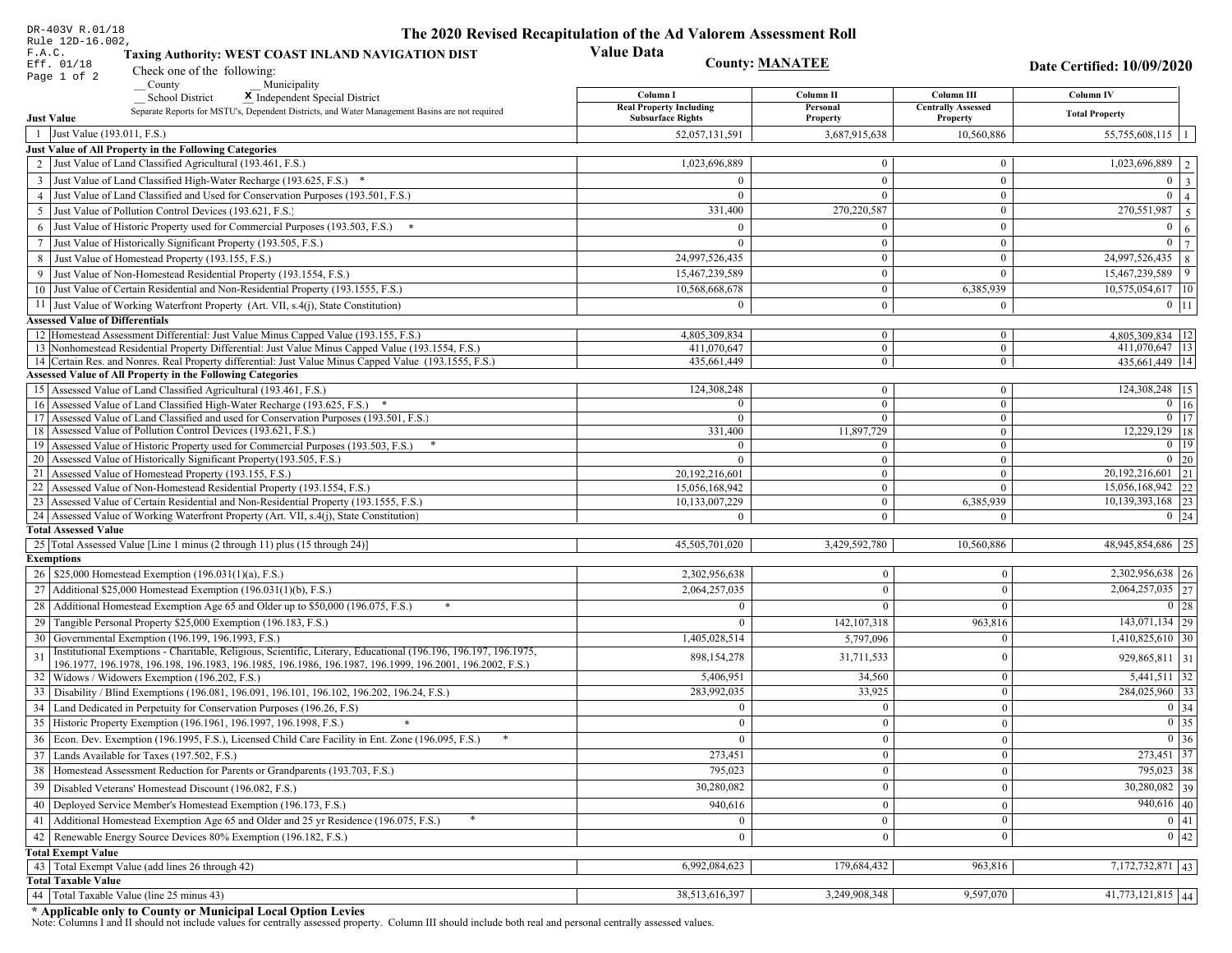DR-403V R.01/18
Rule 12D-16.002, F.A.C.
Eff. 01/18
Page 1 of 2

# The 2020 Revised Recapitulation of the Ad Valorem Assessment Roll Value Data

**Taxing Authority: WEST COAST INLAND NAVIGATION DIST**

**County: MANATEE**

**Date Certified: 10/09/2020**

Check one of the following:
__ County __ Municipality
__ School District **X** Independent Special District

Separate Reports for MSTU's, Dependent Districts, and Water Management Basins are not required

| | | Column I Real Property Including Subsurface Rights | Column II Personal Property | Column III Centrally Assessed Property | Column IV Total Property | |
|---|---|---|---|---|---|---|
| **Just Value** | | | | | | |
| 1 | Just Value (193.011, F.S.) | 52,057,131,591 | 3,687,915,638 | 10,560,886 | 55,755,608,115 | 1 |
| **Just Value of All Property in the Following Categories** | | | | | | |
| 2 | Just Value of Land Classified Agricultural (193.461, F.S.) | 1,023,696,889 | 0 | 0 | 1,023,696,889 | 2 |
| 3 | Just Value of Land Classified High-Water Recharge (193.625, F.S.) * | 0 | 0 | 0 | 0 | 3 |
| 4 | Just Value of Land Classified and Used for Conservation Purposes (193.501, F.S.) | 0 | 0 | 0 | 0 | 4 |
| 5 | Just Value of Pollution Control Devices (193.621, F.S.) | 331,400 | 270,220,587 | 0 | 270,551,987 | 5 |
| 6 | Just Value of Historic Property used for Commercial Purposes (193.503, F.S.) * | 0 | 0 | 0 | 0 | 6 |
| 7 | Just Value of Historically Significant Property (193.505, F.S.) | 0 | 0 | 0 | 0 | 7 |
| 8 | Just Value of Homestead Property (193.155, F.S.) | 24,997,526,435 | 0 | 0 | 24,997,526,435 | 8 |
| 9 | Just Value of Non-Homestead Residential Property (193.1554, F.S.) | 15,467,239,589 | 0 | 0 | 15,467,239,589 | 9 |
| 10 | Just Value of Certain Residential and Non-Residential Property (193.1555, F.S.) | 10,568,668,678 | 0 | 6,385,939 | 10,575,054,617 | 10 |
| 11 | Just Value of Working Waterfront Property (Art. VII, s.4(j), State Constitution) | 0 | 0 | 0 | 0 | 11 |
| **Assessed Value of Differentials** | | | | | | |
| 12 | Homestead Assessment Differential: Just Value Minus Capped Value (193.155, F.S.) | 4,805,309,834 | 0 | 0 | 4,805,309,834 | 12 |
| 13 | Nonhomestead Residential Property Differential: Just Value Minus Capped Value (193.1554, F.S.) | 411,070,647 | 0 | 0 | 411,070,647 | 13 |
| 14 | Certain Res. and Nonres. Real Property differential: Just Value Minus Capped Value (193.1555, F.S.) | 435,661,449 | 0 | 0 | 435,661,449 | 14 |
| **Assessed Value of All Property in the Following Categories** | | | | | | |
| 15 | Assessed Value of Land Classified Agricultural (193.461, F.S.) | 124,308,248 | 0 | 0 | 124,308,248 | 15 |
| 16 | Assessed Value of Land Classified High-Water Recharge (193.625, F.S.) * | 0 | 0 | 0 | 0 | 16 |
| 17 | Assessed Value of Land Classified and used for Conservation Purposes (193.501, F.S.) | 0 | 0 | 0 | 0 | 17 |
| 18 | Assessed Value of Pollution Control Devices (193.621, F.S.) | 331,400 | 11,897,729 | 0 | 12,229,129 | 18 |
| 19 | Assessed Value of Historic Property used for Commercial Purposes (193.503, F.S.) * | 0 | 0 | 0 | 0 | 19 |
| 20 | Assessed Value of Historically Significant Property(193.505, F.S.) | 0 | 0 | 0 | 0 | 20 |
| 21 | Assessed Value of Homestead Property (193.155, F.S.) | 20,192,216,601 | 0 | 0 | 20,192,216,601 | 21 |
| 22 | Assessed Value of Non-Homestead Residential Property (193.1554, F.S.) | 15,056,168,942 | 0 | 0 | 15,056,168,942 | 22 |
| 23 | Assessed Value of Certain Residential and Non-Residential Property (193.1555, F.S.) | 10,133,007,229 | 0 | 6,385,939 | 10,139,393,168 | 23 |
| 24 | Assessed Value of Working Waterfront Property (Art. VII, s.4(j), State Constitution) | 0 | 0 | 0 | 0 | 24 |
| **Total Assessed Value** | | | | | | |
| 25 | Total Assessed Value [Line 1 minus (2 through 11) plus (15 through 24)] | 45,505,701,020 | 3,429,592,780 | 10,560,886 | 48,945,854,686 | 25 |
| **Exemptions** | | | | | | |
| 26 | $25,000 Homestead Exemption (196.031(1)(a), F.S.) | 2,302,956,638 | 0 | 0 | 2,302,956,638 | 26 |
| 27 | Additional $25,000 Homestead Exemption (196.031(1)(b), F.S.) | 2,064,257,035 | 0 | 0 | 2,064,257,035 | 27 |
| 28 | Additional Homestead Exemption Age 65 and Older up to $50,000 (196.075, F.S.) * | 0 | 0 | 0 | 0 | 28 |
| 29 | Tangible Personal Property $25,000 Exemption (196.183, F.S.) | 0 | 142,107,318 | 963,816 | 143,071,134 | 29 |
| 30 | Governmental Exemption (196.199, 196.1993, F.S.) | 1,405,028,514 | 5,797,096 | 0 | 1,410,825,610 | 30 |
| 31 | Institutional Exemptions - Charitable, Religious, Scientific, Literary, Educational (196.196, 196.197, 196.1975, 196.1977, 196.1978, 196.198, 196.1983, 196.1985, 196.1986, 196.1987, 196.1999, 196.2001, 196.2002, F.S.) | 898,154,278 | 31,711,533 | 0 | 929,865,811 | 31 |
| 32 | Widows / Widowers Exemption (196.202, F.S.) | 5,406,951 | 34,560 | 0 | 5,441,511 | 32 |
| 33 | Disability / Blind Exemptions (196.081, 196.091, 196.101, 196.102, 196.202, 196.24, F.S.) | 283,992,035 | 33,925 | 0 | 284,025,960 | 33 |
| 34 | Land Dedicated in Perpetuity for Conservation Purposes (196.26, F.S) | 0 | 0 | 0 | 0 | 34 |
| 35 | Historic Property Exemption (196.1961, 196.1997, 196.1998, F.S.) * | 0 | 0 | 0 | 0 | 35 |
| 36 | Econ. Dev. Exemption (196.1995, F.S.), Licensed Child Care Facility in Ent. Zone (196.095, F.S.) * | 0 | 0 | 0 | 0 | 36 |
| 37 | Lands Available for Taxes (197.502, F.S.) | 273,451 | 0 | 0 | 273,451 | 37 |
| 38 | Homestead Assessment Reduction for Parents or Grandparents (193.703, F.S.) | 795,023 | 0 | 0 | 795,023 | 38 |
| 39 | Disabled Veterans' Homestead Discount (196.082, F.S.) | 30,280,082 | 0 | 0 | 30,280,082 | 39 |
| 40 | Deployed Service Member's Homestead Exemption (196.173, F.S.) | 940,616 | 0 | 0 | 940,616 | 40 |
| 41 | Additional Homestead Exemption Age 65 and Older and 25 yr Residence (196.075, F.S.) * | 0 | 0 | 0 | 0 | 41 |
| 42 | Renewable Energy Source Devices 80% Exemption (196.182, F.S.) | 0 | 0 | 0 | 0 | 42 |
| **Total Exempt Value** | | | | | | |
| 43 | Total Exempt Value (add lines 26 through 42) | 6,992,084,623 | 179,684,432 | 963,816 | 7,172,732,871 | 43 |
| **Total Taxable Value** | | | | | | |
| 44 | Total Taxable Value (line 25 minus 43) | 38,513,616,397 | 3,249,908,348 | 9,597,070 | 41,773,121,815 | 44 |

**\* Applicable only to County or Municipal Local Option Levies**

Note: Columns I and II should not include values for centrally assessed property. Column III should include both real and personal centrally assessed values.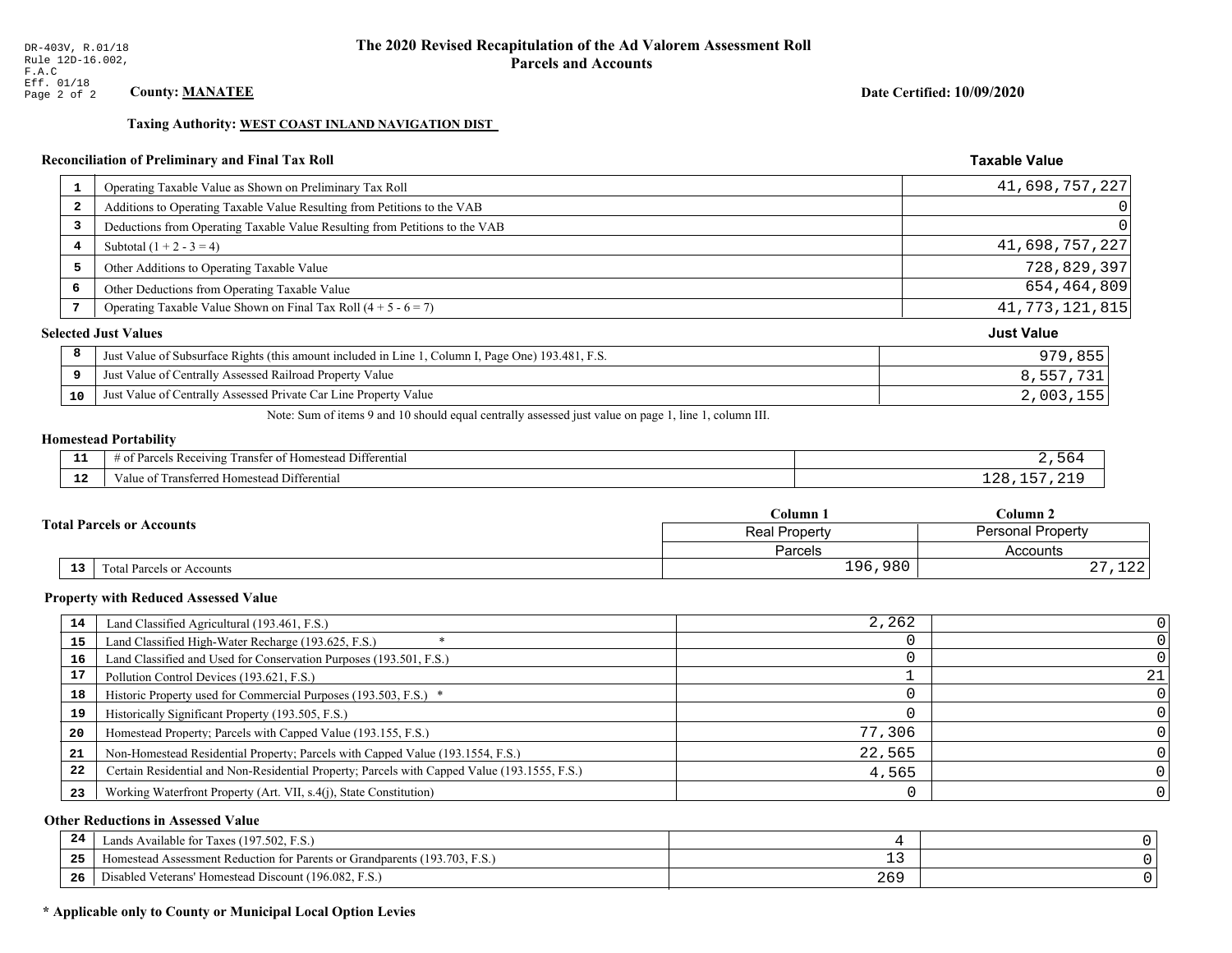DR-403V, R.01/18
Rule 12D-16.002, F.A.C
Eff. 01/18

# The 2020 Revised Recapitulation of the Ad Valorem Assessment Roll
## Parcels and Accounts

**County: MANATEE**

**Date Certified: 10/09/2020**

**Taxing Authority: WEST COAST INLAND NAVIGATION DIST**

### Reconciliation of Preliminary and Final Tax Roll

| | | Taxable Value |
|---|---|---|
| 1 | Operating Taxable Value as Shown on Preliminary Tax Roll | 41,698,757,227 |
| 2 | Additions to Operating Taxable Value Resulting from Petitions to the VAB | 0 |
| 3 | Deductions from Operating Taxable Value Resulting from Petitions to the VAB | 0 |
| 4 | Subtotal (1 + 2 - 3 = 4) | 41,698,757,227 |
| 5 | Other Additions to Operating Taxable Value | 728,829,397 |
| 6 | Other Deductions from Operating Taxable Value | 654,464,809 |
| 7 | Operating Taxable Value Shown on Final Tax Roll (4 + 5 - 6 = 7) | 41,773,121,815 |

### Selected Just Values

| | | Just Value |
|---|---|---|
| 8 | Just Value of Subsurface Rights (this amount included in Line 1, Column I, Page One) 193.481, F.S. | 979,855 |
| 9 | Just Value of Centrally Assessed Railroad Property Value | 8,557,731 |
| 10 | Just Value of Centrally Assessed Private Car Line Property Value | 2,003,155 |

Note: Sum of items 9 and 10 should equal centrally assessed just value on page 1, line 1, column III.

### Homestead Portability

| | | |
|---|---|---|
| 11 | # of Parcels Receiving Transfer of Homestead Differential | 2,564 |
| 12 | Value of Transferred Homestead Differential | 128,157,219 |

### Total Parcels or Accounts

| | | Column 1<br>Real Property<br>Parcels | Column 2<br>Personal Property<br>Accounts |
|---|---|---|---|
| 13 | Total Parcels or Accounts | 196,980 | 27,122 |

### Property with Reduced Assessed Value

| | | Column 1 | Column 2 |
|---|---|---|---|
| 14 | Land Classified Agricultural (193.461, F.S.) | 2,262 | 0 |
| 15 | Land Classified High-Water Recharge (193.625, F.S.) * | 0 | 0 |
| 16 | Land Classified and Used for Conservation Purposes (193.501, F.S.) | 0 | 0 |
| 17 | Pollution Control Devices (193.621, F.S.) | 1 | 21 |
| 18 | Historic Property used for Commercial Purposes (193.503, F.S.) * | 0 | 0 |
| 19 | Historically Significant Property (193.505, F.S.) | 0 | 0 |
| 20 | Homestead Property; Parcels with Capped Value (193.155, F.S.) | 77,306 | 0 |
| 21 | Non-Homestead Residential Property; Parcels with Capped Value (193.1554, F.S.) | 22,565 | 0 |
| 22 | Certain Residential and Non-Residential Property; Parcels with Capped Value (193.1555, F.S.) | 4,565 | 0 |
| 23 | Working Waterfront Property (Art. VII, s.4(j), State Constitution) | 0 | 0 |

### Other Reductions in Assessed Value

| | | Column 1 | Column 2 |
|---|---|---|---|
| 24 | Lands Available for Taxes (197.502, F.S.) | 4 | 0 |
| 25 | Homestead Assessment Reduction for Parents or Grandparents (193.703, F.S.) | 13 | 0 |
| 26 | Disabled Veterans' Homestead Discount (196.082, F.S.) | 269 | 0 |

**\* Applicable only to County or Municipal Local Option Levies**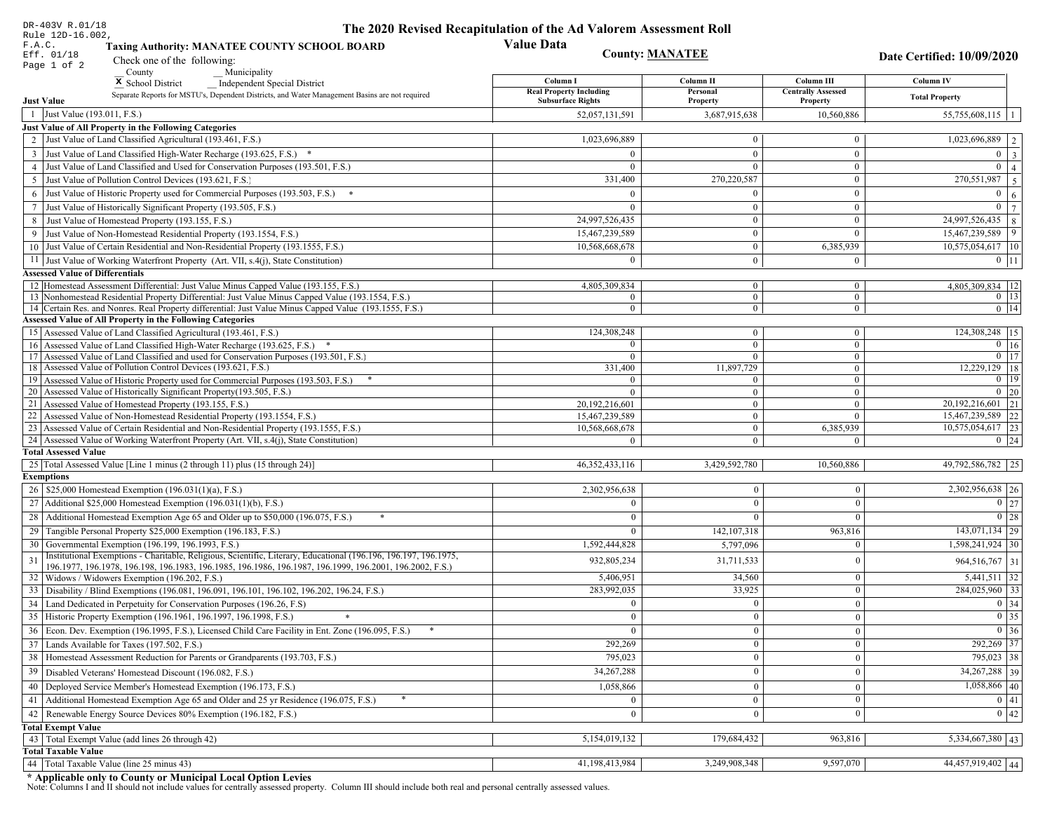DR-403V R.01/18
Rule 12D-16.002, F.A.C.
Eff. 01/18

# The 2020 Revised Recapitulation of the Ad Valorem Assessment Roll

## Value Data

**Taxing Authority: MANATEE COUNTY SCHOOL BOARD**

**County: MANATEE**

**Date Certified: 10/09/2020**

Check one of the following:
__ County
__ Municipality
X School District
__ Independent Special District

Separate Reports for MSTU's, Dependent Districts, and Water Management Basins are not required

| | | Column I Real Property Including Subsurface Rights | Column II Personal Property | Column III Centrally Assessed Property | Column IV Total Property | |
|---|---|---|---|---|---|---|
| **Just Value** | | | | | | |
| 1 | Just Value (193.011, F.S.) | 52,057,131,591 | 3,687,915,638 | 10,560,886 | 55,755,608,115 | 1 |
| **Just Value of All Property in the Following Categories** | | | | | | |
| 2 | Just Value of Land Classified Agricultural (193.461, F.S.) | 1,023,696,889 | 0 | 0 | 1,023,696,889 | 2 |
| 3 | Just Value of Land Classified High-Water Recharge (193.625, F.S.) * | 0 | 0 | 0 | 0 | 3 |
| 4 | Just Value of Land Classified and Used for Conservation Purposes (193.501, F.S.) | 0 | 0 | 0 | 0 | 4 |
| 5 | Just Value of Pollution Control Devices (193.621, F.S.) | 331,400 | 270,220,587 | 0 | 270,551,987 | 5 |
| 6 | Just Value of Historic Property used for Commercial Purposes (193.503, F.S.) * | 0 | 0 | 0 | 0 | 6 |
| 7 | Just Value of Historically Significant Property (193.505, F.S.) | 0 | 0 | 0 | 0 | 7 |
| 8 | Just Value of Homestead Property (193.155, F.S.) | 24,997,526,435 | 0 | 0 | 24,997,526,435 | 8 |
| 9 | Just Value of Non-Homestead Residential Property (193.1554, F.S.) | 15,467,239,589 | 0 | 0 | 15,467,239,589 | 9 |
| 10 | Just Value of Certain Residential and Non-Residential Property (193.1555, F.S.) | 10,568,668,678 | 0 | 6,385,939 | 10,575,054,617 | 10 |
| 11 | Just Value of Working Waterfront Property (Art. VII, s.4(j), State Constitution) | 0 | 0 | 0 | 0 | 11 |
| **Assessed Value of Differentials** | | | | | | |
| 12 | Homestead Assessment Differential: Just Value Minus Capped Value (193.155, F.S.) | 4,805,309,834 | 0 | 0 | 4,805,309,834 | 12 |
| 13 | Nonhomestead Residential Property Differential: Just Value Minus Capped Value (193.1554, F.S.) | 0 | 0 | 0 | 0 | 13 |
| 14 | Certain Res. and Nonres. Real Property differential: Just Value Minus Capped Value (193.1555, F.S.) | 0 | 0 | 0 | 0 | 14 |
| **Assessed Value of All Property in the Following Categories** | | | | | | |
| 15 | Assessed Value of Land Classified Agricultural (193.461, F.S.) | 124,308,248 | 0 | 0 | 124,308,248 | 15 |
| 16 | Assessed Value of Land Classified High-Water Recharge (193.625, F.S.) * | 0 | 0 | 0 | 0 | 16 |
| 17 | Assessed Value of Land Classified and used for Conservation Purposes (193.501, F.S.) | 0 | 0 | 0 | 0 | 17 |
| 18 | Assessed Value of Pollution Control Devices (193.621, F.S.) | 331,400 | 11,897,729 | 0 | 12,229,129 | 18 |
| 19 | Assessed Value of Historic Property used for Commercial Purposes (193.503, F.S.) * | 0 | 0 | 0 | 0 | 19 |
| 20 | Assessed Value of Historically Significant Property(193.505, F.S.) | 0 | 0 | 0 | 0 | 20 |
| 21 | Assessed Value of Homestead Property (193.155, F.S.) | 20,192,216,601 | 0 | 0 | 20,192,216,601 | 21 |
| 22 | Assessed Value of Non-Homestead Residential Property (193.1554, F.S.) | 15,467,239,589 | 0 | 0 | 15,467,239,589 | 22 |
| 23 | Assessed Value of Certain Residential and Non-Residential Property (193.1555, F.S.) | 10,568,668,678 | 0 | 6,385,939 | 10,575,054,617 | 23 |
| 24 | Assessed Value of Working Waterfront Property (Art. VII, s.4(j), State Constitution) | 0 | 0 | 0 | 0 | 24 |
| **Total Assessed Value** | | | | | | |
| 25 | Total Assessed Value [Line 1 minus (2 through 11) plus (15 through 24)] | 46,352,433,116 | 3,429,592,780 | 10,560,886 | 49,792,586,782 | 25 |
| **Exemptions** | | | | | | |
| 26 | $25,000 Homestead Exemption (196.031(1)(a), F.S.) | 2,302,956,638 | 0 | 0 | 2,302,956,638 | 26 |
| 27 | Additional $25,000 Homestead Exemption (196.031(1)(b), F.S.) | 0 | 0 | 0 | 0 | 27 |
| 28 | Additional Homestead Exemption Age 65 and Older up to $50,000 (196.075, F.S.) * | 0 | 0 | 0 | 0 | 28 |
| 29 | Tangible Personal Property $25,000 Exemption (196.183, F.S.) | 0 | 142,107,318 | 963,816 | 143,071,134 | 29 |
| 30 | Governmental Exemption (196.199, 196.1993, F.S.) | 1,592,444,828 | 5,797,096 | 0 | 1,598,241,924 | 30 |
| 31 | Institutional Exemptions - Charitable, Religious, Scientific, Literary, Educational (196.196, 196.197, 196.1975, 196.1977, 196.1978, 196.198, 196.1983, 196.1985, 196.1986, 196.1987, 196.1999, 196.2001, 196.2002, F.S.) | 932,805,234 | 31,711,533 | 0 | 964,516,767 | 31 |
| 32 | Widows / Widowers Exemption (196.202, F.S.) | 5,406,951 | 34,560 | 0 | 5,441,511 | 32 |
| 33 | Disability / Blind Exemptions (196.081, 196.091, 196.101, 196.102, 196.202, 196.24, F.S.) | 283,992,035 | 33,925 | 0 | 284,025,960 | 33 |
| 34 | Land Dedicated in Perpetuity for Conservation Purposes (196.26, F.S) | 0 | 0 | 0 | 0 | 34 |
| 35 | Historic Property Exemption (196.1961, 196.1997, 196.1998, F.S.) * | 0 | 0 | 0 | 0 | 35 |
| 36 | Econ. Dev. Exemption (196.1995, F.S.), Licensed Child Care Facility in Ent. Zone (196.095, F.S.) * | 0 | 0 | 0 | 0 | 36 |
| 37 | Lands Available for Taxes (197.502, F.S.) | 292,269 | 0 | 0 | 292,269 | 37 |
| 38 | Homestead Assessment Reduction for Parents or Grandparents (193.703, F.S.) | 795,023 | 0 | 0 | 795,023 | 38 |
| 39 | Disabled Veterans' Homestead Discount (196.082, F.S.) | 34,267,288 | 0 | 0 | 34,267,288 | 39 |
| 40 | Deployed Service Member's Homestead Exemption (196.173, F.S.) | 1,058,866 | 0 | 0 | 1,058,866 | 40 |
| 41 | Additional Homestead Exemption Age 65 and Older and 25 yr Residence (196.075, F.S.) * | 0 | 0 | 0 | 0 | 41 |
| 42 | Renewable Energy Source Devices 80% Exemption (196.182, F.S.) | 0 | 0 | 0 | 0 | 42 |
| **Total Exempt Value** | | | | | | |
| 43 | Total Exempt Value (add lines 26 through 42) | 5,154,019,132 | 179,684,432 | 963,816 | 5,334,667,380 | 43 |
| **Total Taxable Value** | | | | | | |
| 44 | Total Taxable Value (line 25 minus 43) | 41,198,413,984 | 3,249,908,348 | 9,597,070 | 44,457,919,402 | 44 |

**\* Applicable only to County or Municipal Local Option Levies**

Note: Columns I and II should not include values for centrally assessed property. Column III should include both real and personal centrally assessed values.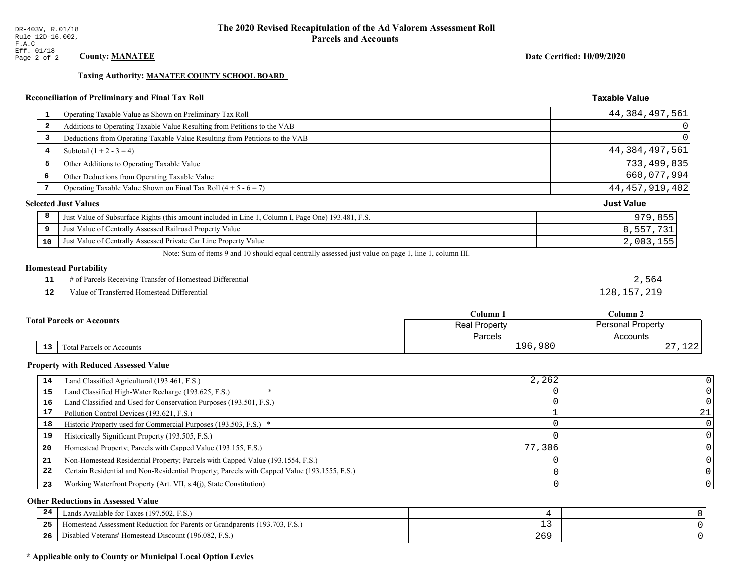DR-403V, R.01/18
Rule 12D-16.002, F.A.C
Eff. 01/18

# The 2020 Revised Recapitulation of the Ad Valorem Assessment Roll
## Parcels and Accounts

**County: MANATEE**

**Date Certified: 10/09/2020**

**Taxing Authority: MANATEE COUNTY SCHOOL BOARD**

### Reconciliation of Preliminary and Final Tax Roll

| | | Taxable Value |
|---|---|---|
| 1 | Operating Taxable Value as Shown on Preliminary Tax Roll | 44,384,497,561 |
| 2 | Additions to Operating Taxable Value Resulting from Petitions to the VAB | 0 |
| 3 | Deductions from Operating Taxable Value Resulting from Petitions to the VAB | 0 |
| 4 | Subtotal (1 + 2 - 3 = 4) | 44,384,497,561 |
| 5 | Other Additions to Operating Taxable Value | 733,499,835 |
| 6 | Other Deductions from Operating Taxable Value | 660,077,994 |
| 7 | Operating Taxable Value Shown on Final Tax Roll (4 + 5 - 6 = 7) | 44,457,919,402 |

### Selected Just Values

| | | Just Value |
|---|---|---|
| 8 | Just Value of Subsurface Rights (this amount included in Line 1, Column I, Page One) 193.481, F.S. | 979,855 |
| 9 | Just Value of Centrally Assessed Railroad Property Value | 8,557,731 |
| 10 | Just Value of Centrally Assessed Private Car Line Property Value | 2,003,155 |

Note: Sum of items 9 and 10 should equal centrally assessed just value on page 1, line 1, column III.

### Homestead Portability

| | | |
|---|---|---|
| 11 | # of Parcels Receiving Transfer of Homestead Differential | 2,564 |
| 12 | Value of Transferred Homestead Differential | 128,157,219 |

### Total Parcels or Accounts

| | | Column 1<br>Real Property<br>Parcels | Column 2<br>Personal Property<br>Accounts |
|---|---|---|---|
| 13 | Total Parcels or Accounts | 196,980 | 27,122 |

### Property with Reduced Assessed Value

| | | | |
|---|---|---|---|
| 14 | Land Classified Agricultural (193.461, F.S.) | 2,262 | 0 |
| 15 | Land Classified High-Water Recharge (193.625, F.S.) * | 0 | 0 |
| 16 | Land Classified and Used for Conservation Purposes (193.501, F.S.) | 0 | 0 |
| 17 | Pollution Control Devices (193.621, F.S.) | 1 | 21 |
| 18 | Historic Property used for Commercial Purposes (193.503, F.S.) * | 0 | 0 |
| 19 | Historically Significant Property (193.505, F.S.) | 0 | 0 |
| 20 | Homestead Property; Parcels with Capped Value (193.155, F.S.) | 77,306 | 0 |
| 21 | Non-Homestead Residential Property; Parcels with Capped Value (193.1554, F.S.) | 0 | 0 |
| 22 | Certain Residential and Non-Residential Property; Parcels with Capped Value (193.1555, F.S.) | 0 | 0 |
| 23 | Working Waterfront Property (Art. VII, s.4(j), State Constitution) | 0 | 0 |

### Other Reductions in Assessed Value

| | | | |
|---|---|---|---|
| 24 | Lands Available for Taxes (197.502, F.S.) | 4 | 0 |
| 25 | Homestead Assessment Reduction for Parents or Grandparents (193.703, F.S.) | 13 | 0 |
| 26 | Disabled Veterans' Homestead Discount (196.082, F.S.) | 269 | 0 |

**\* Applicable only to County or Municipal Local Option Levies**